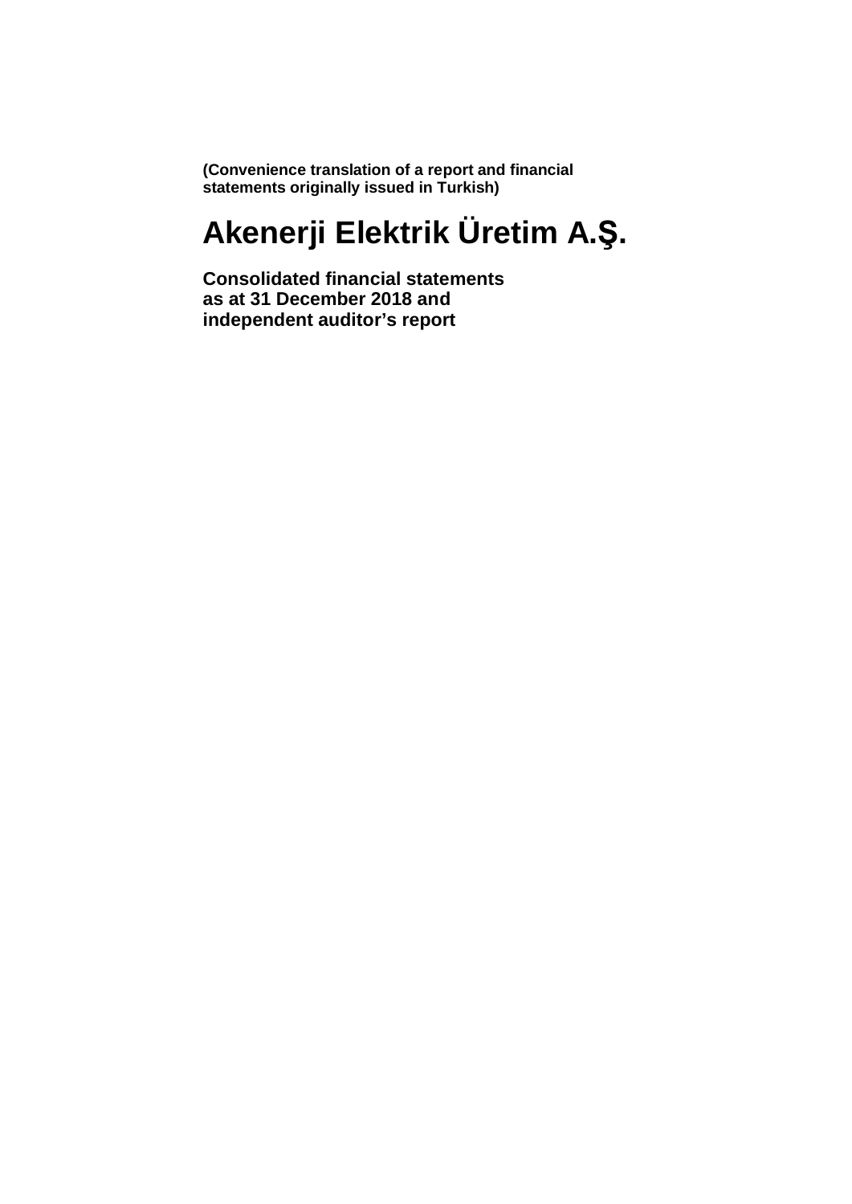**(Convenience translation of a report and financial statements originally issued in Turkish)**

# Akenerji Elektrik Üretim A.Ş.

**Consolidated financial statements as at 31 December 2018 and independent auditor's report**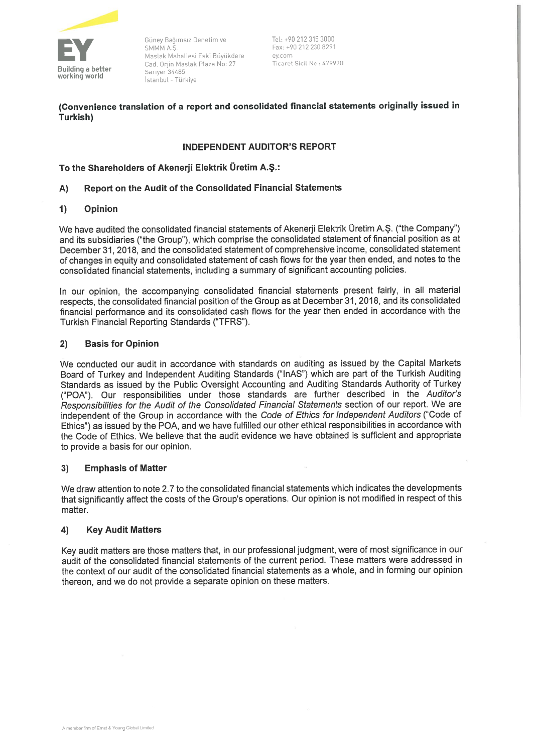Güney Bağımsız Denetim ve SMMM A.Ş.
Maslak Mahallesi Eski Büyükdere Cad. Orjin Maslak Plaza No: 27
Sarıyer 34485
İstanbul - Türkiye

Tel: +90 212 315 3000
Fax: +90 212 230 8291
ey.com
Ticaret Sicil No : 479920

**(Convenience translation of a report and consolidated financial statements originally issued in Turkish)**

## INDEPENDENT AUDITOR'S REPORT

**To the Shareholders of Akenerji Elektrik Üretim A.Ş.:**

## A) Report on the Audit of the Consolidated Financial Statements

### 1) Opinion

We have audited the consolidated financial statements of Akenerji Elektrik Üretim A.Ş. ("the Company") and its subsidiaries ("the Group"), which comprise the consolidated statement of financial position as at December 31, 2018, and the consolidated statement of comprehensive income, consolidated statement of changes in equity and consolidated statement of cash flows for the year then ended, and notes to the consolidated financial statements, including a summary of significant accounting policies.

In our opinion, the accompanying consolidated financial statements present fairly, in all material respects, the consolidated financial position of the Group as at December 31, 2018, and its consolidated financial performance and its consolidated cash flows for the year then ended in accordance with the Turkish Financial Reporting Standards ("TFRS").

### 2) Basis for Opinion

We conducted our audit in accordance with standards on auditing as issued by the Capital Markets Board of Turkey and Independent Auditing Standards ("InAS") which are part of the Turkish Auditing Standards as issued by the Public Oversight Accounting and Auditing Standards Authority of Turkey ("POA"). Our responsibilities under those standards are further described in the *Auditor's Responsibilities for the Audit of the Consolidated Financial Statements* section of our report. We are independent of the Group in accordance with the *Code of Ethics for Independent Auditors* ("Code of Ethics") as issued by the POA, and we have fulfilled our other ethical responsibilities in accordance with the Code of Ethics. We believe that the audit evidence we have obtained is sufficient and appropriate to provide a basis for our opinion.

### 3) Emphasis of Matter

We draw attention to note 2.7 to the consolidated financial statements which indicates the developments that significantly affect the costs of the Group's operations. Our opinion is not modified in respect of this matter.

### 4) Key Audit Matters

Key audit matters are those matters that, in our professional judgment, were of most significance in our audit of the consolidated financial statements of the current period. These matters were addressed in the context of our audit of the consolidated financial statements as a whole, and in forming our opinion thereon, and we do not provide a separate opinion on these matters.

A member firm of Ernst & Young Global Limited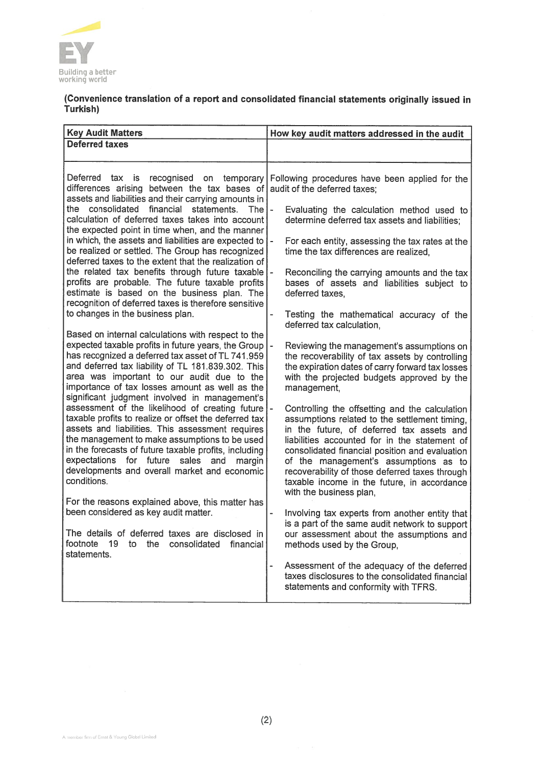**(Convenience translation of a report and consolidated financial statements originally issued in Turkish)**

| Key Audit Matters | How key audit matters addressed in the audit |
|---|---|
| **Deferred taxes** | |
| Deferred tax is recognised on temporary differences arising between the tax bases of assets and liabilities and their carrying amounts in the consolidated financial statements. The calculation of deferred taxes takes into account the expected point in time when, and the manner in which, the assets and liabilities are expected to be realized or settled. The Group has recognized deferred taxes to the extent that the realization of the related tax benefits through future taxable profits are probable. The future taxable profits estimate is based on the business plan. The recognition of deferred taxes is therefore sensitive to changes in the business plan.<br><br>Based on internal calculations with respect to the expected taxable profits in future years, the Group has recognized a deferred tax asset of TL 741.959 and deferred tax liability of TL 181.839.302. This area was important to our audit due to the importance of tax losses amount as well as the significant judgment involved in management's assessment of the likelihood of creating future taxable profits to realize or offset the deferred tax assets and liabilities. This assessment requires the management to make assumptions to be used in the forecasts of future taxable profits, including expectations for future sales and margin developments and overall market and economic conditions.<br><br>For the reasons explained above, this matter has been considered as key audit matter.<br><br>The details of deferred taxes are disclosed in footnote 19 to the consolidated financial statements. | Following procedures have been applied for the audit of the deferred taxes;<br><br>- Evaluating the calculation method used to determine deferred tax assets and liabilities;<br>- For each entity, assessing the tax rates at the time the tax differences are realized,<br>- Reconciling the carrying amounts and the tax bases of assets and liabilities subject to deferred taxes,<br>- Testing the mathematical accuracy of the deferred tax calculation,<br>- Reviewing the management's assumptions on the recoverability of tax assets by controlling the expiration dates of carry forward tax losses with the projected budgets approved by the management,<br>- Controlling the offsetting and the calculation assumptions related to the settlement timing, in the future, of deferred tax assets and liabilities accounted for in the statement of consolidated financial position and evaluation of the management's assumptions as to recoverability of those deferred taxes through taxable income in the future, in accordance with the business plan,<br>- Involving tax experts from another entity that is a part of the same audit network to support our assessment about the assumptions and methods used by the Group,<br>- Assessment of the adequacy of the deferred taxes disclosures to the consolidated financial statements and conformity with TFRS. |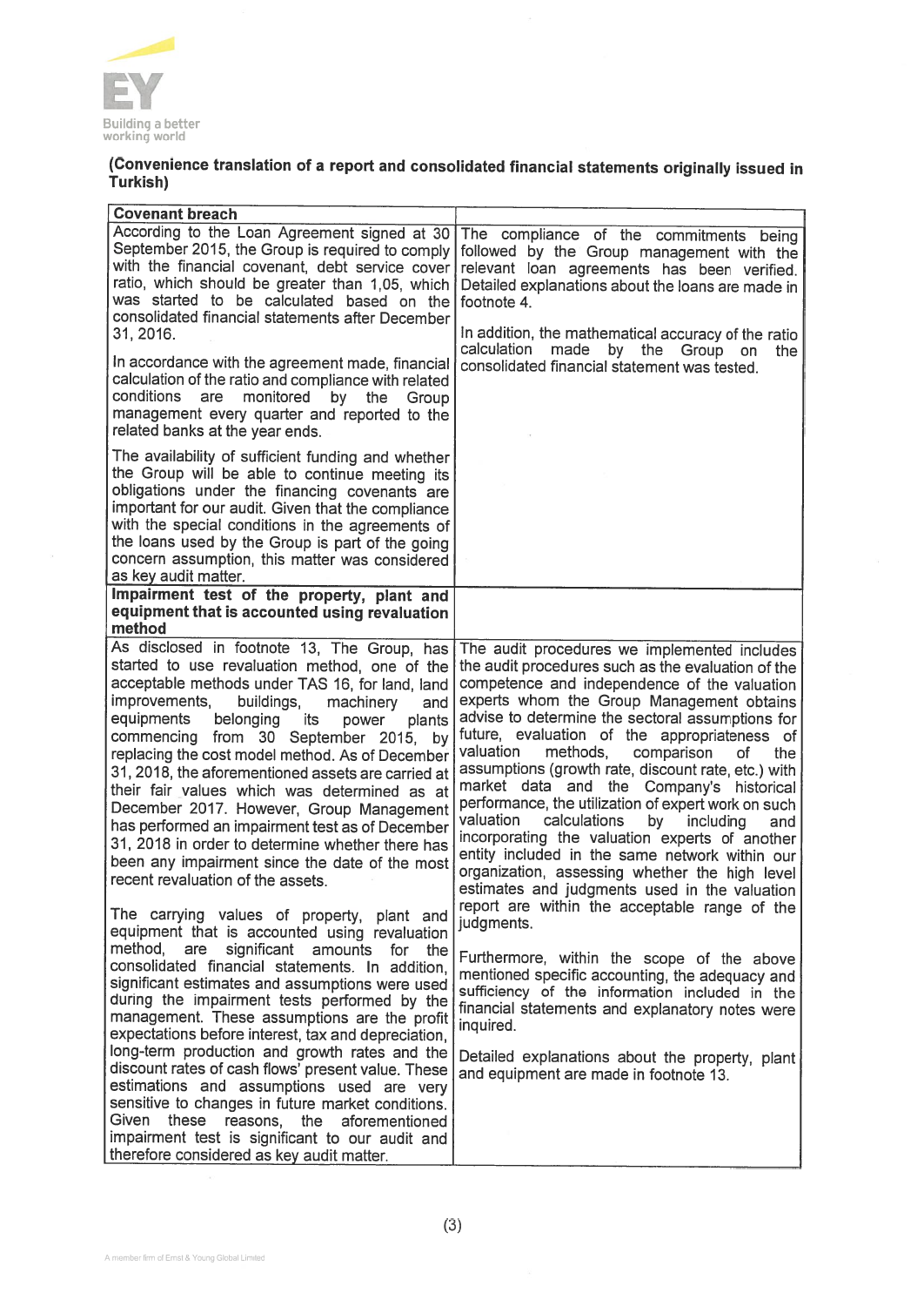**(Convenience translation of a report and consolidated financial statements originally issued in Turkish)**

| **Covenant breach** | |
|---|---|
| According to the Loan Agreement signed at 30 September 2015, the Group is required to comply with the financial covenant, debt service cover ratio, which should be greater than 1,05, which was started to be calculated based on the consolidated financial statements after December 31, 2016.<br><br>In accordance with the agreement made, financial calculation of the ratio and compliance with related conditions are monitored by the Group management every quarter and reported to the related banks at the year ends.<br><br>The availability of sufficient funding and whether the Group will be able to continue meeting its obligations under the financing covenants are important for our audit. Given that the compliance with the special conditions in the agreements of the loans used by the Group is part of the going concern assumption, this matter was considered as key audit matter. | The compliance of the commitments being followed by the Group management with the relevant loan agreements has been verified. Detailed explanations about the loans are made in footnote 4.<br><br>In addition, the mathematical accuracy of the ratio calculation made by the Group on the consolidated financial statement was tested. |
| **Impairment test of the property, plant and equipment that is accounted using revaluation method** | |
| As disclosed in footnote 13, The Group, has started to use revaluation method, one of the acceptable methods under TAS 16, for land, land improvements, buildings, machinery and equipments belonging its power plants commencing from 30 September 2015, by replacing the cost model method. As of December 31, 2018, the aforementioned assets are carried at their fair values which was determined as at December 2017. However, Group Management has performed an impairment test as of December 31, 2018 in order to determine whether there has been any impairment since the date of the most recent revaluation of the assets.<br><br>The carrying values of property, plant and equipment that is accounted using revaluation method, are significant amounts for the consolidated financial statements. In addition, significant estimates and assumptions were used during the impairment tests performed by the management. These assumptions are the profit expectations before interest, tax and depreciation, long-term production and growth rates and the discount rates of cash flows' present value. These estimations and assumptions used are very sensitive to changes in future market conditions. Given these reasons, the aforementioned impairment test is significant to our audit and therefore considered as key audit matter. | The audit procedures we implemented includes the audit procedures such as the evaluation of the competence and independence of the valuation experts whom the Group Management obtains advise to determine the sectoral assumptions for future, evaluation of the appropriateness of valuation methods, comparison of the assumptions (growth rate, discount rate, etc.) with market data and the Company's historical performance, the utilization of expert work on such valuation calculations by including and incorporating the valuation experts of another entity included in the same network within our organization, assessing whether the high level estimates and judgments used in the valuation report are within the acceptable range of the judgments.<br><br>Furthermore, within the scope of the above mentioned specific accounting, the adequacy and sufficiency of the information included in the financial statements and explanatory notes were inquired.<br><br>Detailed explanations about the property, plant and equipment are made in footnote 13. |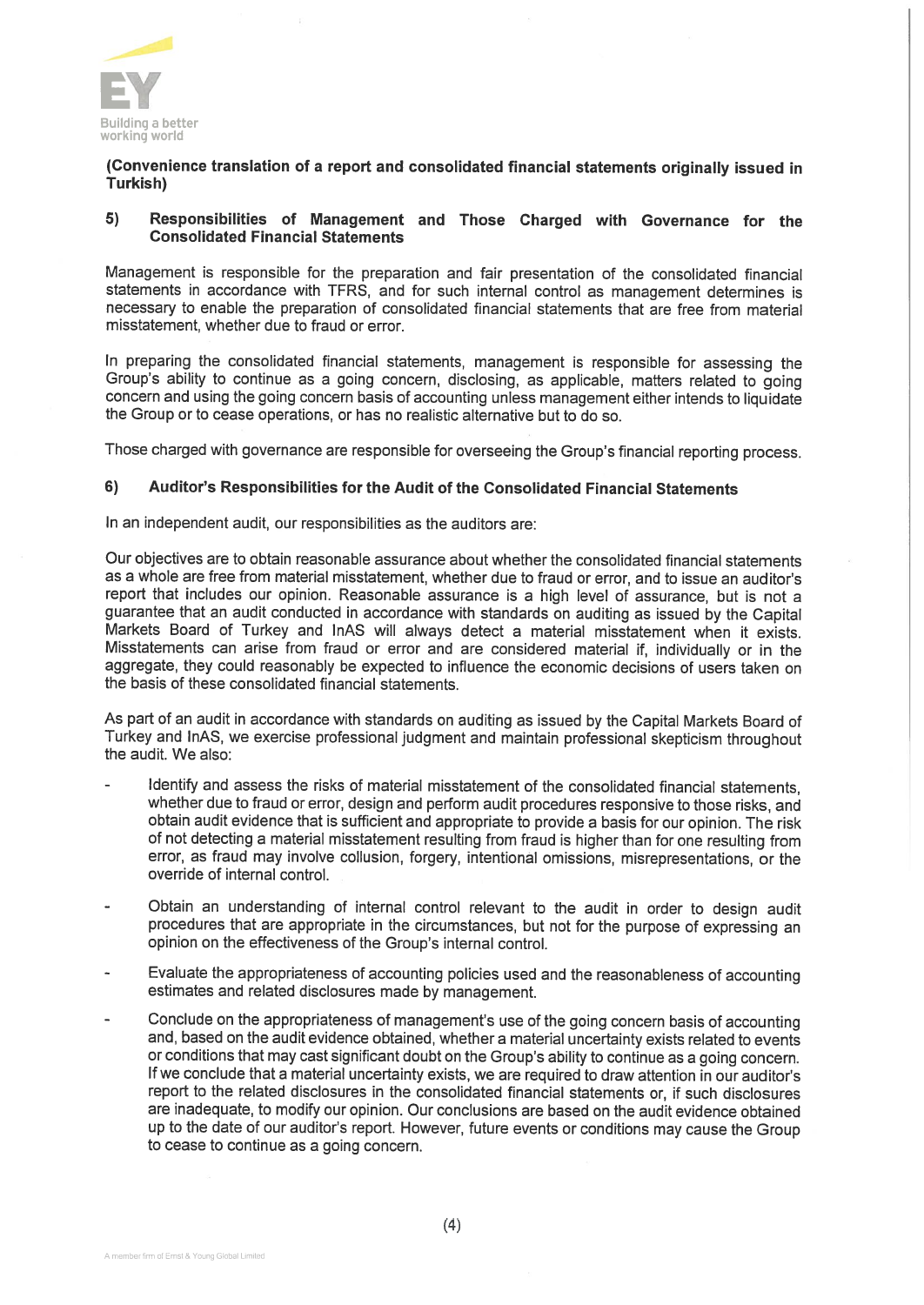**(Convenience translation of a report and consolidated financial statements originally issued in Turkish)**

## 5) Responsibilities of Management and Those Charged with Governance for the Consolidated Financial Statements

Management is responsible for the preparation and fair presentation of the consolidated financial statements in accordance with TFRS, and for such internal control as management determines is necessary to enable the preparation of consolidated financial statements that are free from material misstatement, whether due to fraud or error.

In preparing the consolidated financial statements, management is responsible for assessing the Group's ability to continue as a going concern, disclosing, as applicable, matters related to going concern and using the going concern basis of accounting unless management either intends to liquidate the Group or to cease operations, or has no realistic alternative but to do so.

Those charged with governance are responsible for overseeing the Group's financial reporting process.

## 6) Auditor's Responsibilities for the Audit of the Consolidated Financial Statements

In an independent audit, our responsibilities as the auditors are:

Our objectives are to obtain reasonable assurance about whether the consolidated financial statements as a whole are free from material misstatement, whether due to fraud or error, and to issue an auditor's report that includes our opinion. Reasonable assurance is a high level of assurance, but is not a guarantee that an audit conducted in accordance with standards on auditing as issued by the Capital Markets Board of Turkey and InAS will always detect a material misstatement when it exists. Misstatements can arise from fraud or error and are considered material if, individually or in the aggregate, they could reasonably be expected to influence the economic decisions of users taken on the basis of these consolidated financial statements.

As part of an audit in accordance with standards on auditing as issued by the Capital Markets Board of Turkey and InAS, we exercise professional judgment and maintain professional skepticism throughout the audit. We also:

- Identify and assess the risks of material misstatement of the consolidated financial statements, whether due to fraud or error, design and perform audit procedures responsive to those risks, and obtain audit evidence that is sufficient and appropriate to provide a basis for our opinion. The risk of not detecting a material misstatement resulting from fraud is higher than for one resulting from error, as fraud may involve collusion, forgery, intentional omissions, misrepresentations, or the override of internal control.
- Obtain an understanding of internal control relevant to the audit in order to design audit procedures that are appropriate in the circumstances, but not for the purpose of expressing an opinion on the effectiveness of the Group's internal control.
- Evaluate the appropriateness of accounting policies used and the reasonableness of accounting estimates and related disclosures made by management.
- Conclude on the appropriateness of management's use of the going concern basis of accounting and, based on the audit evidence obtained, whether a material uncertainty exists related to events or conditions that may cast significant doubt on the Group's ability to continue as a going concern. If we conclude that a material uncertainty exists, we are required to draw attention in our auditor's report to the related disclosures in the consolidated financial statements or, if such disclosures are inadequate, to modify our opinion. Our conclusions are based on the audit evidence obtained up to the date of our auditor's report. However, future events or conditions may cause the Group to cease to continue as a going concern.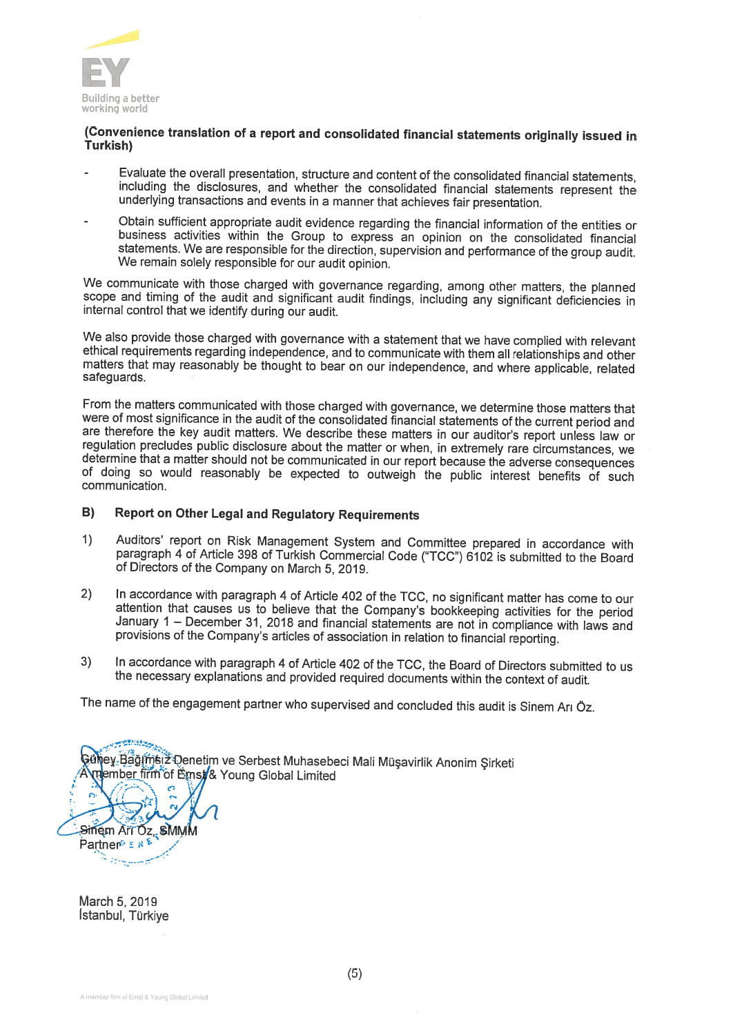**(Convenience translation of a report and consolidated financial statements originally issued in Turkish)**

- Evaluate the overall presentation, structure and content of the consolidated financial statements, including the disclosures, and whether the consolidated financial statements represent the underlying transactions and events in a manner that achieves fair presentation.

- Obtain sufficient appropriate audit evidence regarding the financial information of the entities or business activities within the Group to express an opinion on the consolidated financial statements. We are responsible for the direction, supervision and performance of the group audit. We remain solely responsible for our audit opinion.

We communicate with those charged with governance regarding, among other matters, the planned scope and timing of the audit and significant audit findings, including any significant deficiencies in internal control that we identify during our audit.

We also provide those charged with governance with a statement that we have complied with relevant ethical requirements regarding independence, and to communicate with them all relationships and other matters that may reasonably be thought to bear on our independence, and where applicable, related safeguards.

From the matters communicated with those charged with governance, we determine those matters that were of most significance in the audit of the consolidated financial statements of the current period and are therefore the key audit matters. We describe these matters in our auditor's report unless law or regulation precludes public disclosure about the matter or when, in extremely rare circumstances, we determine that a matter should not be communicated in our report because the adverse consequences of doing so would reasonably be expected to outweigh the public interest benefits of such communication.

## B) Report on Other Legal and Regulatory Requirements

1) Auditors' report on Risk Management System and Committee prepared in accordance with paragraph 4 of Article 398 of Turkish Commercial Code ("TCC") 6102 is submitted to the Board of Directors of the Company on March 5, 2019.

2) In accordance with paragraph 4 of Article 402 of the TCC, no significant matter has come to our attention that causes us to believe that the Company's bookkeeping activities for the period January 1 – December 31, 2018 and financial statements are not in compliance with laws and provisions of the Company's articles of association in relation to financial reporting.

3) In accordance with paragraph 4 of Article 402 of the TCC, the Board of Directors submitted to us the necessary explanations and provided required documents within the context of audit.

The name of the engagement partner who supervised and concluded this audit is Sinem Arı Öz.

Güney Bağımsız Denetim ve Serbest Muhasebeci Mali Müşavirlik Anonim Şirketi
A member firm of Ernst & Young Global Limited

Sinem Arı Öz, SMMM
Partner

March 5, 2019
İstanbul, Türkiye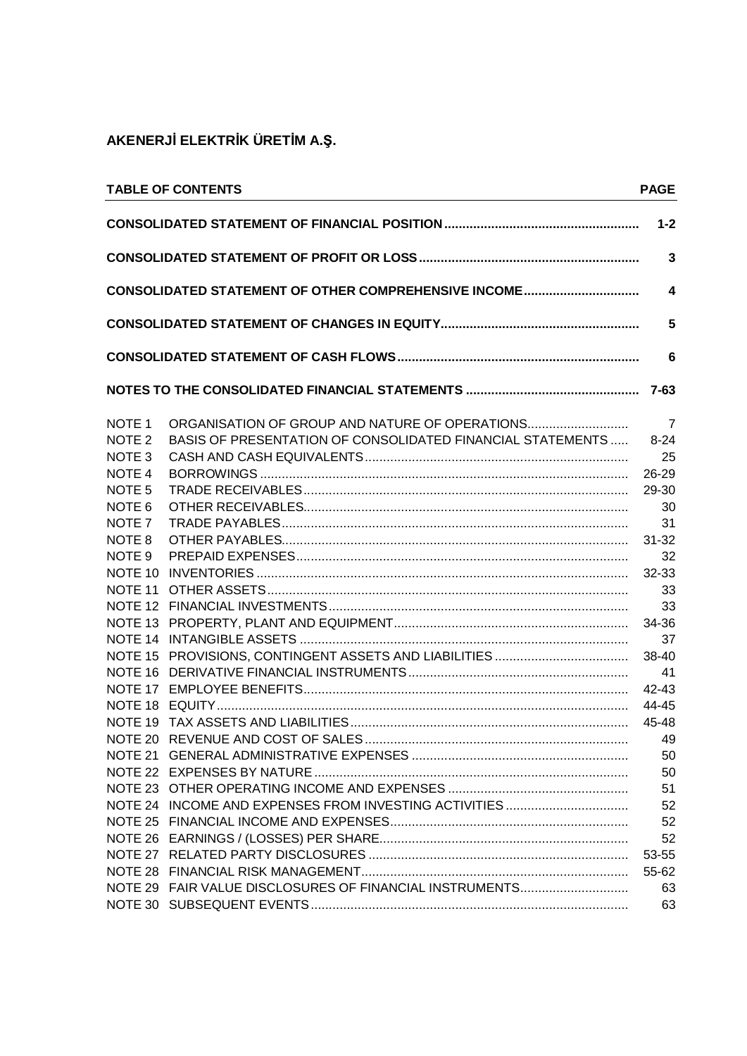# AKENERJİ ELEKTRİK ÜRETİM A.Ş.

| TABLE OF CONTENTS | | PAGE |
|---|---|---|
| **CONSOLIDATED STATEMENT OF FINANCIAL POSITION** | | **1-2** |
| **CONSOLIDATED STATEMENT OF PROFIT OR LOSS** | | **3** |
| **CONSOLIDATED STATEMENT OF OTHER COMPREHENSIVE INCOME** | | **4** |
| **CONSOLIDATED STATEMENT OF CHANGES IN EQUITY** | | **5** |
| **CONSOLIDATED STATEMENT OF CASH FLOWS** | | **6** |
| **NOTES TO THE CONSOLIDATED FINANCIAL STATEMENTS** | | **7-63** |
| NOTE 1 | ORGANISATION OF GROUP AND NATURE OF OPERATIONS | 7 |
| NOTE 2 | BASIS OF PRESENTATION OF CONSOLIDATED FINANCIAL STATEMENTS | 8-24 |
| NOTE 3 | CASH AND CASH EQUIVALENTS | 25 |
| NOTE 4 | BORROWINGS | 26-29 |
| NOTE 5 | TRADE RECEIVABLES | 29-30 |
| NOTE 6 | OTHER RECEIVABLES | 30 |
| NOTE 7 | TRADE PAYABLES | 31 |
| NOTE 8 | OTHER PAYABLES | 31-32 |
| NOTE 9 | PREPAID EXPENSES | 32 |
| NOTE 10 | INVENTORIES | 32-33 |
| NOTE 11 | OTHER ASSETS | 33 |
| NOTE 12 | FINANCIAL INVESTMENTS | 33 |
| NOTE 13 | PROPERTY, PLANT AND EQUIPMENT | 34-36 |
| NOTE 14 | INTANGIBLE ASSETS | 37 |
| NOTE 15 | PROVISIONS, CONTINGENT ASSETS AND LIABILITIES | 38-40 |
| NOTE 16 | DERIVATIVE FINANCIAL INSTRUMENTS | 41 |
| NOTE 17 | EMPLOYEE BENEFITS | 42-43 |
| NOTE 18 | EQUITY | 44-45 |
| NOTE 19 | TAX ASSETS AND LIABILITIES | 45-48 |
| NOTE 20 | REVENUE AND COST OF SALES | 49 |
| NOTE 21 | GENERAL ADMINISTRATIVE EXPENSES | 50 |
| NOTE 22 | EXPENSES BY NATURE | 50 |
| NOTE 23 | OTHER OPERATING INCOME AND EXPENSES | 51 |
| NOTE 24 | INCOME AND EXPENSES FROM INVESTING ACTIVITIES | 52 |
| NOTE 25 | FINANCIAL INCOME AND EXPENSES | 52 |
| NOTE 26 | EARNINGS / (LOSSES) PER SHARE | 52 |
| NOTE 27 | RELATED PARTY DISCLOSURES | 53-55 |
| NOTE 28 | FINANCIAL RISK MANAGEMENT | 55-62 |
| NOTE 29 | FAIR VALUE DISCLOSURES OF FINANCIAL INSTRUMENTS | 63 |
| NOTE 30 | SUBSEQUENT EVENTS | 63 |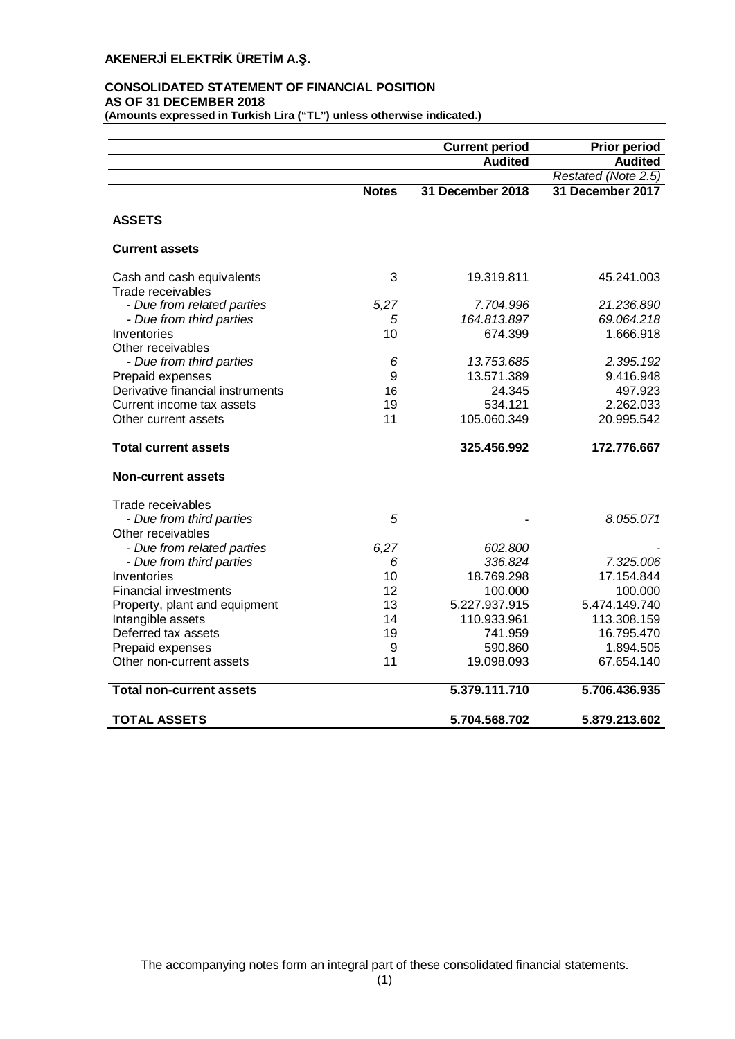**AKENERJİ ELEKTRİK ÜRETİM A.Ş.**

**CONSOLIDATED STATEMENT OF FINANCIAL POSITION**
**AS OF 31 DECEMBER 2018**
**(Amounts expressed in Turkish Lira ("TL") unless otherwise indicated.)**

| | | Current period | Prior period |
|---|---|---|---|
| | | Audited | Audited |
| | | | *Restated (Note 2.5)* |
| | **Notes** | **31 December 2018** | **31 December 2017** |
| **ASSETS** | | | |
| **Current assets** | | | |
| Cash and cash equivalents | 3 | 19.319.811 | 45.241.003 |
| Trade receivables | | | |
| *- Due from related parties* | *5,27* | *7.704.996* | *21.236.890* |
| *- Due from third parties* | *5* | *164.813.897* | *69.064.218* |
| Inventories | 10 | 674.399 | 1.666.918 |
| Other receivables | | | |
| *- Due from third parties* | *6* | *13.753.685* | *2.395.192* |
| Prepaid expenses | 9 | 13.571.389 | 9.416.948 |
| Derivative financial instruments | 16 | 24.345 | 497.923 |
| Current income tax assets | 19 | 534.121 | 2.262.033 |
| Other current assets | 11 | 105.060.349 | 20.995.542 |
| **Total current assets** | | **325.456.992** | **172.776.667** |
| **Non-current assets** | | | |
| Trade receivables | | | |
| *- Due from third parties* | *5* | - | *8.055.071* |
| Other receivables | | | |
| *- Due from related parties* | *6,27* | *602.800* | - |
| *- Due from third parties* | *6* | *336.824* | *7.325.006* |
| Inventories | 10 | 18.769.298 | 17.154.844 |
| Financial investments | 12 | 100.000 | 100.000 |
| Property, plant and equipment | 13 | 5.227.937.915 | 5.474.149.740 |
| Intangible assets | 14 | 110.933.961 | 113.308.159 |
| Deferred tax assets | 19 | 741.959 | 16.795.470 |
| Prepaid expenses | 9 | 590.860 | 1.894.505 |
| Other non-current assets | 11 | 19.098.093 | 67.654.140 |
| **Total non-current assets** | | **5.379.111.710** | **5.706.436.935** |
| **TOTAL ASSETS** | | **5.704.568.702** | **5.879.213.602** |

The accompanying notes form an integral part of these consolidated financial statements.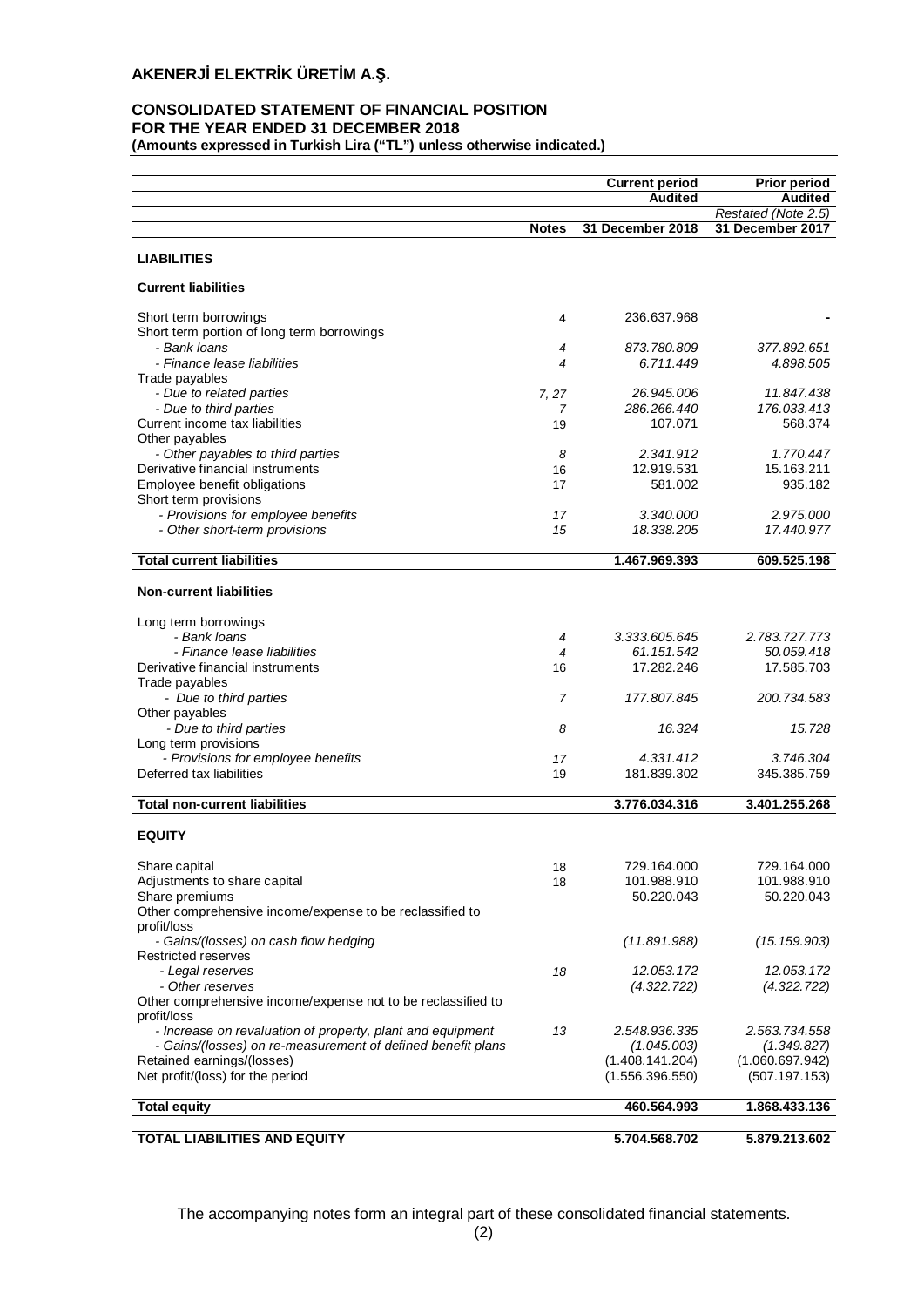# AKENERJİ ELEKTRİK ÜRETİM A.Ş.

## CONSOLIDATED STATEMENT OF FINANCIAL POSITION FOR THE YEAR ENDED 31 DECEMBER 2018

**(Amounts expressed in Turkish Lira ("TL") unless otherwise indicated.)**

| | Notes | Current period Audited 31 December 2018 | Prior period Audited Restated (Note 2.5) 31 December 2017 |
|---|---|---|---|
| **LIABILITIES** | | | |
| **Current liabilities** | | | |
| Short term borrowings | 4 | 236.637.968 | - |
| Short term portion of long term borrowings | | | |
| *- Bank loans* | *4* | *873.780.809* | *377.892.651* |
| *- Finance lease liabilities* | *4* | *6.711.449* | *4.898.505* |
| Trade payables | | | |
| *- Due to related parties* | *7, 27* | *26.945.006* | *11.847.438* |
| *- Due to third parties* | *7* | *286.266.440* | *176.033.413* |
| Current income tax liabilities | 19 | 107.071 | 568.374 |
| Other payables | | | |
| *- Other payables to third parties* | *8* | *2.341.912* | *1.770.447* |
| Derivative financial instruments | 16 | 12.919.531 | 15.163.211 |
| Employee benefit obligations | 17 | 581.002 | 935.182 |
| Short term provisions | | | |
| *- Provisions for employee benefits* | *17* | *3.340.000* | *2.975.000* |
| *- Other short-term provisions* | *15* | *18.338.205* | *17.440.977* |
| **Total current liabilities** | | **1.467.969.393** | **609.525.198** |
| **Non-current liabilities** | | | |
| Long term borrowings | | | |
| *- Bank loans* | *4* | *3.333.605.645* | *2.783.727.773* |
| *- Finance lease liabilities* | *4* | *61.151.542* | *50.059.418* |
| Derivative financial instruments | 16 | 17.282.246 | 17.585.703 |
| Trade payables | | | |
| *- Due to third parties* | *7* | *177.807.845* | *200.734.583* |
| Other payables | | | |
| *- Due to third parties* | *8* | *16.324* | *15.728* |
| Long term provisions | | | |
| *- Provisions for employee benefits* | *17* | *4.331.412* | *3.746.304* |
| Deferred tax liabilities | 19 | 181.839.302 | 345.385.759 |
| **Total non-current liabilities** | | **3.776.034.316** | **3.401.255.268** |
| **EQUITY** | | | |
| Share capital | 18 | 729.164.000 | 729.164.000 |
| Adjustments to share capital | 18 | 101.988.910 | 101.988.910 |
| Share premiums | | 50.220.043 | 50.220.043 |
| Other comprehensive income/expense to be reclassified to profit/loss | | | |
| *- Gains/(losses) on cash flow hedging* | | *(11.891.988)* | *(15.159.903)* |
| Restricted reserves | | | |
| *- Legal reserves* | *18* | *12.053.172* | *12.053.172* |
| *- Other reserves* | | *(4.322.722)* | *(4.322.722)* |
| Other comprehensive income/expense not to be reclassified to profit/loss | | | |
| *- Increase on revaluation of property, plant and equipment* | *13* | *2.548.936.335* | *2.563.734.558* |
| *- Gains/(losses) on re-measurement of defined benefit plans* | | *(1.045.003)* | *(1.349.827)* |
| Retained earnings/(losses) | | (1.408.141.204) | (1.060.697.942) |
| Net profit/(loss) for the period | | (1.556.396.550) | (507.197.153) |
| **Total equity** | | **460.564.993** | **1.868.433.136** |
| **TOTAL LIABILITIES AND EQUITY** | | **5.704.568.702** | **5.879.213.602** |

The accompanying notes form an integral part of these consolidated financial statements.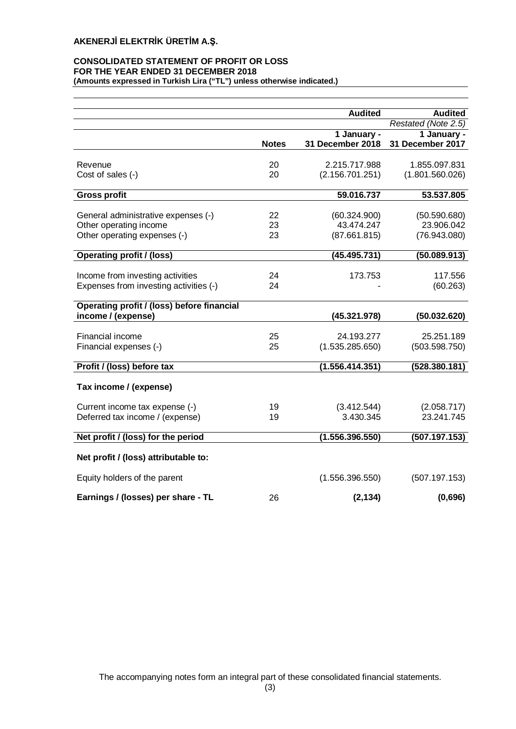# AKENERJİ ELEKTRİK ÜRETİM A.Ş.

**CONSOLIDATED STATEMENT OF PROFIT OR LOSS**
**FOR THE YEAR ENDED 31 DECEMBER 2018**
**(Amounts expressed in Turkish Lira ("TL") unless otherwise indicated.)**

| | | **Audited** | **Audited** |
|---|---|---|---|
| | | | *Restated (Note 2.5)* |
| | **Notes** | **1 January - 31 December 2018** | **1 January - 31 December 2017** |
| Revenue | 20 | 2.215.717.988 | 1.855.097.831 |
| Cost of sales (-) | 20 | (2.156.701.251) | (1.801.560.026) |
| **Gross profit** | | **59.016.737** | **53.537.805** |
| General administrative expenses (-) | 22 | (60.324.900) | (50.590.680) |
| Other operating income | 23 | 43.474.247 | 23.906.042 |
| Other operating expenses (-) | 23 | (87.661.815) | (76.943.080) |
| **Operating profit / (loss)** | | **(45.495.731)** | **(50.089.913)** |
| Income from investing activities | 24 | 173.753 | 117.556 |
| Expenses from investing activities (-) | 24 | - | (60.263) |
| **Operating profit / (loss) before financial income / (expense)** | | **(45.321.978)** | **(50.032.620)** |
| Financial income | 25 | 24.193.277 | 25.251.189 |
| Financial expenses (-) | 25 | (1.535.285.650) | (503.598.750) |
| **Profit / (loss) before tax** | | **(1.556.414.351)** | **(528.380.181)** |
| **Tax income / (expense)** | | | |
| Current income tax expense (-) | 19 | (3.412.544) | (2.058.717) |
| Deferred tax income / (expense) | 19 | 3.430.345 | 23.241.745 |
| **Net profit / (loss) for the period** | | **(1.556.396.550)** | **(507.197.153)** |
| **Net profit / (loss) attributable to:** | | | |
| Equity holders of the parent | | (1.556.396.550) | (507.197.153) |
| **Earnings / (losses) per share - TL** | 26 | **(2,134)** | **(0,696)** |

The accompanying notes form an integral part of these consolidated financial statements.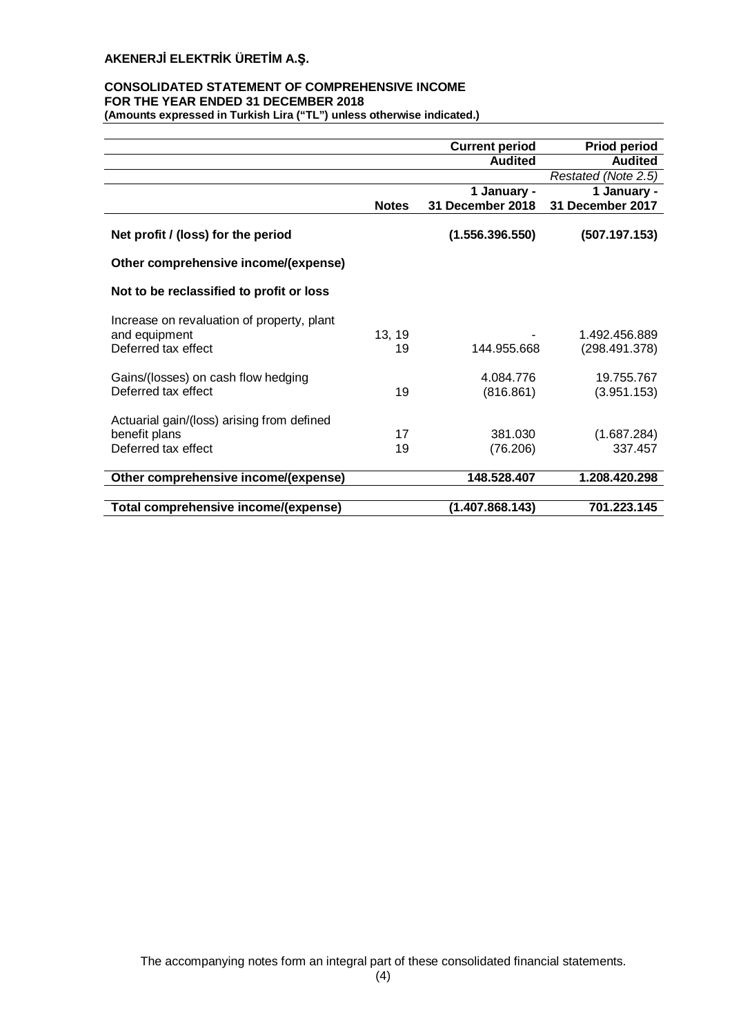**AKENERJİ ELEKTRİK ÜRETİM A.Ş.**

**CONSOLIDATED STATEMENT OF COMPREHENSIVE INCOME**
**FOR THE YEAR ENDED 31 DECEMBER 2018**
**(Amounts expressed in Turkish Lira ("TL") unless otherwise indicated.)**

| | | Current period | Priod period |
|---|---|---|---|
| | | Audited | Audited |
| | | | *Restated (Note 2.5)* |
| | Notes | 1 January - 31 December 2018 | 1 January - 31 December 2017 |
| **Net profit / (loss) for the period** | | **(1.556.396.550)** | **(507.197.153)** |
| **Other comprehensive income/(expense)** | | | |
| **Not to be reclassified to profit or loss** | | | |
| Increase on revaluation of property, plant and equipment | 13, 19 | - | 1.492.456.889 |
| Deferred tax effect | 19 | 144.955.668 | (298.491.378) |
| Gains/(losses) on cash flow hedging | | 4.084.776 | 19.755.767 |
| Deferred tax effect | 19 | (816.861) | (3.951.153) |
| Actuarial gain/(loss) arising from defined benefit plans | 17 | 381.030 | (1.687.284) |
| Deferred tax effect | 19 | (76.206) | 337.457 |
| **Other comprehensive income/(expense)** | | **148.528.407** | **1.208.420.298** |
| **Total comprehensive income/(expense)** | | **(1.407.868.143)** | **701.223.145** |

The accompanying notes form an integral part of these consolidated financial statements.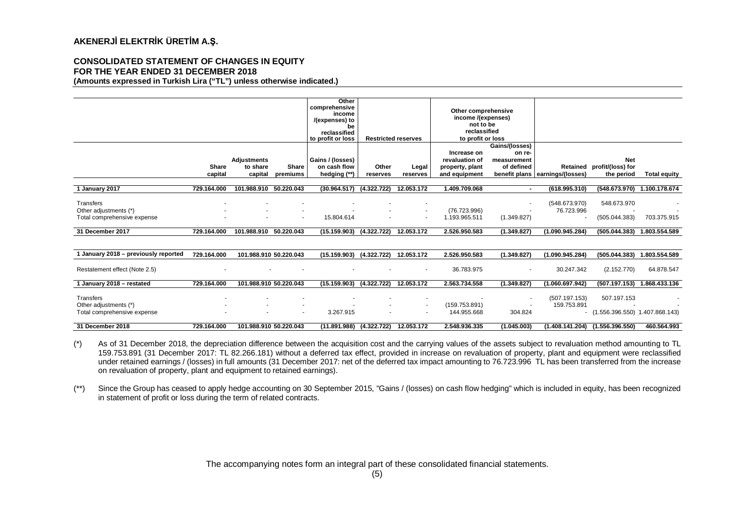## AKENERJİ ELEKTRİK ÜRETİM A.Ş.

### CONSOLIDATED STATEMENT OF CHANGES IN EQUITY FOR THE YEAR ENDED 31 DECEMBER 2018

**(Amounts expressed in Turkish Lira ("TL") unless otherwise indicated.)**

| | | | | Other comprehensive income /(expenses) to be reclassified to profit or loss | Restricted reserves | | Other comprehensive income /(expenses) not to be reclassified to profit or loss | | | | |
|---|---|---|---|---|---|---|---|---|---|---|---|
| | Share capital | Adjustments to share capital | Share premiums | Gains / (losses) on cash flow hedging (**) | Other reserves | Legal reserves | Increase on revaluation of property, plant and equipment | Gains/(losses) on re-measurement of defined benefit plans | Retained earnings/(losses) | Net profit/(loss) for the period | Total equity |
| **1 January 2017** | **729.164.000** | **101.988.910** | **50.220.043** | **(30.964.517)** | **(4.322.722)** | **12.053.172** | **1.409.709.068** | **-** | **(618.995.310)** | **(548.673.970)** | **1.100.178.674** |
| Transfers | - | - | - | - | - | - | | - | (548.673.970) | 548.673.970 | - |
| Other adjustments (*) | - | - | - | - | - | - | (76.723.996) | - | 76.723.996 | - | - |
| Total comprehensive expense | - | - | - | 15.804.614 | - | - | 1.193.965.511 | (1.349.827) | - | (505.044.383) | 703.375.915 |
| **31 December 2017** | **729.164.000** | **101.988.910** | **50.220.043** | **(15.159.903)** | **(4.322.722)** | **12.053.172** | **2.526.950.583** | **(1.349.827)** | **(1.090.945.284)** | **(505.044.383)** | **1.803.554.589** |
| | | | | | | | | | | | |
| **1 January 2018 – previously reported** | **729.164.000** | **101.988.910** | **50.220.043** | **(15.159.903)** | **(4.322.722)** | **12.053.172** | **2.526.950.583** | **(1.349.827)** | **(1.090.945.284)** | **(505.044.383)** | **1.803.554.589** |
| Restatement effect (Note 2.5) | - | - | - | - | - | - | 36.783.975 | - | 30.247.342 | (2.152.770) | 64.878.547 |
| **1 January 2018 – restated** | **729.164.000** | **101.988.910** | **50.220.043** | **(15.159.903)** | **(4.322.722)** | **12.053.172** | **2.563.734.558** | **(1.349.827)** | **(1.060.697.942)** | **(507.197.153)** | **1.868.433.136** |
| Transfers | - | - | - | - | - | - | - | - | (507.197.153) | 507.197.153 | - |
| Other adjustments (*) | - | - | - | - | - | - | (159.753.891) | - | 159.753.891 | - | - |
| Total comprehensive expense | - | - | - | 3.267.915 | - | - | 144.955.668 | 304.824 | - | (1.556.396.550) | (1.407.868.143) |
| **31 December 2018** | **729.164.000** | **101.988.910** | **50.220.043** | **(11.891.988)** | **(4.322.722)** | **12.053.172** | **2.548.936.335** | **(1.045.003)** | **(1.408.141.204)** | **(1.556.396.550)** | **460.564.993** |

(*) As of 31 December 2018, the depreciation difference between the acquisition cost and the carrying values of the assets subject to revaluation method amounting to TL 159.753.891 (31 December 2017: TL 82.266.181) without a deferred tax effect, provided in increase on revaluation of property, plant and equipment were reclassified under retained earnings / (losses) in full amounts (31 December 2017: net of the deferred tax impact amounting to 76.723.996 TL has been transferred from the increase on revaluation of property, plant and equipment to retained earnings).

(**) Since the Group has ceased to apply hedge accounting on 30 September 2015, "Gains / (losses) on cash flow hedging" which is included in equity, has been recognized in statement of profit or loss during the term of related contracts.

The accompanying notes form an integral part of these consolidated financial statements.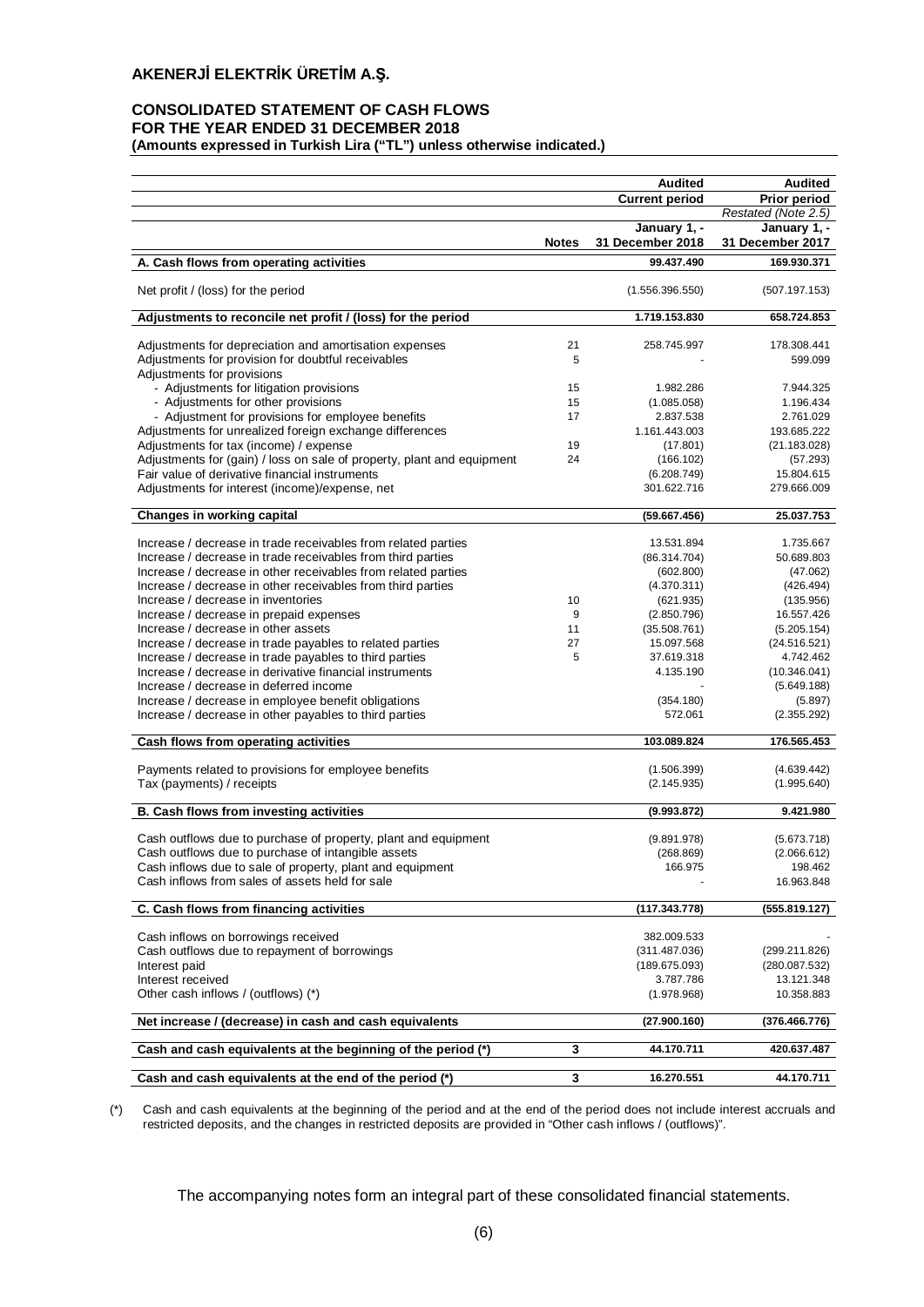## AKENERJİ ELEKTRİK ÜRETİM A.Ş.

### CONSOLIDATED STATEMENT OF CASH FLOWS
### FOR THE YEAR ENDED 31 DECEMBER 2018
**(Amounts expressed in Turkish Lira ("TL") unless otherwise indicated.)**

| | Notes | Audited<br>Current period<br><br>January 1, -<br>31 December 2018 | Audited<br>Prior period<br>*Restated (Note 2.5)*<br>January 1, -<br>31 December 2017 |
|---|---|---|---|
| **A. Cash flows from operating activities** | | **99.437.490** | **169.930.371** |
| Net profit / (loss) for the period | | (1.556.396.550) | (507.197.153) |
| **Adjustments to reconcile net profit / (loss) for the period** | | **1.719.153.830** | **658.724.853** |
| Adjustments for depreciation and amortisation expenses | 21 | 258.745.997 | 178.308.441 |
| Adjustments for provision for doubtful receivables | 5 | - | 599.099 |
| Adjustments for provisions | | | |
| - Adjustments for litigation provisions | 15 | 1.982.286 | 7.944.325 |
| - Adjustments for other provisions | 15 | (1.085.058) | 1.196.434 |
| - Adjustment for provisions for employee benefits | 17 | 2.837.538 | 2.761.029 |
| Adjustments for unrealized foreign exchange differences | | 1.161.443.003 | 193.685.222 |
| Adjustments for tax (income) / expense | 19 | (17.801) | (21.183.028) |
| Adjustments for (gain) / loss on sale of property, plant and equipment | 24 | (166.102) | (57.293) |
| Fair value of derivative financial instruments | | (6.208.749) | 15.804.615 |
| Adjustments for interest (income)/expense, net | | 301.622.716 | 279.666.009 |
| **Changes in working capital** | | **(59.667.456)** | **25.037.753** |
| Increase / decrease in trade receivables from related parties | | 13.531.894 | 1.735.667 |
| Increase / decrease in trade receivables from third parties | | (86.314.704) | 50.689.803 |
| Increase / decrease in other receivables from related parties | | (602.800) | (47.062) |
| Increase / decrease in other receivables from third parties | | (4.370.311) | (426.494) |
| Increase / decrease in inventories | 10 | (621.935) | (135.956) |
| Increase / decrease in prepaid expenses | 9 | (2.850.796) | 16.557.426 |
| Increase / decrease in other assets | 11 | (35.508.761) | (5.205.154) |
| Increase / decrease in trade payables to related parties | 27 | 15.097.568 | (24.516.521) |
| Increase / decrease in trade payables to third parties | 5 | 37.619.318 | 4.742.462 |
| Increase / decrease in derivative financial instruments | | 4.135.190 | (10.346.041) |
| Increase / decrease in deferred income | | - | (5.649.188) |
| Increase / decrease in employee benefit obligations | | (354.180) | (5.897) |
| Increase / decrease in other payables to third parties | | 572.061 | (2.355.292) |
| **Cash flows from operating activities** | | **103.089.824** | **176.565.453** |
| Payments related to provisions for employee benefits | | (1.506.399) | (4.639.442) |
| Tax (payments) / receipts | | (2.145.935) | (1.995.640) |
| **B. Cash flows from investing activities** | | **(9.993.872)** | **9.421.980** |
| Cash outflows due to purchase of property, plant and equipment | | (9.891.978) | (5.673.718) |
| Cash outflows due to purchase of intangible assets | | (268.869) | (2.066.612) |
| Cash inflows due to sale of property, plant and equipment | | 166.975 | 198.462 |
| Cash inflows from sales of assets held for sale | | - | 16.963.848 |
| **C. Cash flows from financing activities** | | **(117.343.778)** | **(555.819.127)** |
| Cash inflows on borrowings received | | 382.009.533 | - |
| Cash outflows due to repayment of borrowings | | (311.487.036) | (299.211.826) |
| Interest paid | | (189.675.093) | (280.087.532) |
| Interest received | | 3.787.786 | 13.121.348 |
| Other cash inflows / (outflows) (*) | | (1.978.968) | 10.358.883 |
| **Net increase / (decrease) in cash and cash equivalents** | | **(27.900.160)** | **(376.466.776)** |
| **Cash and cash equivalents at the beginning of the period (*)** | **3** | **44.170.711** | **420.637.487** |
| **Cash and cash equivalents at the end of the period (*)** | **3** | **16.270.551** | **44.170.711** |

(*) Cash and cash equivalents at the beginning of the period and at the end of the period does not include interest accruals and restricted deposits, and the changes in restricted deposits are provided in "Other cash inflows / (outflows)".

The accompanying notes form an integral part of these consolidated financial statements.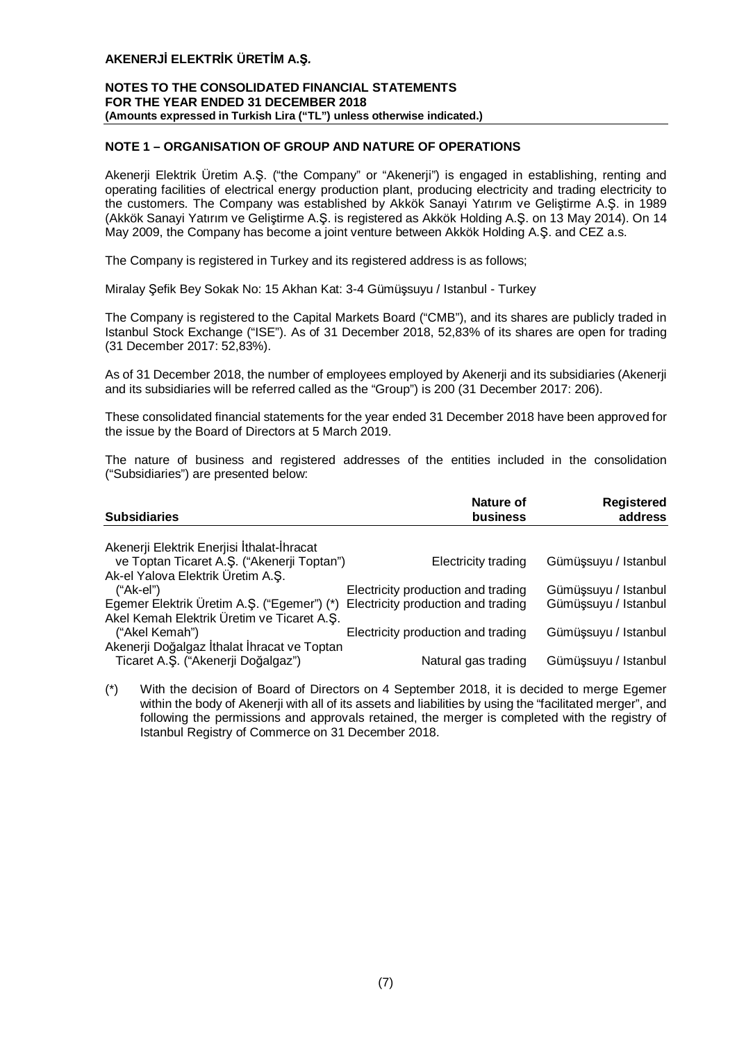## NOTE 1 – ORGANISATION OF GROUP AND NATURE OF OPERATIONS

Akenerji Elektrik Üretim A.Ş. ("the Company" or "Akenerji") is engaged in establishing, renting and operating facilities of electrical energy production plant, producing electricity and trading electricity to the customers. The Company was established by Akkök Sanayi Yatırım ve Geliştirme A.Ş. in 1989 (Akkök Sanayi Yatırım ve Geliştirme A.Ş. is registered as Akkök Holding A.Ş. on 13 May 2014). On 14 May 2009, the Company has become a joint venture between Akkök Holding A.Ş. and CEZ a.s.

The Company is registered in Turkey and its registered address is as follows;

Miralay Şefik Bey Sokak No: 15 Akhan Kat: 3-4 Gümüşsuyu / Istanbul - Turkey

The Company is registered to the Capital Markets Board ("CMB"), and its shares are publicly traded in Istanbul Stock Exchange ("ISE"). As of 31 December 2018, 52,83% of its shares are open for trading (31 December 2017: 52,83%).

As of 31 December 2018, the number of employees employed by Akenerji and its subsidiaries (Akenerji and its subsidiaries will be referred called as the "Group") is 200 (31 December 2017: 206).

These consolidated financial statements for the year ended 31 December 2018 have been approved for the issue by the Board of Directors at 5 March 2019.

The nature of business and registered addresses of the entities included in the consolidation ("Subsidiaries") are presented below:

| Subsidiaries | Nature of business | Registered address |
|---|---|---|
| Akenerji Elektrik Enerjisi İthalat-İhracat ve Toptan Ticaret A.Ş. ("Akenerji Toptan") | Electricity trading | Gümüşsuyu / Istanbul |
| Ak-el Yalova Elektrik Üretim A.Ş. ("Ak-el") | Electricity production and trading | Gümüşsuyu / Istanbul |
| Egemer Elektrik Üretim A.Ş. ("Egemer") (*) | Electricity production and trading | Gümüşsuyu / Istanbul |
| Akel Kemah Elektrik Üretim ve Ticaret A.Ş. ("Akel Kemah") | Electricity production and trading | Gümüşsuyu / Istanbul |
| Akenerji Doğalgaz İthalat İhracat ve Toptan Ticaret A.Ş. ("Akenerji Doğalgaz") | Natural gas trading | Gümüşsuyu / Istanbul |

(*) With the decision of Board of Directors on 4 September 2018, it is decided to merge Egemer within the body of Akenerji with all of its assets and liabilities by using the "facilitated merger", and following the permissions and approvals retained, the merger is completed with the registry of Istanbul Registry of Commerce on 31 December 2018.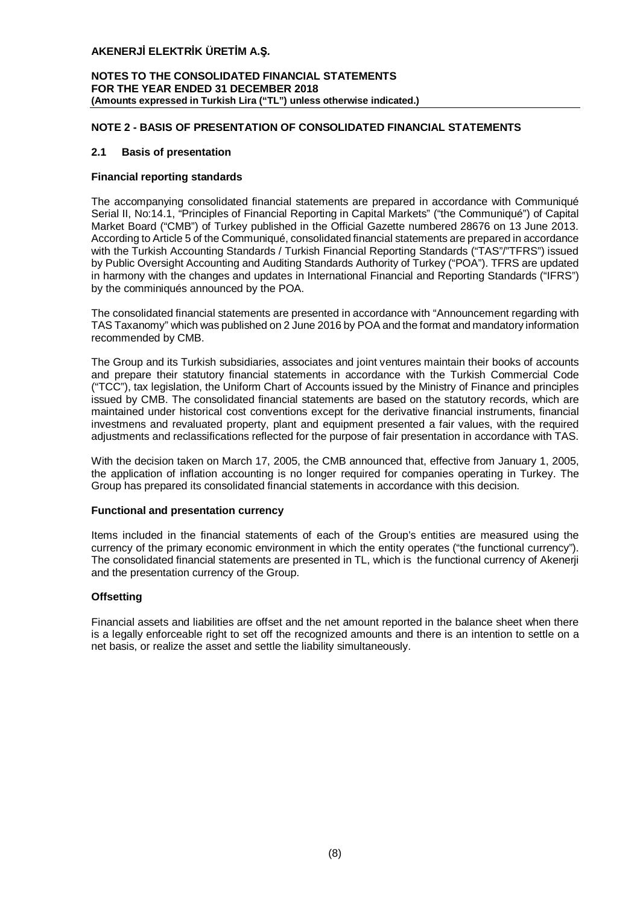## NOTE 2 - BASIS OF PRESENTATION OF CONSOLIDATED FINANCIAL STATEMENTS

### 2.1 Basis of presentation

**Financial reporting standards**

The accompanying consolidated financial statements are prepared in accordance with Communiqué Serial II, No:14.1, "Principles of Financial Reporting in Capital Markets" ("the Communiqué") of Capital Market Board ("CMB") of Turkey published in the Official Gazette numbered 28676 on 13 June 2013. According to Article 5 of the Communiqué, consolidated financial statements are prepared in accordance with the Turkish Accounting Standards / Turkish Financial Reporting Standards ("TAS"/"TFRS") issued by Public Oversight Accounting and Auditing Standards Authority of Turkey ("POA"). TFRS are updated in harmony with the changes and updates in International Financial and Reporting Standards ("IFRS") by the comminiqués announced by the POA.

The consolidated financial statements are presented in accordance with "Announcement regarding with TAS Taxanomy" which was published on 2 June 2016 by POA and the format and mandatory information recommended by CMB.

The Group and its Turkish subsidiaries, associates and joint ventures maintain their books of accounts and prepare their statutory financial statements in accordance with the Turkish Commercial Code ("TCC"), tax legislation, the Uniform Chart of Accounts issued by the Ministry of Finance and principles issued by CMB. The consolidated financial statements are based on the statutory records, which are maintained under historical cost conventions except for the derivative financial instruments, financial investmens and revaluated property, plant and equipment presented a fair values, with the required adjustments and reclassifications reflected for the purpose of fair presentation in accordance with TAS.

With the decision taken on March 17, 2005, the CMB announced that, effective from January 1, 2005, the application of inflation accounting is no longer required for companies operating in Turkey. The Group has prepared its consolidated financial statements in accordance with this decision.

**Functional and presentation currency**

Items included in the financial statements of each of the Group's entities are measured using the currency of the primary economic environment in which the entity operates ("the functional currency"). The consolidated financial statements are presented in TL, which is the functional currency of Akenerji and the presentation currency of the Group.

**Offsetting**

Financial assets and liabilities are offset and the net amount reported in the balance sheet when there is a legally enforceable right to set off the recognized amounts and there is an intention to settle on a net basis, or realize the asset and settle the liability simultaneously.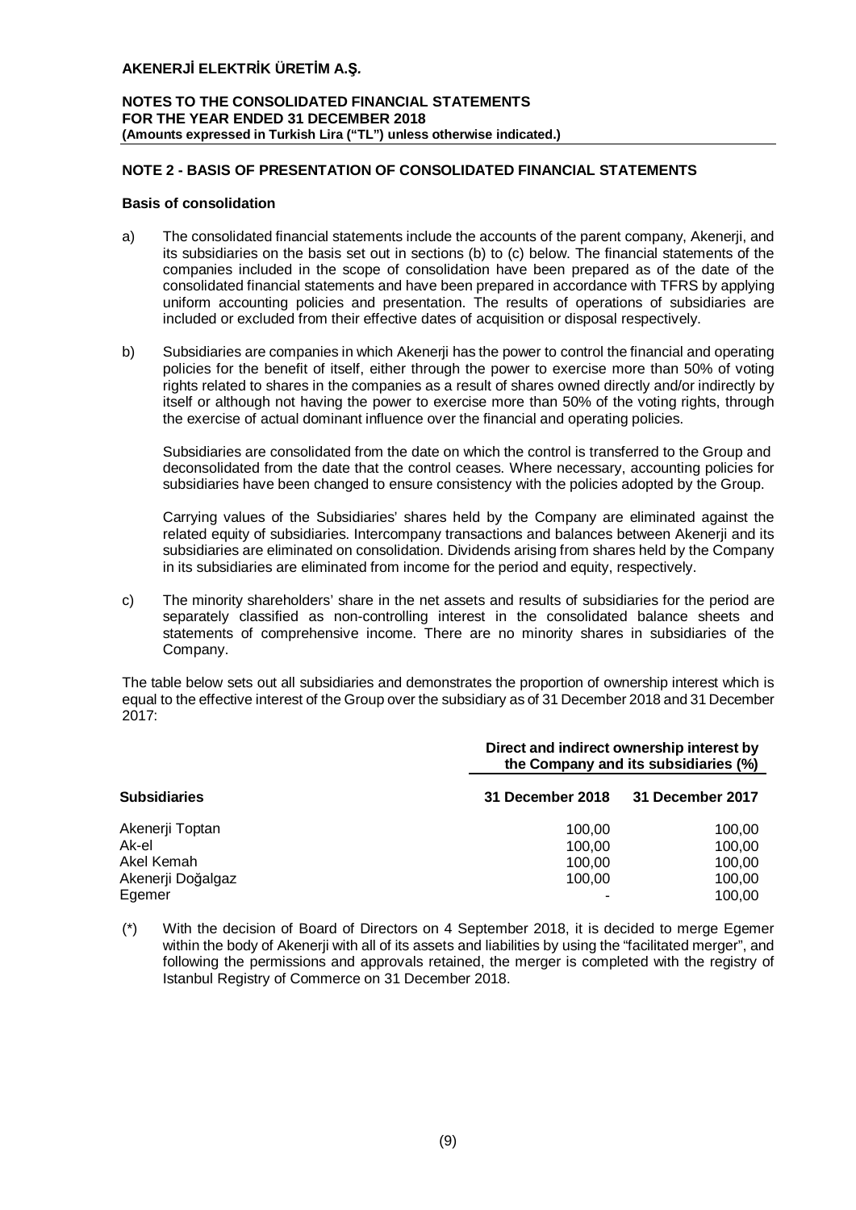## NOTE 2 - BASIS OF PRESENTATION OF CONSOLIDATED FINANCIAL STATEMENTS

### Basis of consolidation

a) The consolidated financial statements include the accounts of the parent company, Akenerji, and its subsidiaries on the basis set out in sections (b) to (c) below. The financial statements of the companies included in the scope of consolidation have been prepared as of the date of the consolidated financial statements and have been prepared in accordance with TFRS by applying uniform accounting policies and presentation. The results of operations of subsidiaries are included or excluded from their effective dates of acquisition or disposal respectively.

b) Subsidiaries are companies in which Akenerji has the power to control the financial and operating policies for the benefit of itself, either through the power to exercise more than 50% of voting rights related to shares in the companies as a result of shares owned directly and/or indirectly by itself or although not having the power to exercise more than 50% of the voting rights, through the exercise of actual dominant influence over the financial and operating policies.

   Subsidiaries are consolidated from the date on which the control is transferred to the Group and deconsolidated from the date that the control ceases. Where necessary, accounting policies for subsidiaries have been changed to ensure consistency with the policies adopted by the Group.

   Carrying values of the Subsidiaries' shares held by the Company are eliminated against the related equity of subsidiaries. Intercompany transactions and balances between Akenerji and its subsidiaries are eliminated on consolidation. Dividends arising from shares held by the Company in its subsidiaries are eliminated from income for the period and equity, respectively.

c) The minority shareholders' share in the net assets and results of subsidiaries for the period are separately classified as non-controlling interest in the consolidated balance sheets and statements of comprehensive income. There are no minority shares in subsidiaries of the Company.

The table below sets out all subsidiaries and demonstrates the proportion of ownership interest which is equal to the effective interest of the Group over the subsidiary as of 31 December 2018 and 31 December 2017:

| | Direct and indirect ownership interest by the Company and its subsidiaries (%) | |
|---|---|---|
| **Subsidiaries** | **31 December 2018** | **31 December 2017** |
| Akenerji Toptan | 100,00 | 100,00 |
| Ak-el | 100,00 | 100,00 |
| Akel Kemah | 100,00 | 100,00 |
| Akenerji Doğalgaz | 100,00 | 100,00 |
| Egemer | - | 100,00 |

(*) With the decision of Board of Directors on 4 September 2018, it is decided to merge Egemer within the body of Akenerji with all of its assets and liabilities by using the "facilitated merger", and following the permissions and approvals retained, the merger is completed with the registry of Istanbul Registry of Commerce on 31 December 2018.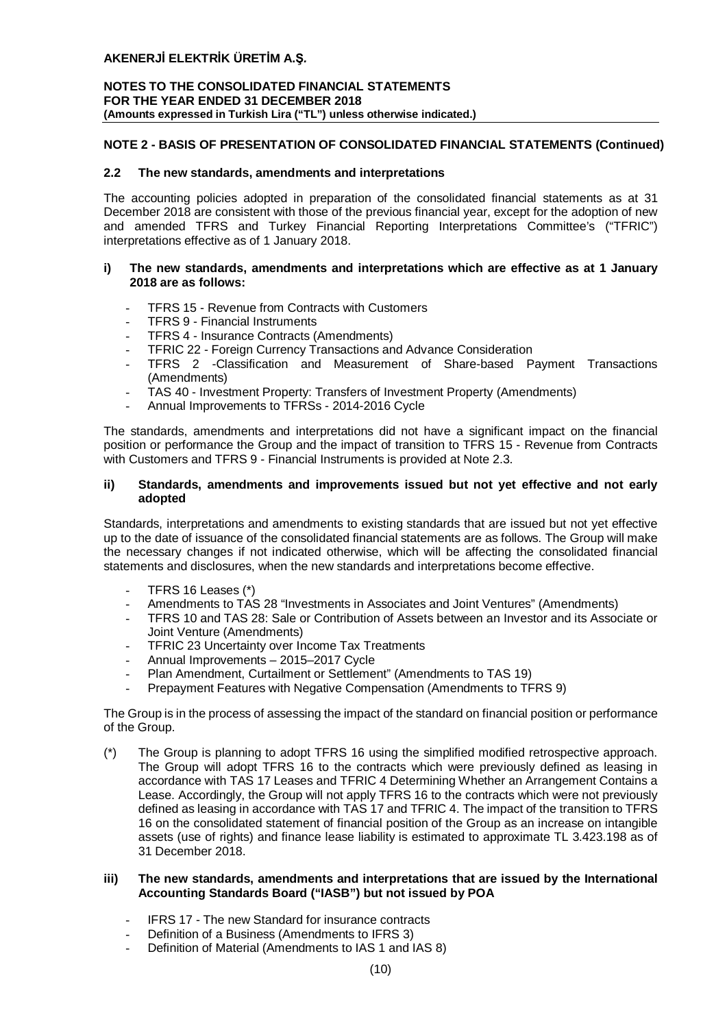## NOTE 2 - BASIS OF PRESENTATION OF CONSOLIDATED FINANCIAL STATEMENTS (Continued)

### 2.2 The new standards, amendments and interpretations

The accounting policies adopted in preparation of the consolidated financial statements as at 31 December 2018 are consistent with those of the previous financial year, except for the adoption of new and amended TFRS and Turkey Financial Reporting Interpretations Committee's ("TFRIC") interpretations effective as of 1 January 2018.

**i) The new standards, amendments and interpretations which are effective as at 1 January 2018 are as follows:**

- TFRS 15 - Revenue from Contracts with Customers
- TFRS 9 - Financial Instruments
- TFRS 4 - Insurance Contracts (Amendments)
- TFRIC 22 - Foreign Currency Transactions and Advance Consideration
- TFRS 2 -Classification and Measurement of Share-based Payment Transactions (Amendments)
- TAS 40 - Investment Property: Transfers of Investment Property (Amendments)
- Annual Improvements to TFRSs - 2014-2016 Cycle

The standards, amendments and interpretations did not have a significant impact on the financial position or performance the Group and the impact of transition to TFRS 15 - Revenue from Contracts with Customers and TFRS 9 - Financial Instruments is provided at Note 2.3.

**ii) Standards, amendments and improvements issued but not yet effective and not early adopted**

Standards, interpretations and amendments to existing standards that are issued but not yet effective up to the date of issuance of the consolidated financial statements are as follows. The Group will make the necessary changes if not indicated otherwise, which will be affecting the consolidated financial statements and disclosures, when the new standards and interpretations become effective.

- TFRS 16 Leases (*)
- Amendments to TAS 28 "Investments in Associates and Joint Ventures" (Amendments)
- TFRS 10 and TAS 28: Sale or Contribution of Assets between an Investor and its Associate or Joint Venture (Amendments)
- TFRIC 23 Uncertainty over Income Tax Treatments
- Annual Improvements – 2015–2017 Cycle
- Plan Amendment, Curtailment or Settlement" (Amendments to TAS 19)
- Prepayment Features with Negative Compensation (Amendments to TFRS 9)

The Group is in the process of assessing the impact of the standard on financial position or performance of the Group.

(*) The Group is planning to adopt TFRS 16 using the simplified modified retrospective approach. The Group will adopt TFRS 16 to the contracts which were previously defined as leasing in accordance with TAS 17 Leases and TFRIC 4 Determining Whether an Arrangement Contains a Lease. Accordingly, the Group will not apply TFRS 16 to the contracts which were not previously defined as leasing in accordance with TAS 17 and TFRIC 4. The impact of the transition to TFRS 16 on the consolidated statement of financial position of the Group as an increase on intangible assets (use of rights) and finance lease liability is estimated to approximate TL 3.423.198 as of 31 December 2018.

**iii) The new standards, amendments and interpretations that are issued by the International Accounting Standards Board ("IASB") but not issued by POA**

- IFRS 17 - The new Standard for insurance contracts
- Definition of a Business (Amendments to IFRS 3)
- Definition of Material (Amendments to IAS 1 and IAS 8)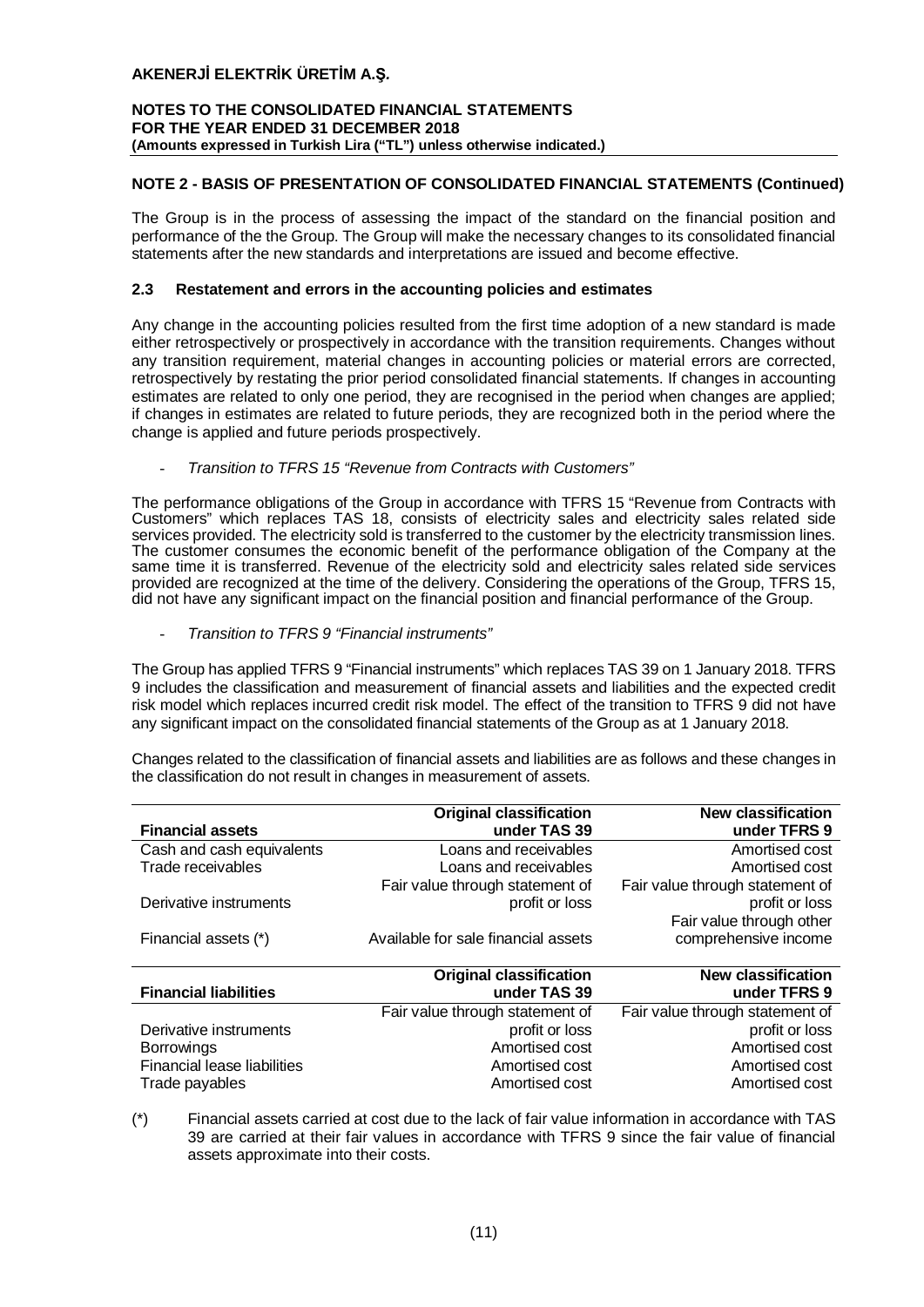## NOTE 2 - BASIS OF PRESENTATION OF CONSOLIDATED FINANCIAL STATEMENTS (Continued)

The Group is in the process of assessing the impact of the standard on the financial position and performance of the the Group. The Group will make the necessary changes to its consolidated financial statements after the new standards and interpretations are issued and become effective.

### 2.3 Restatement and errors in the accounting policies and estimates

Any change in the accounting policies resulted from the first time adoption of a new standard is made either retrospectively or prospectively in accordance with the transition requirements. Changes without any transition requirement, material changes in accounting policies or material errors are corrected, retrospectively by restating the prior period consolidated financial statements. If changes in accounting estimates are related to only one period, they are recognised in the period when changes are applied; if changes in estimates are related to future periods, they are recognized both in the period where the change is applied and future periods prospectively.

- *Transition to TFRS 15 "Revenue from Contracts with Customers"*

The performance obligations of the Group in accordance with TFRS 15 "Revenue from Contracts with Customers" which replaces TAS 18, consists of electricity sales and electricity sales related side services provided. The electricity sold is transferred to the customer by the electricity transmission lines. The customer consumes the economic benefit of the performance obligation of the Company at the same time it is transferred. Revenue of the electricity sold and electricity sales related side services provided are recognized at the time of the delivery. Considering the operations of the Group, TFRS 15, did not have any significant impact on the financial position and financial performance of the Group.

- *Transition to TFRS 9 "Financial instruments"*

The Group has applied TFRS 9 "Financial instruments" which replaces TAS 39 on 1 January 2018. TFRS 9 includes the classification and measurement of financial assets and liabilities and the expected credit risk model which replaces incurred credit risk model. The effect of the transition to TFRS 9 did not have any significant impact on the consolidated financial statements of the Group as at 1 January 2018.

Changes related to the classification of financial assets and liabilities are as follows and these changes in the classification do not result in changes in measurement of assets.

| Financial assets | Original classification under TAS 39 | New classification under TFRS 9 |
|---|---|---|
| Cash and cash equivalents | Loans and receivables | Amortised cost |
| Trade receivables | Loans and receivables | Amortised cost |
| Derivative instruments | Fair value through statement of profit or loss | Fair value through statement of profit or loss |
| Financial assets (*) | Available for sale financial assets | Fair value through other comprehensive income |

| Financial liabilities | Original classification under TAS 39 | New classification under TFRS 9 |
|---|---|---|
| Derivative instruments | Fair value through statement of profit or loss | Fair value through statement of profit or loss |
| Borrowings | Amortised cost | Amortised cost |
| Financial lease liabilities | Amortised cost | Amortised cost |
| Trade payables | Amortised cost | Amortised cost |

(*) Financial assets carried at cost due to the lack of fair value information in accordance with TAS 39 are carried at their fair values in accordance with TFRS 9 since the fair value of financial assets approximate into their costs.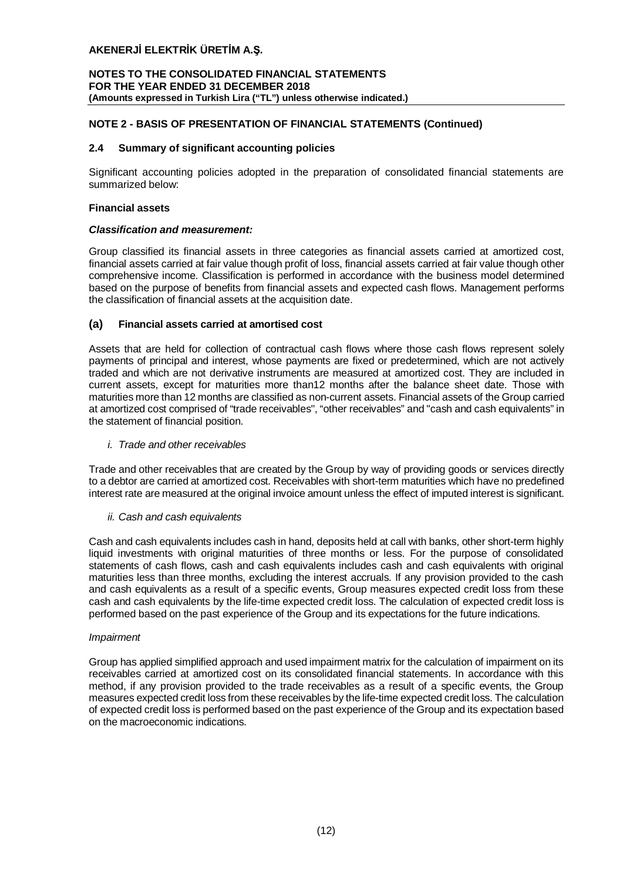## NOTE 2 - BASIS OF PRESENTATION OF FINANCIAL STATEMENTS (Continued)

### 2.4 Summary of significant accounting policies

Significant accounting policies adopted in the preparation of consolidated financial statements are summarized below:

**Financial assets**

***Classification and measurement:***

Group classified its financial assets in three categories as financial assets carried at amortized cost, financial assets carried at fair value though profit of loss, financial assets carried at fair value though other comprehensive income. Classification is performed in accordance with the business model determined based on the purpose of benefits from financial assets and expected cash flows. Management performs the classification of financial assets at the acquisition date.

#### (a) Financial assets carried at amortised cost

Assets that are held for collection of contractual cash flows where those cash flows represent solely payments of principal and interest, whose payments are fixed or predetermined, which are not actively traded and which are not derivative instruments are measured at amortized cost. They are included in current assets, except for maturities more than12 months after the balance sheet date. Those with maturities more than 12 months are classified as non-current assets. Financial assets of the Group carried at amortized cost comprised of "trade receivables", "other receivables" and "cash and cash equivalents" in the statement of financial position.

*i. Trade and other receivables*

Trade and other receivables that are created by the Group by way of providing goods or services directly to a debtor are carried at amortized cost. Receivables with short-term maturities which have no predefined interest rate are measured at the original invoice amount unless the effect of imputed interest is significant.

*ii. Cash and cash equivalents*

Cash and cash equivalents includes cash in hand, deposits held at call with banks, other short-term highly liquid investments with original maturities of three months or less. For the purpose of consolidated statements of cash flows, cash and cash equivalents includes cash and cash equivalents with original maturities less than three months, excluding the interest accruals. If any provision provided to the cash and cash equivalents as a result of a specific events, Group measures expected credit loss from these cash and cash equivalents by the life-time expected credit loss. The calculation of expected credit loss is performed based on the past experience of the Group and its expectations for the future indications.

*Impairment*

Group has applied simplified approach and used impairment matrix for the calculation of impairment on its receivables carried at amortized cost on its consolidated financial statements. In accordance with this method, if any provision provided to the trade receivables as a result of a specific events, the Group measures expected credit loss from these receivables by the life-time expected credit loss. The calculation of expected credit loss is performed based on the past experience of the Group and its expectation based on the macroeconomic indications.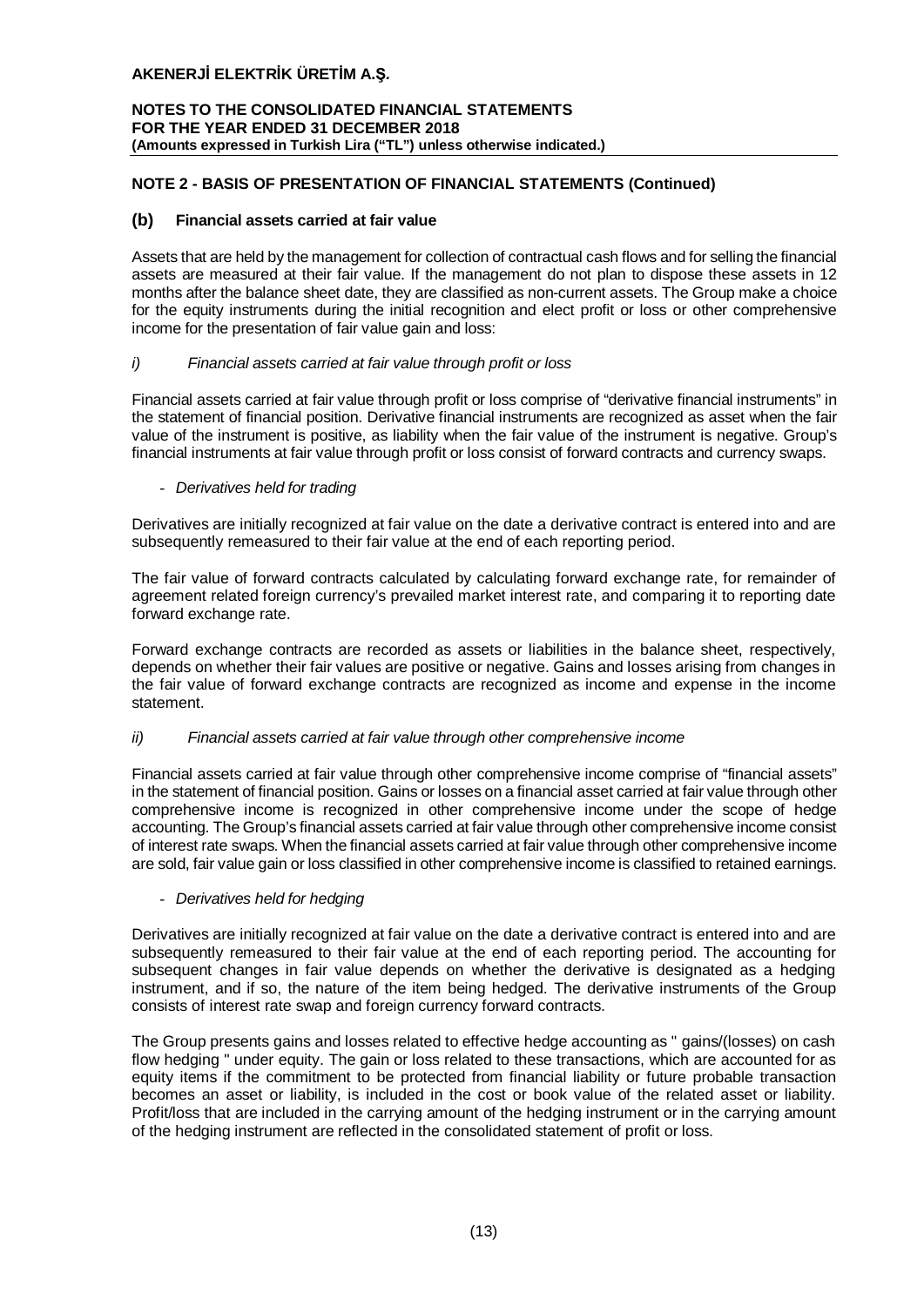## NOTE 2 - BASIS OF PRESENTATION OF FINANCIAL STATEMENTS (Continued)

### (b) Financial assets carried at fair value

Assets that are held by the management for collection of contractual cash flows and for selling the financial assets are measured at their fair value. If the management do not plan to dispose these assets in 12 months after the balance sheet date, they are classified as non-current assets. The Group make a choice for the equity instruments during the initial recognition and elect profit or loss or other comprehensive income for the presentation of fair value gain and loss:

*i) Financial assets carried at fair value through profit or loss*

Financial assets carried at fair value through profit or loss comprise of "derivative financial instruments" in the statement of financial position. Derivative financial instruments are recognized as asset when the fair value of the instrument is positive, as liability when the fair value of the instrument is negative. Group's financial instruments at fair value through profit or loss consist of forward contracts and currency swaps.

- *Derivatives held for trading*

Derivatives are initially recognized at fair value on the date a derivative contract is entered into and are subsequently remeasured to their fair value at the end of each reporting period.

The fair value of forward contracts calculated by calculating forward exchange rate, for remainder of agreement related foreign currency's prevailed market interest rate, and comparing it to reporting date forward exchange rate.

Forward exchange contracts are recorded as assets or liabilities in the balance sheet, respectively, depends on whether their fair values are positive or negative. Gains and losses arising from changes in the fair value of forward exchange contracts are recognized as income and expense in the income statement.

*ii) Financial assets carried at fair value through other comprehensive income*

Financial assets carried at fair value through other comprehensive income comprise of "financial assets" in the statement of financial position. Gains or losses on a financial asset carried at fair value through other comprehensive income is recognized in other comprehensive income under the scope of hedge accounting. The Group's financial assets carried at fair value through other comprehensive income consist of interest rate swaps. When the financial assets carried at fair value through other comprehensive income are sold, fair value gain or loss classified in other comprehensive income is classified to retained earnings.

- *Derivatives held for hedging*

Derivatives are initially recognized at fair value on the date a derivative contract is entered into and are subsequently remeasured to their fair value at the end of each reporting period. The accounting for subsequent changes in fair value depends on whether the derivative is designated as a hedging instrument, and if so, the nature of the item being hedged. The derivative instruments of the Group consists of interest rate swap and foreign currency forward contracts.

The Group presents gains and losses related to effective hedge accounting as " gains/(losses) on cash flow hedging " under equity. The gain or loss related to these transactions, which are accounted for as equity items if the commitment to be protected from financial liability or future probable transaction becomes an asset or liability, is included in the cost or book value of the related asset or liability. Profit/loss that are included in the carrying amount of the hedging instrument or in the carrying amount of the hedging instrument are reflected in the consolidated statement of profit or loss.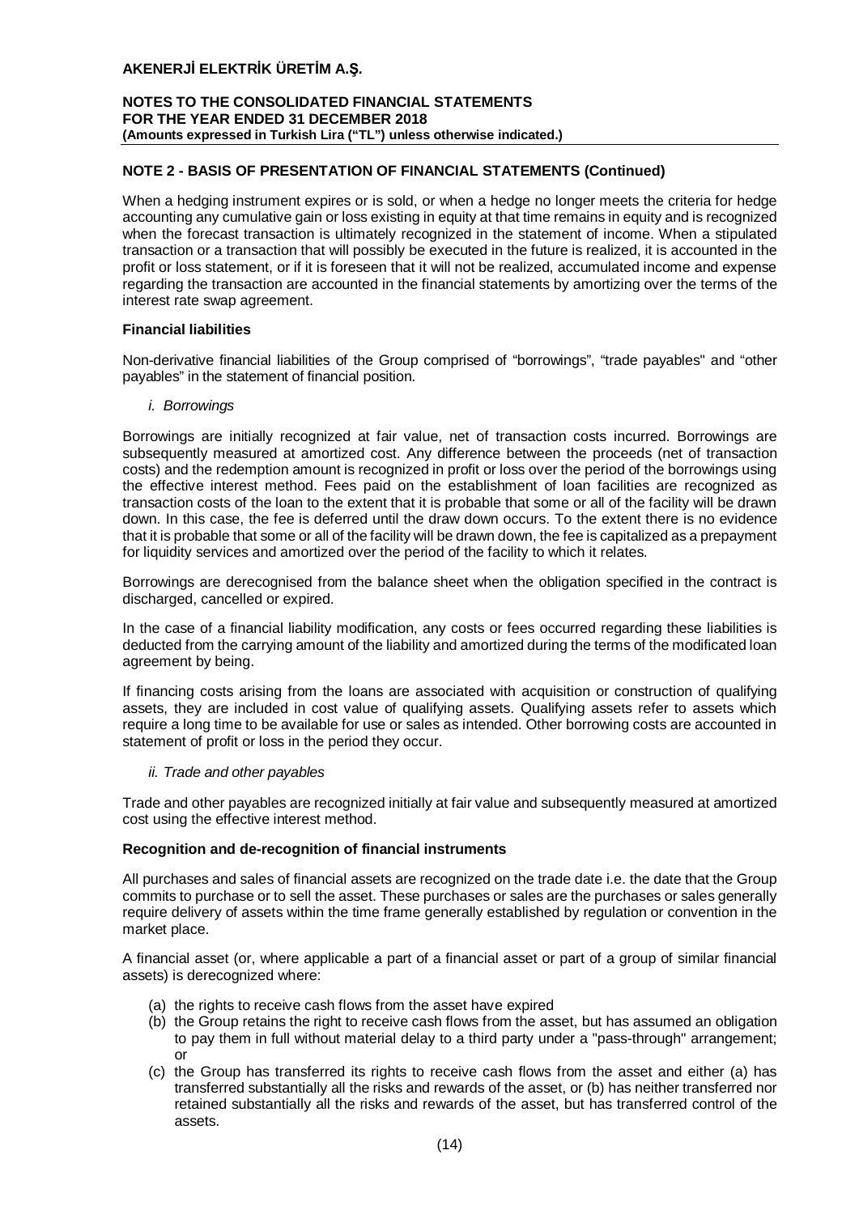## NOTE 2 - BASIS OF PRESENTATION OF FINANCIAL STATEMENTS (Continued)

When a hedging instrument expires or is sold, or when a hedge no longer meets the criteria for hedge accounting any cumulative gain or loss existing in equity at that time remains in equity and is recognized when the forecast transaction is ultimately recognized in the statement of income. When a stipulated transaction or a transaction that will possibly be executed in the future is realized, it is accounted in the profit or loss statement, or if it is foreseen that it will not be realized, accumulated income and expense regarding the transaction are accounted in the financial statements by amortizing over the terms of the interest rate swap agreement.

**Financial liabilities**

Non-derivative financial liabilities of the Group comprised of "borrowings", "trade payables" and "other payables" in the statement of financial position.

*i. Borrowings*

Borrowings are initially recognized at fair value, net of transaction costs incurred. Borrowings are subsequently measured at amortized cost. Any difference between the proceeds (net of transaction costs) and the redemption amount is recognized in profit or loss over the period of the borrowings using the effective interest method. Fees paid on the establishment of loan facilities are recognized as transaction costs of the loan to the extent that it is probable that some or all of the facility will be drawn down. In this case, the fee is deferred until the draw down occurs. To the extent there is no evidence that it is probable that some or all of the facility will be drawn down, the fee is capitalized as a prepayment for liquidity services and amortized over the period of the facility to which it relates.

Borrowings are derecognised from the balance sheet when the obligation specified in the contract is discharged, cancelled or expired.

In the case of a financial liability modification, any costs or fees occurred regarding these liabilities is deducted from the carrying amount of the liability and amortized during the terms of the modificated loan agreement by being.

If financing costs arising from the loans are associated with acquisition or construction of qualifying assets, they are included in cost value of qualifying assets. Qualifying assets refer to assets which require a long time to be available for use or sales as intended. Other borrowing costs are accounted in statement of profit or loss in the period they occur.

*ii. Trade and other payables*

Trade and other payables are recognized initially at fair value and subsequently measured at amortized cost using the effective interest method.

**Recognition and de-recognition of financial instruments**

All purchases and sales of financial assets are recognized on the trade date i.e. the date that the Group commits to purchase or to sell the asset. These purchases or sales are the purchases or sales generally require delivery of assets within the time frame generally established by regulation or convention in the market place.

A financial asset (or, where applicable a part of a financial asset or part of a group of similar financial assets) is derecognized where:

(a) the rights to receive cash flows from the asset have expired
(b) the Group retains the right to receive cash flows from the asset, but has assumed an obligation to pay them in full without material delay to a third party under a "pass-through" arrangement; or
(c) the Group has transferred its rights to receive cash flows from the asset and either (a) has transferred substantially all the risks and rewards of the asset, or (b) has neither transferred nor retained substantially all the risks and rewards of the asset, but has transferred control of the assets.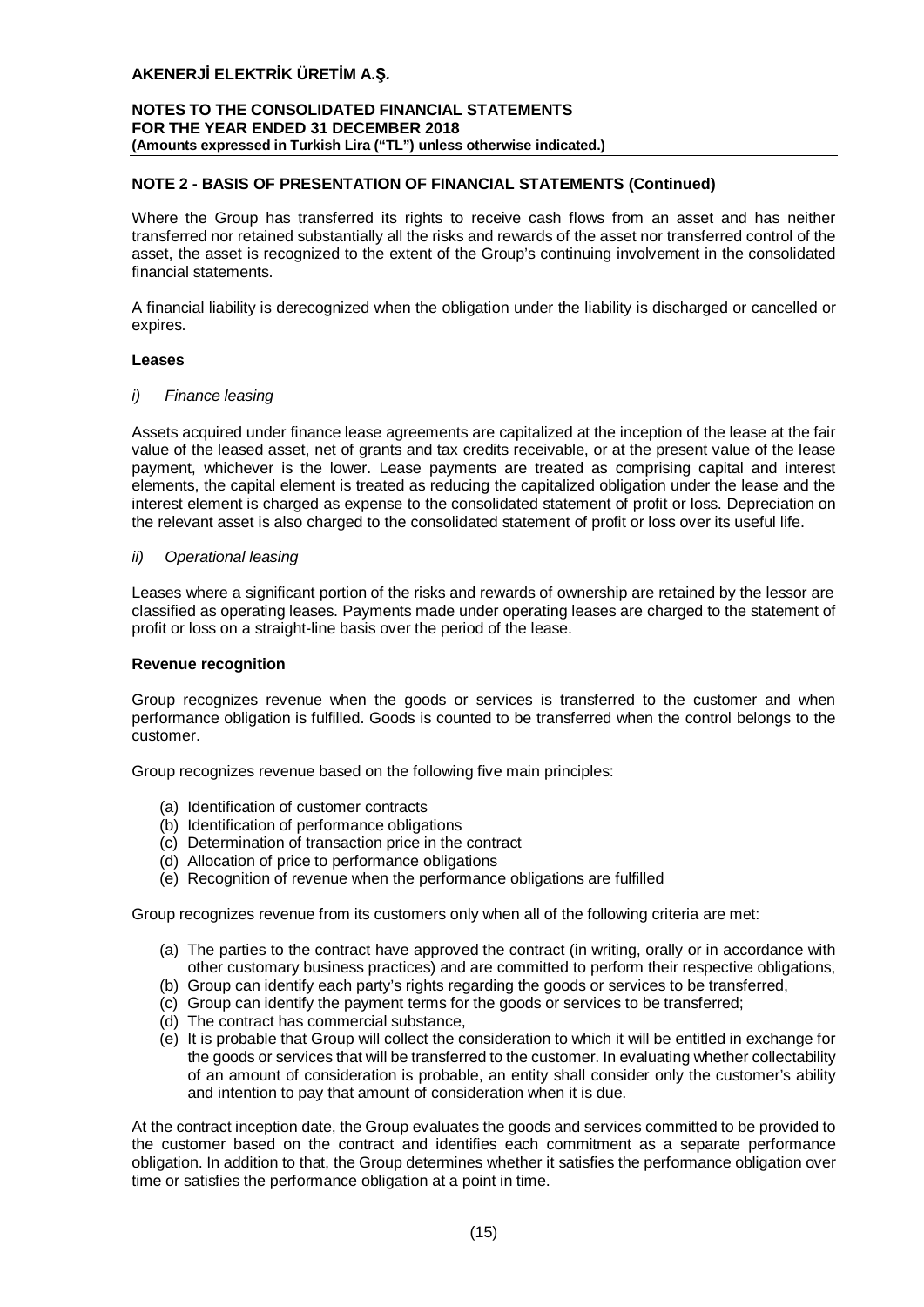## NOTE 2 - BASIS OF PRESENTATION OF FINANCIAL STATEMENTS (Continued)

Where the Group has transferred its rights to receive cash flows from an asset and has neither transferred nor retained substantially all the risks and rewards of the asset nor transferred control of the asset, the asset is recognized to the extent of the Group's continuing involvement in the consolidated financial statements.

A financial liability is derecognized when the obligation under the liability is discharged or cancelled or expires.

**Leases**

*i) Finance leasing*

Assets acquired under finance lease agreements are capitalized at the inception of the lease at the fair value of the leased asset, net of grants and tax credits receivable, or at the present value of the lease payment, whichever is the lower. Lease payments are treated as comprising capital and interest elements, the capital element is treated as reducing the capitalized obligation under the lease and the interest element is charged as expense to the consolidated statement of profit or loss. Depreciation on the relevant asset is also charged to the consolidated statement of profit or loss over its useful life.

*ii) Operational leasing*

Leases where a significant portion of the risks and rewards of ownership are retained by the lessor are classified as operating leases. Payments made under operating leases are charged to the statement of profit or loss on a straight-line basis over the period of the lease.

**Revenue recognition**

Group recognizes revenue when the goods or services is transferred to the customer and when performance obligation is fulfilled. Goods is counted to be transferred when the control belongs to the customer.

Group recognizes revenue based on the following five main principles:

(a) Identification of customer contracts
(b) Identification of performance obligations
(c) Determination of transaction price in the contract
(d) Allocation of price to performance obligations
(e) Recognition of revenue when the performance obligations are fulfilled

Group recognizes revenue from its customers only when all of the following criteria are met:

(a) The parties to the contract have approved the contract (in writing, orally or in accordance with other customary business practices) and are committed to perform their respective obligations,
(b) Group can identify each party's rights regarding the goods or services to be transferred,
(c) Group can identify the payment terms for the goods or services to be transferred;
(d) The contract has commercial substance,
(e) It is probable that Group will collect the consideration to which it will be entitled in exchange for the goods or services that will be transferred to the customer. In evaluating whether collectability of an amount of consideration is probable, an entity shall consider only the customer's ability and intention to pay that amount of consideration when it is due.

At the contract inception date, the Group evaluates the goods and services committed to be provided to the customer based on the contract and identifies each commitment as a separate performance obligation. In addition to that, the Group determines whether it satisfies the performance obligation over time or satisfies the performance obligation at a point in time.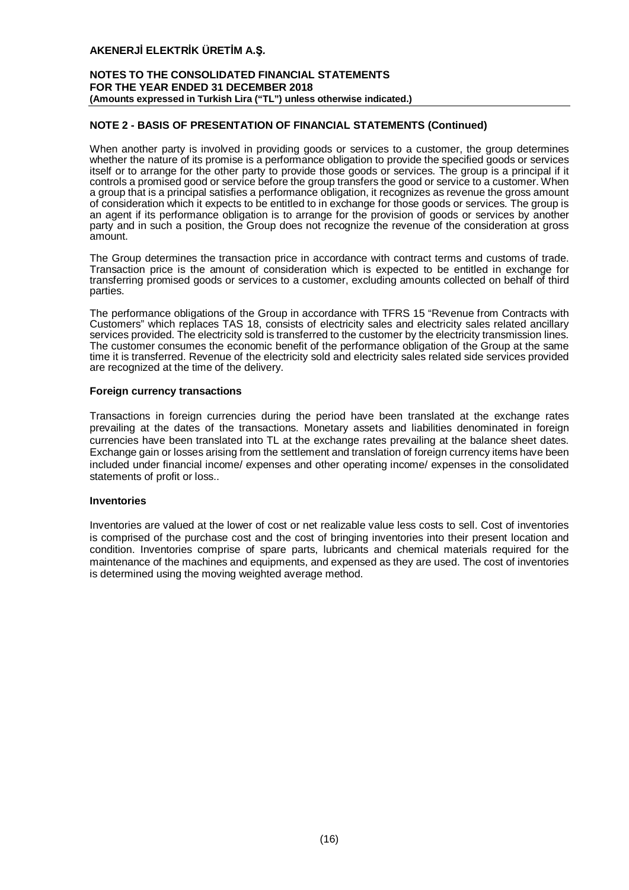## NOTE 2 - BASIS OF PRESENTATION OF FINANCIAL STATEMENTS (Continued)

When another party is involved in providing goods or services to a customer, the group determines whether the nature of its promise is a performance obligation to provide the specified goods or services itself or to arrange for the other party to provide those goods or services. The group is a principal if it controls a promised good or service before the group transfers the good or service to a customer. When a group that is a principal satisfies a performance obligation, it recognizes as revenue the gross amount of consideration which it expects to be entitled to in exchange for those goods or services. The group is an agent if its performance obligation is to arrange for the provision of goods or services by another party and in such a position, the Group does not recognize the revenue of the consideration at gross amount.

The Group determines the transaction price in accordance with contract terms and customs of trade. Transaction price is the amount of consideration which is expected to be entitled in exchange for transferring promised goods or services to a customer, excluding amounts collected on behalf of third parties.

The performance obligations of the Group in accordance with TFRS 15 "Revenue from Contracts with Customers" which replaces TAS 18, consists of electricity sales and electricity sales related ancillary services provided. The electricity sold is transferred to the customer by the electricity transmission lines. The customer consumes the economic benefit of the performance obligation of the Group at the same time it is transferred. Revenue of the electricity sold and electricity sales related side services provided are recognized at the time of the delivery.

### Foreign currency transactions

Transactions in foreign currencies during the period have been translated at the exchange rates prevailing at the dates of the transactions. Monetary assets and liabilities denominated in foreign currencies have been translated into TL at the exchange rates prevailing at the balance sheet dates. Exchange gain or losses arising from the settlement and translation of foreign currency items have been included under financial income/ expenses and other operating income/ expenses in the consolidated statements of profit or loss..

### Inventories

Inventories are valued at the lower of cost or net realizable value less costs to sell. Cost of inventories is comprised of the purchase cost and the cost of bringing inventories into their present location and condition. Inventories comprise of spare parts, lubricants and chemical materials required for the maintenance of the machines and equipments, and expensed as they are used. The cost of inventories is determined using the moving weighted average method.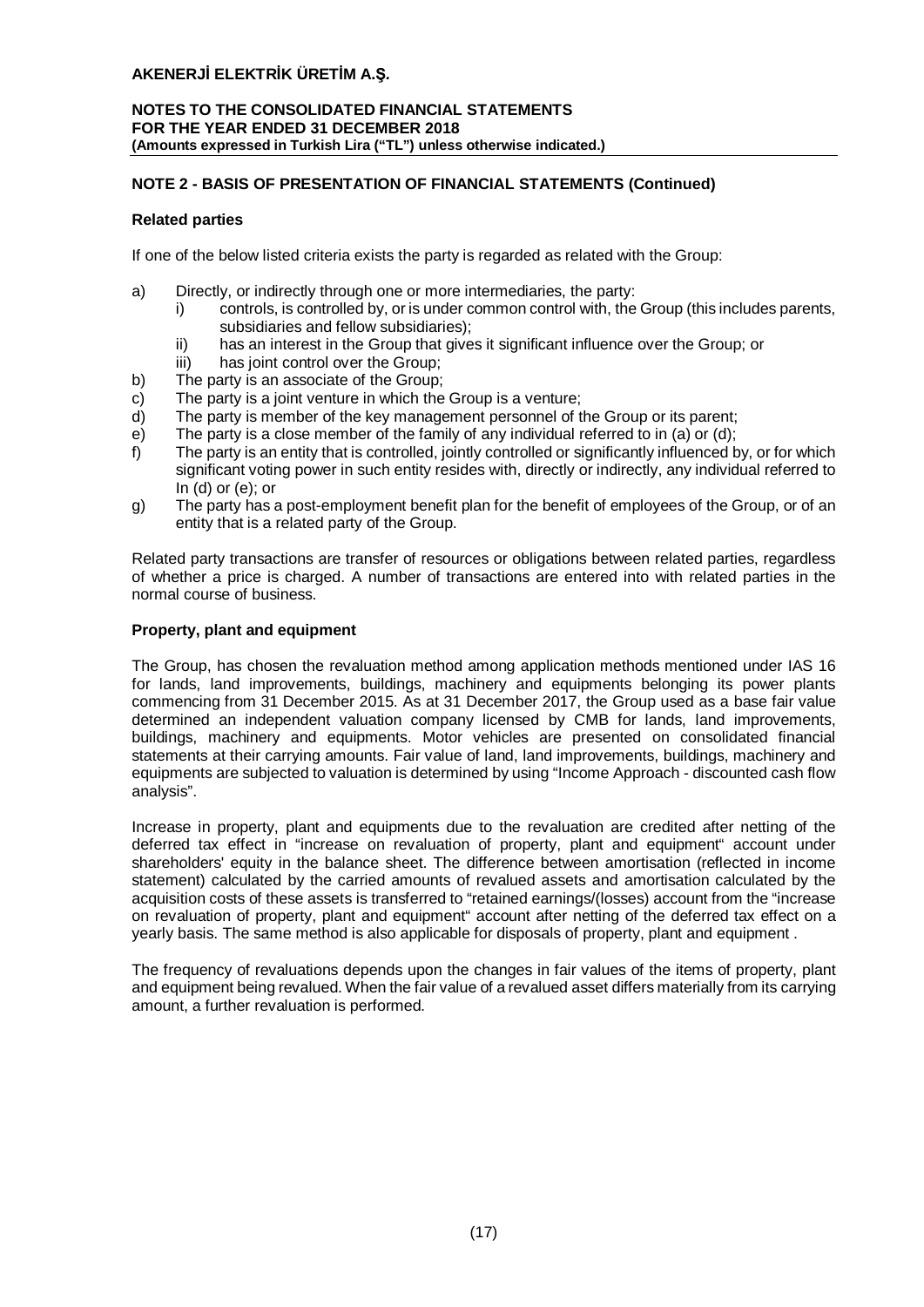## NOTE 2 - BASIS OF PRESENTATION OF FINANCIAL STATEMENTS (Continued)

### Related parties

If one of the below listed criteria exists the party is regarded as related with the Group:

a) Directly, or indirectly through one or more intermediaries, the party:
   i) controls, is controlled by, or is under common control with, the Group (this includes parents, subsidiaries and fellow subsidiaries);
   ii) has an interest in the Group that gives it significant influence over the Group; or
   iii) has joint control over the Group;
b) The party is an associate of the Group;
c) The party is a joint venture in which the Group is a venture;
d) The party is member of the key management personnel of the Group or its parent;
e) The party is a close member of the family of any individual referred to in (a) or (d);
f) The party is an entity that is controlled, jointly controlled or significantly influenced by, or for which significant voting power in such entity resides with, directly or indirectly, any individual referred to In (d) or (e); or
g) The party has a post-employment benefit plan for the benefit of employees of the Group, or of an entity that is a related party of the Group.

Related party transactions are transfer of resources or obligations between related parties, regardless of whether a price is charged. A number of transactions are entered into with related parties in the normal course of business.

### Property, plant and equipment

The Group, has chosen the revaluation method among application methods mentioned under IAS 16 for lands, land improvements, buildings, machinery and equipments belonging its power plants commencing from 31 December 2015. As at 31 December 2017, the Group used as a base fair value determined an independent valuation company licensed by CMB for lands, land improvements, buildings, machinery and equipments. Motor vehicles are presented on consolidated financial statements at their carrying amounts. Fair value of land, land improvements, buildings, machinery and equipments are subjected to valuation is determined by using "Income Approach - discounted cash flow analysis".

Increase in property, plant and equipments due to the revaluation are credited after netting of the deferred tax effect in "increase on revaluation of property, plant and equipment" account under shareholders' equity in the balance sheet. The difference between amortisation (reflected in income statement) calculated by the carried amounts of revalued assets and amortisation calculated by the acquisition costs of these assets is transferred to "retained earnings/(losses) account from the "increase on revaluation of property, plant and equipment" account after netting of the deferred tax effect on a yearly basis. The same method is also applicable for disposals of property, plant and equipment .

The frequency of revaluations depends upon the changes in fair values of the items of property, plant and equipment being revalued. When the fair value of a revalued asset differs materially from its carrying amount, a further revaluation is performed.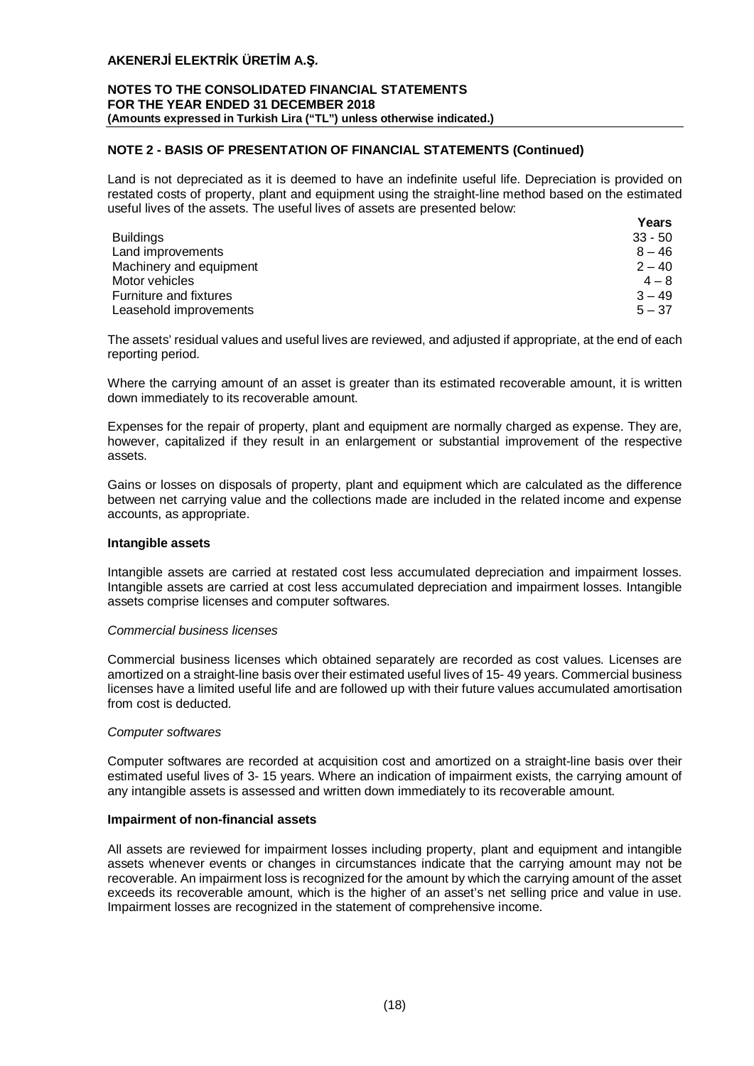## NOTE 2 - BASIS OF PRESENTATION OF FINANCIAL STATEMENTS (Continued)

Land is not depreciated as it is deemed to have an indefinite useful life. Depreciation is provided on restated costs of property, plant and equipment using the straight-line method based on the estimated useful lives of the assets. The useful lives of assets are presented below:

| | Years |
|---|---|
| Buildings | 33 - 50 |
| Land improvements | 8 – 46 |
| Machinery and equipment | 2 – 40 |
| Motor vehicles | 4 – 8 |
| Furniture and fixtures | 3 – 49 |
| Leasehold improvements | 5 – 37 |

The assets' residual values and useful lives are reviewed, and adjusted if appropriate, at the end of each reporting period.

Where the carrying amount of an asset is greater than its estimated recoverable amount, it is written down immediately to its recoverable amount.

Expenses for the repair of property, plant and equipment are normally charged as expense. They are, however, capitalized if they result in an enlargement or substantial improvement of the respective assets.

Gains or losses on disposals of property, plant and equipment which are calculated as the difference between net carrying value and the collections made are included in the related income and expense accounts, as appropriate.

**Intangible assets**

Intangible assets are carried at restated cost less accumulated depreciation and impairment losses. Intangible assets are carried at cost less accumulated depreciation and impairment losses. Intangible assets comprise licenses and computer softwares.

*Commercial business licenses*

Commercial business licenses which obtained separately are recorded as cost values. Licenses are amortized on a straight-line basis over their estimated useful lives of 15- 49 years. Commercial business licenses have a limited useful life and are followed up with their future values accumulated amortisation from cost is deducted.

*Computer softwares*

Computer softwares are recorded at acquisition cost and amortized on a straight-line basis over their estimated useful lives of 3- 15 years. Where an indication of impairment exists, the carrying amount of any intangible assets is assessed and written down immediately to its recoverable amount.

**Impairment of non-financial assets**

All assets are reviewed for impairment losses including property, plant and equipment and intangible assets whenever events or changes in circumstances indicate that the carrying amount may not be recoverable. An impairment loss is recognized for the amount by which the carrying amount of the asset exceeds its recoverable amount, which is the higher of an asset's net selling price and value in use. Impairment losses are recognized in the statement of comprehensive income.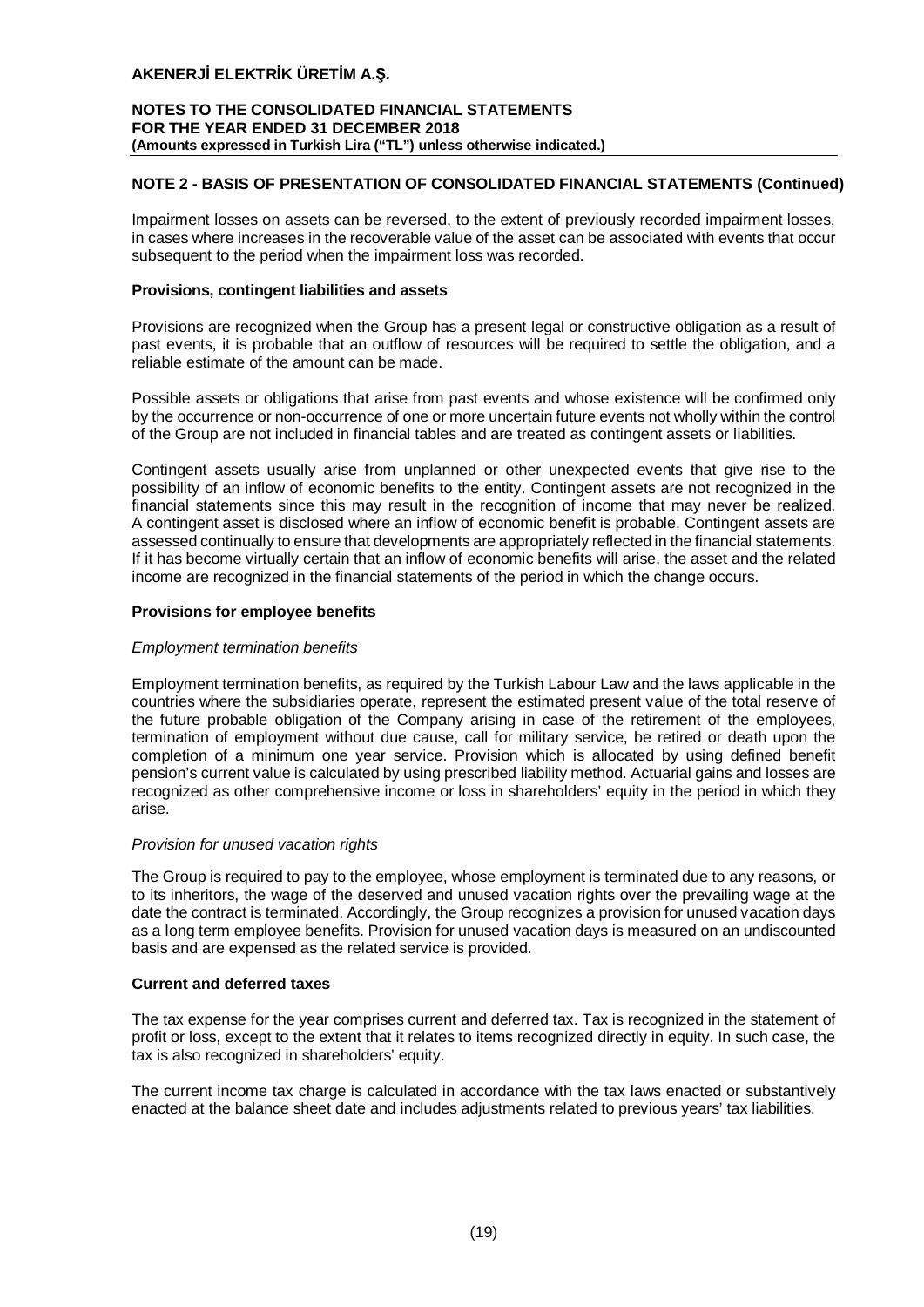## NOTE 2 - BASIS OF PRESENTATION OF CONSOLIDATED FINANCIAL STATEMENTS (Continued)

Impairment losses on assets can be reversed, to the extent of previously recorded impairment losses, in cases where increases in the recoverable value of the asset can be associated with events that occur subsequent to the period when the impairment loss was recorded.

**Provisions, contingent liabilities and assets**

Provisions are recognized when the Group has a present legal or constructive obligation as a result of past events, it is probable that an outflow of resources will be required to settle the obligation, and a reliable estimate of the amount can be made.

Possible assets or obligations that arise from past events and whose existence will be confirmed only by the occurrence or non-occurrence of one or more uncertain future events not wholly within the control of the Group are not included in financial tables and are treated as contingent assets or liabilities.

Contingent assets usually arise from unplanned or other unexpected events that give rise to the possibility of an inflow of economic benefits to the entity. Contingent assets are not recognized in the financial statements since this may result in the recognition of income that may never be realized. A contingent asset is disclosed where an inflow of economic benefit is probable. Contingent assets are assessed continually to ensure that developments are appropriately reflected in the financial statements. If it has become virtually certain that an inflow of economic benefits will arise, the asset and the related income are recognized in the financial statements of the period in which the change occurs.

**Provisions for employee benefits**

*Employment termination benefits*

Employment termination benefits, as required by the Turkish Labour Law and the laws applicable in the countries where the subsidiaries operate, represent the estimated present value of the total reserve of the future probable obligation of the Company arising in case of the retirement of the employees, termination of employment without due cause, call for military service, be retired or death upon the completion of a minimum one year service. Provision which is allocated by using defined benefit pension's current value is calculated by using prescribed liability method. Actuarial gains and losses are recognized as other comprehensive income or loss in shareholders' equity in the period in which they arise.

*Provision for unused vacation rights*

The Group is required to pay to the employee, whose employment is terminated due to any reasons, or to its inheritors, the wage of the deserved and unused vacation rights over the prevailing wage at the date the contract is terminated. Accordingly, the Group recognizes a provision for unused vacation days as a long term employee benefits. Provision for unused vacation days is measured on an undiscounted basis and are expensed as the related service is provided.

**Current and deferred taxes**

The tax expense for the year comprises current and deferred tax. Tax is recognized in the statement of profit or loss, except to the extent that it relates to items recognized directly in equity. In such case, the tax is also recognized in shareholders' equity.

The current income tax charge is calculated in accordance with the tax laws enacted or substantively enacted at the balance sheet date and includes adjustments related to previous years' tax liabilities.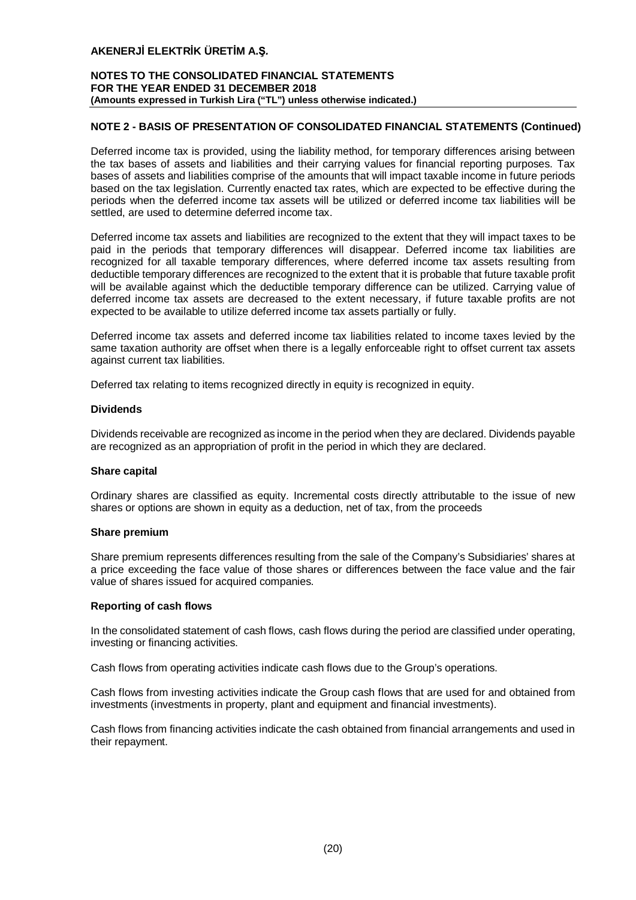## NOTE 2 - BASIS OF PRESENTATION OF CONSOLIDATED FINANCIAL STATEMENTS (Continued)

Deferred income tax is provided, using the liability method, for temporary differences arising between the tax bases of assets and liabilities and their carrying values for financial reporting purposes. Tax bases of assets and liabilities comprise of the amounts that will impact taxable income in future periods based on the tax legislation. Currently enacted tax rates, which are expected to be effective during the periods when the deferred income tax assets will be utilized or deferred income tax liabilities will be settled, are used to determine deferred income tax.

Deferred income tax assets and liabilities are recognized to the extent that they will impact taxes to be paid in the periods that temporary differences will disappear. Deferred income tax liabilities are recognized for all taxable temporary differences, where deferred income tax assets resulting from deductible temporary differences are recognized to the extent that it is probable that future taxable profit will be available against which the deductible temporary difference can be utilized. Carrying value of deferred income tax assets are decreased to the extent necessary, if future taxable profits are not expected to be available to utilize deferred income tax assets partially or fully.

Deferred income tax assets and deferred income tax liabilities related to income taxes levied by the same taxation authority are offset when there is a legally enforceable right to offset current tax assets against current tax liabilities.

Deferred tax relating to items recognized directly in equity is recognized in equity.

### Dividends

Dividends receivable are recognized as income in the period when they are declared. Dividends payable are recognized as an appropriation of profit in the period in which they are declared.

### Share capital

Ordinary shares are classified as equity. Incremental costs directly attributable to the issue of new shares or options are shown in equity as a deduction, net of tax, from the proceeds

### Share premium

Share premium represents differences resulting from the sale of the Company's Subsidiaries' shares at a price exceeding the face value of those shares or differences between the face value and the fair value of shares issued for acquired companies.

### Reporting of cash flows

In the consolidated statement of cash flows, cash flows during the period are classified under operating, investing or financing activities.

Cash flows from operating activities indicate cash flows due to the Group's operations.

Cash flows from investing activities indicate the Group cash flows that are used for and obtained from investments (investments in property, plant and equipment and financial investments).

Cash flows from financing activities indicate the cash obtained from financial arrangements and used in their repayment.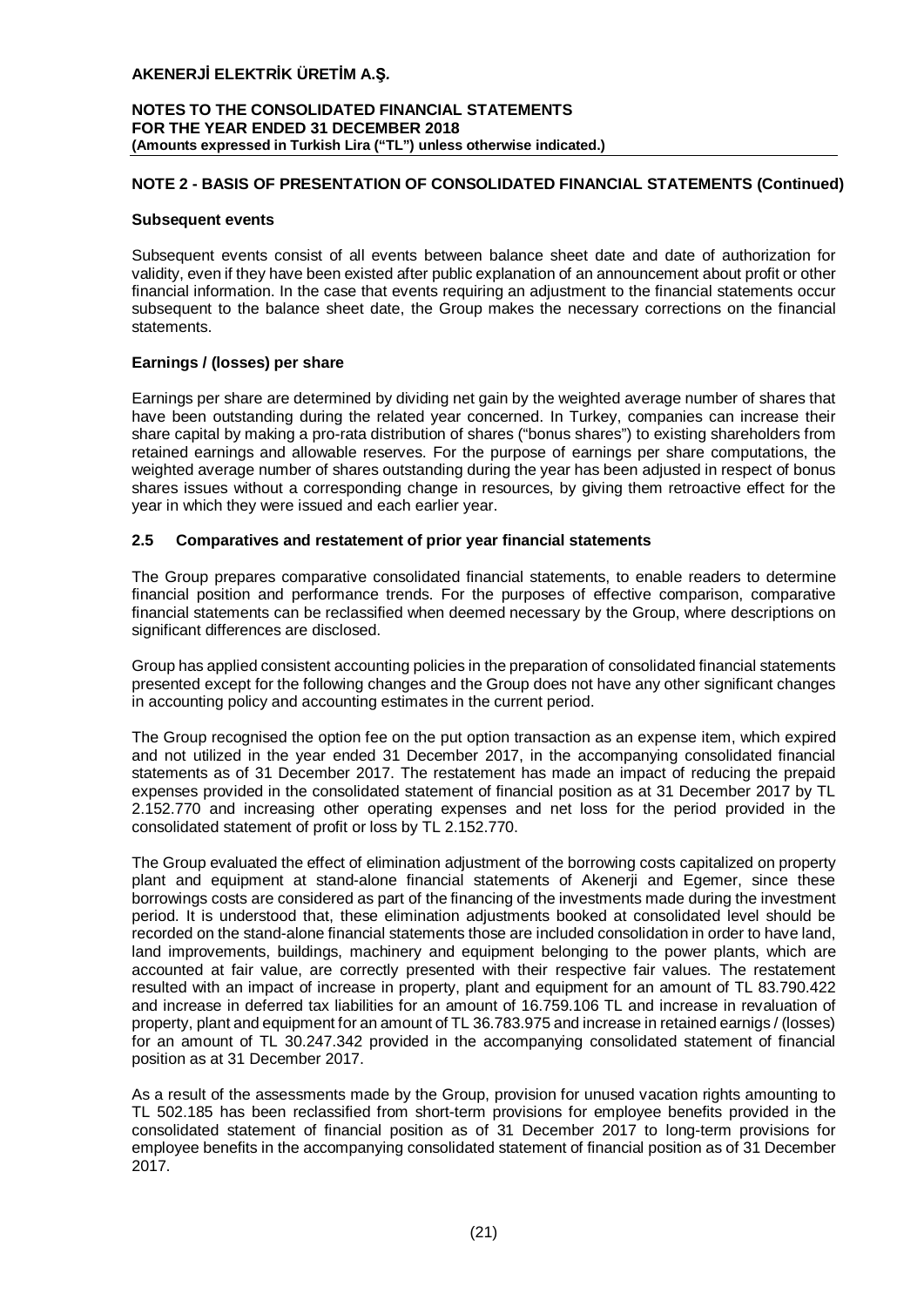## NOTE 2 - BASIS OF PRESENTATION OF CONSOLIDATED FINANCIAL STATEMENTS (Continued)

### Subsequent events

Subsequent events consist of all events between balance sheet date and date of authorization for validity, even if they have been existed after public explanation of an announcement about profit or other financial information. In the case that events requiring an adjustment to the financial statements occur subsequent to the balance sheet date, the Group makes the necessary corrections on the financial statements.

### Earnings / (losses) per share

Earnings per share are determined by dividing net gain by the weighted average number of shares that have been outstanding during the related year concerned. In Turkey, companies can increase their share capital by making a pro-rata distribution of shares ("bonus shares") to existing shareholders from retained earnings and allowable reserves. For the purpose of earnings per share computations, the weighted average number of shares outstanding during the year has been adjusted in respect of bonus shares issues without a corresponding change in resources, by giving them retroactive effect for the year in which they were issued and each earlier year.

### 2.5 Comparatives and restatement of prior year financial statements

The Group prepares comparative consolidated financial statements, to enable readers to determine financial position and performance trends. For the purposes of effective comparison, comparative financial statements can be reclassified when deemed necessary by the Group, where descriptions on significant differences are disclosed.

Group has applied consistent accounting policies in the preparation of consolidated financial statements presented except for the following changes and the Group does not have any other significant changes in accounting policy and accounting estimates in the current period.

The Group recognised the option fee on the put option transaction as an expense item, which expired and not utilized in the year ended 31 December 2017, in the accompanying consolidated financial statements as of 31 December 2017. The restatement has made an impact of reducing the prepaid expenses provided in the consolidated statement of financial position as at 31 December 2017 by TL 2.152.770 and increasing other operating expenses and net loss for the period provided in the consolidated statement of profit or loss by TL 2.152.770.

The Group evaluated the effect of elimination adjustment of the borrowing costs capitalized on property plant and equipment at stand-alone financial statements of Akenerji and Egemer, since these borrowings costs are considered as part of the financing of the investments made during the investment period. It is understood that, these elimination adjustments booked at consolidated level should be recorded on the stand-alone financial statements those are included consolidation in order to have land, land improvements, buildings, machinery and equipment belonging to the power plants, which are accounted at fair value, are correctly presented with their respective fair values. The restatement resulted with an impact of increase in property, plant and equipment for an amount of TL 83.790.422 and increase in deferred tax liabilities for an amount of 16.759.106 TL and increase in revaluation of property, plant and equipment for an amount of TL 36.783.975 and increase in retained earnigs / (losses) for an amount of TL 30.247.342 provided in the accompanying consolidated statement of financial position as at 31 December 2017.

As a result of the assessments made by the Group, provision for unused vacation rights amounting to TL 502.185 has been reclassified from short-term provisions for employee benefits provided in the consolidated statement of financial position as of 31 December 2017 to long-term provisions for employee benefits in the accompanying consolidated statement of financial position as of 31 December 2017.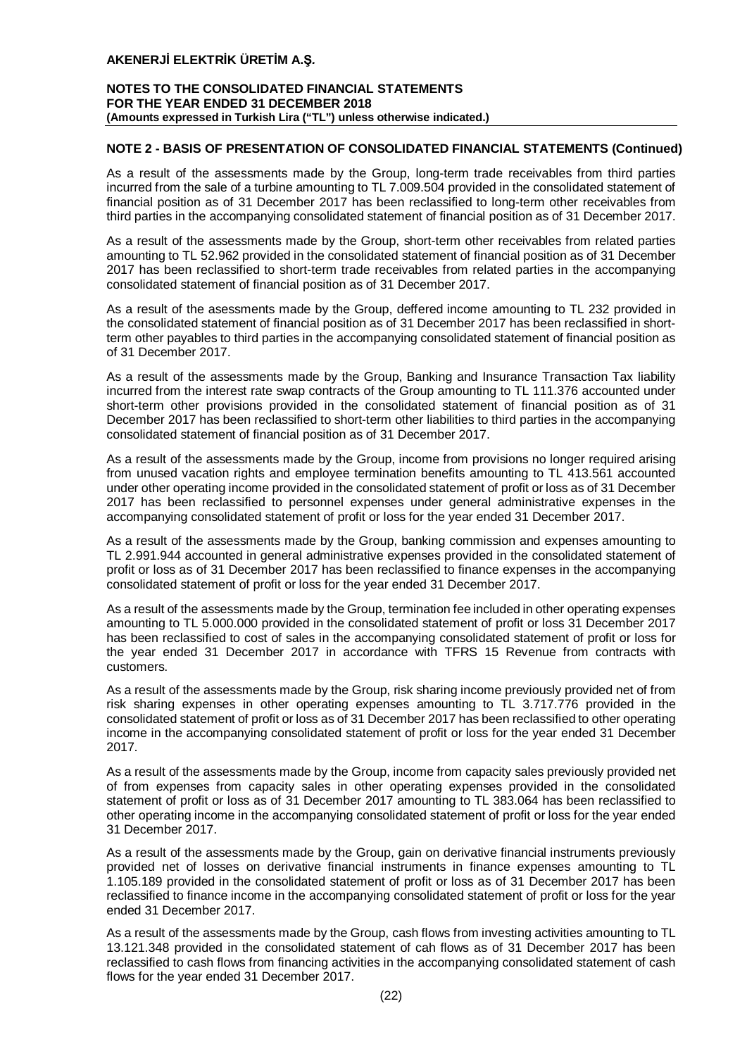## NOTE 2 - BASIS OF PRESENTATION OF CONSOLIDATED FINANCIAL STATEMENTS (Continued)

As a result of the assessments made by the Group, long-term trade receivables from third parties incurred from the sale of a turbine amounting to TL 7.009.504 provided in the consolidated statement of financial position as of 31 December 2017 has been reclassified to long-term other receivables from third parties in the accompanying consolidated statement of financial position as of 31 December 2017.

As a result of the assessments made by the Group, short-term other receivables from related parties amounting to TL 52.962 provided in the consolidated statement of financial position as of 31 December 2017 has been reclassified to short-term trade receivables from related parties in the accompanying consolidated statement of financial position as of 31 December 2017.

As a result of the asessments made by the Group, deffered income amounting to TL 232 provided in the consolidated statement of financial position as of 31 December 2017 has been reclassified in short-term other payables to third parties in the accompanying consolidated statement of financial position as of 31 December 2017.

As a result of the assessments made by the Group, Banking and Insurance Transaction Tax liability incurred from the interest rate swap contracts of the Group amounting to TL 111.376 accounted under short-term other provisions provided in the consolidated statement of financial position as of 31 December 2017 has been reclassified to short-term other liabilities to third parties in the accompanying consolidated statement of financial position as of 31 December 2017.

As a result of the assessments made by the Group, income from provisions no longer required arising from unused vacation rights and employee termination benefits amounting to TL 413.561 accounted under other operating income provided in the consolidated statement of profit or loss as of 31 December 2017 has been reclassified to personnel expenses under general administrative expenses in the accompanying consolidated statement of profit or loss for the year ended 31 December 2017.

As a result of the assessments made by the Group, banking commission and expenses amounting to TL 2.991.944 accounted in general administrative expenses provided in the consolidated statement of profit or loss as of 31 December 2017 has been reclassified to finance expenses in the accompanying consolidated statement of profit or loss for the year ended 31 December 2017.

As a result of the assessments made by the Group, termination fee included in other operating expenses amounting to TL 5.000.000 provided in the consolidated statement of profit or loss 31 December 2017 has been reclassified to cost of sales in the accompanying consolidated statement of profit or loss for the year ended 31 December 2017 in accordance with TFRS 15 Revenue from contracts with customers.

As a result of the assessments made by the Group, risk sharing income previously provided net of from risk sharing expenses in other operating expenses amounting to TL 3.717.776 provided in the consolidated statement of profit or loss as of 31 December 2017 has been reclassified to other operating income in the accompanying consolidated statement of profit or loss for the year ended 31 December 2017.

As a result of the assessments made by the Group, income from capacity sales previously provided net of from expenses from capacity sales in other operating expenses provided in the consolidated statement of profit or loss as of 31 December 2017 amounting to TL 383.064 has been reclassified to other operating income in the accompanying consolidated statement of profit or loss for the year ended 31 December 2017.

As a result of the assessments made by the Group, gain on derivative financial instruments previously provided net of losses on derivative financial instruments in finance expenses amounting to TL 1.105.189 provided in the consolidated statement of profit or loss as of 31 December 2017 has been reclassified to finance income in the accompanying consolidated statement of profit or loss for the year ended 31 December 2017.

As a result of the assessments made by the Group, cash flows from investing activities amounting to TL 13.121.348 provided in the consolidated statement of cah flows as of 31 December 2017 has been reclassified to cash flows from financing activities in the accompanying consolidated statement of cash flows for the year ended 31 December 2017.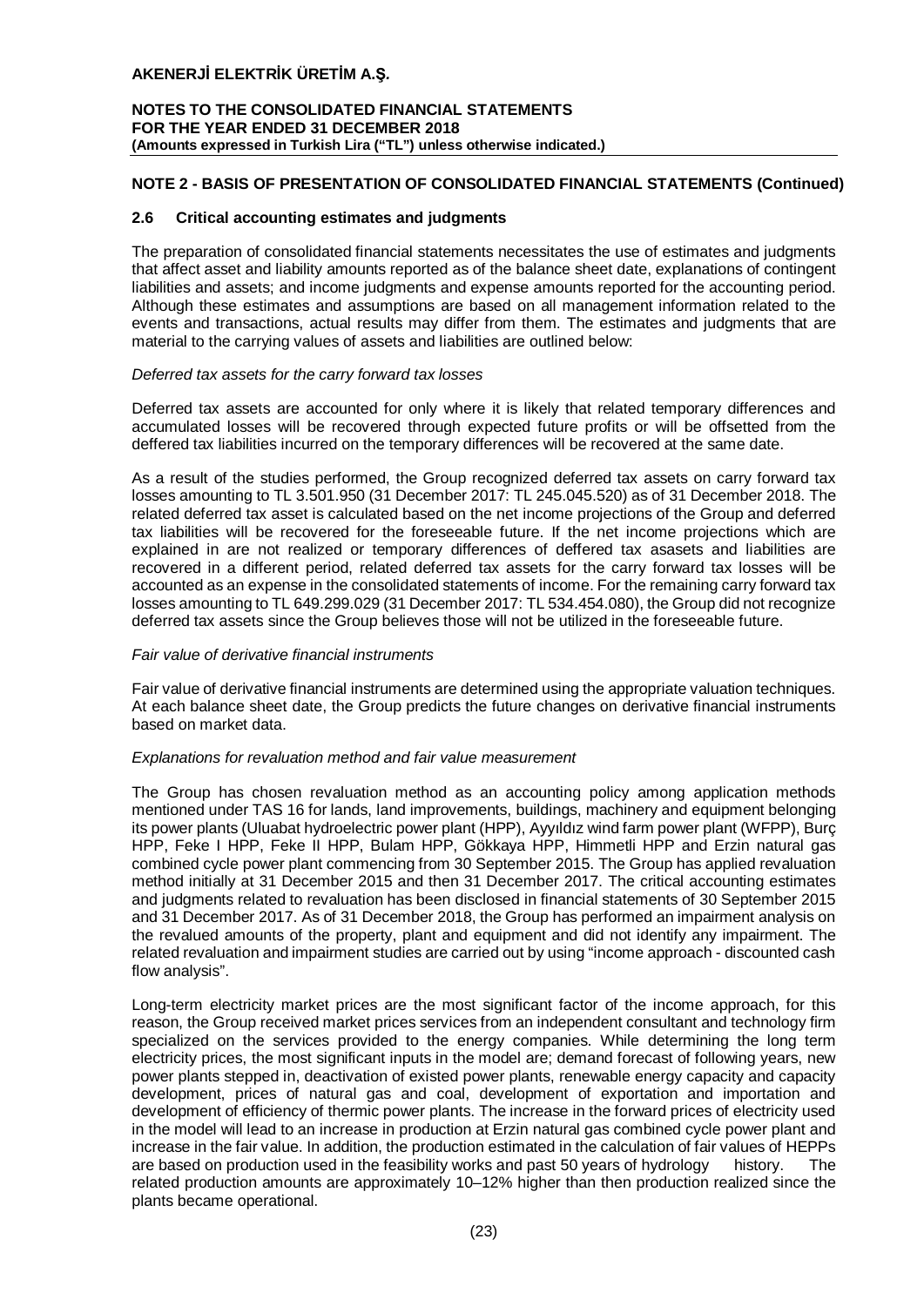## NOTE 2 - BASIS OF PRESENTATION OF CONSOLIDATED FINANCIAL STATEMENTS (Continued)

### 2.6 Critical accounting estimates and judgments

The preparation of consolidated financial statements necessitates the use of estimates and judgments that affect asset and liability amounts reported as of the balance sheet date, explanations of contingent liabilities and assets; and income judgments and expense amounts reported for the accounting period. Although these estimates and assumptions are based on all management information related to the events and transactions, actual results may differ from them. The estimates and judgments that are material to the carrying values of assets and liabilities are outlined below:

*Deferred tax assets for the carry forward tax losses*

Deferred tax assets are accounted for only where it is likely that related temporary differences and accumulated losses will be recovered through expected future profits or will be offsetted from the deffered tax liabilities incurred on the temporary differences will be recovered at the same date.

As a result of the studies performed, the Group recognized deferred tax assets on carry forward tax losses amounting to TL 3.501.950 (31 December 2017: TL 245.045.520) as of 31 December 2018. The related deferred tax asset is calculated based on the net income projections of the Group and deferred tax liabilities will be recovered for the foreseeable future. If the net income projections which are explained in are not realized or temporary differences of deffered tax asasets and liabilities are recovered in a different period, related deferred tax assets for the carry forward tax losses will be accounted as an expense in the consolidated statements of income. For the remaining carry forward tax losses amounting to TL 649.299.029 (31 December 2017: TL 534.454.080), the Group did not recognize deferred tax assets since the Group believes those will not be utilized in the foreseeable future.

*Fair value of derivative financial instruments*

Fair value of derivative financial instruments are determined using the appropriate valuation techniques. At each balance sheet date, the Group predicts the future changes on derivative financial instruments based on market data.

*Explanations for revaluation method and fair value measurement*

The Group has chosen revaluation method as an accounting policy among application methods mentioned under TAS 16 for lands, land improvements, buildings, machinery and equipment belonging its power plants (Uluabat hydroelectric power plant (HPP), Ayyıldız wind farm power plant (WFPP), Burç HPP, Feke I HPP, Feke II HPP, Bulam HPP, Gökkaya HPP, Himmetli HPP and Erzin natural gas combined cycle power plant commencing from 30 September 2015. The Group has applied revaluation method initially at 31 December 2015 and then 31 December 2017. The critical accounting estimates and judgments related to revaluation has been disclosed in financial statements of 30 September 2015 and 31 December 2017. As of 31 December 2018, the Group has performed an impairment analysis on the revalued amounts of the property, plant and equipment and did not identify any impairment. The related revaluation and impairment studies are carried out by using "income approach - discounted cash flow analysis".

Long-term electricity market prices are the most significant factor of the income approach, for this reason, the Group received market prices services from an independent consultant and technology firm specialized on the services provided to the energy companies. While determining the long term electricity prices, the most significant inputs in the model are; demand forecast of following years, new power plants stepped in, deactivation of existed power plants, renewable energy capacity and capacity development, prices of natural gas and coal, development of exportation and importation and development of efficiency of thermic power plants. The increase in the forward prices of electricity used in the model will lead to an increase in production at Erzin natural gas combined cycle power plant and increase in the fair value. In addition, the production estimated in the calculation of fair values of HEPPs are based on production used in the feasibility works and past 50 years of hydrology history. The related production amounts are approximately 10–12% higher than then production realized since the plants became operational.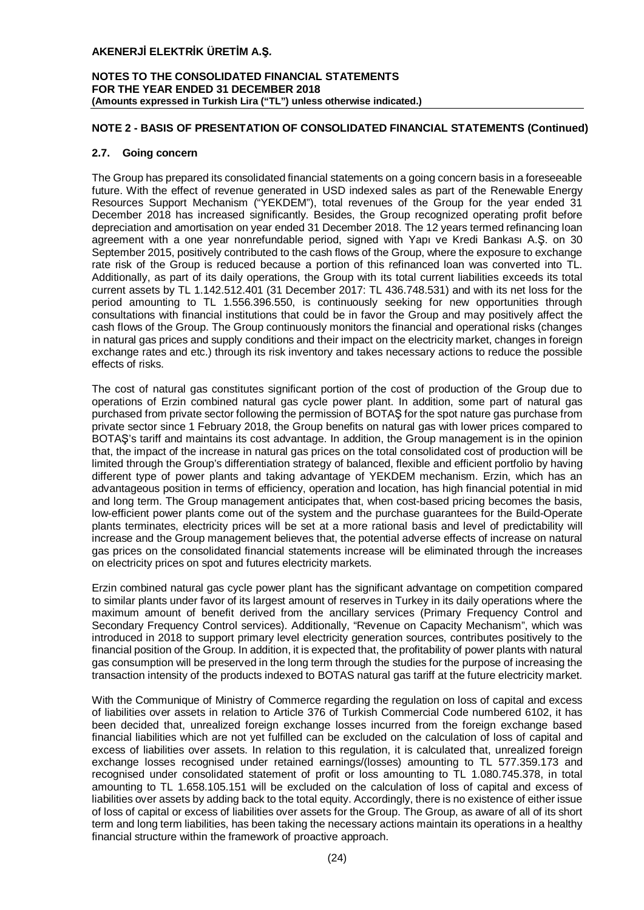## NOTE 2 - BASIS OF PRESENTATION OF CONSOLIDATED FINANCIAL STATEMENTS (Continued)

### 2.7. Going concern

The Group has prepared its consolidated financial statements on a going concern basis in a foreseeable future. With the effect of revenue generated in USD indexed sales as part of the Renewable Energy Resources Support Mechanism ("YEKDEM"), total revenues of the Group for the year ended 31 December 2018 has increased significantly. Besides, the Group recognized operating profit before depreciation and amortisation on year ended 31 December 2018. The 12 years termed refinancing loan agreement with a one year nonrefundable period, signed with Yapı ve Kredi Bankası A.Ş. on 30 September 2015, positively contributed to the cash flows of the Group, where the exposure to exchange rate risk of the Group is reduced because a portion of this refinanced loan was converted into TL. Additionally, as part of its daily operations, the Group with its total current liabilities exceeds its total current assets by TL 1.142.512.401 (31 December 2017: TL 436.748.531) and with its net loss for the period amounting to TL 1.556.396.550, is continuously seeking for new opportunities through consultations with financial institutions that could be in favor the Group and may positively affect the cash flows of the Group. The Group continuously monitors the financial and operational risks (changes in natural gas prices and supply conditions and their impact on the electricity market, changes in foreign exchange rates and etc.) through its risk inventory and takes necessary actions to reduce the possible effects of risks.

The cost of natural gas constitutes significant portion of the cost of production of the Group due to operations of Erzin combined natural gas cycle power plant. In addition, some part of natural gas purchased from private sector following the permission of BOTAŞ for the spot nature gas purchase from private sector since 1 February 2018, the Group benefits on natural gas with lower prices compared to BOTAŞ's tariff and maintains its cost advantage. In addition, the Group management is in the opinion that, the impact of the increase in natural gas prices on the total consolidated cost of production will be limited through the Group's differentiation strategy of balanced, flexible and efficient portfolio by having different type of power plants and taking advantage of YEKDEM mechanism. Erzin, which has an advantageous position in terms of efficiency, operation and location, has high financial potential in mid and long term. The Group management anticipates that, when cost-based pricing becomes the basis, low-efficient power plants come out of the system and the purchase guarantees for the Build-Operate plants terminates, electricity prices will be set at a more rational basis and level of predictability will increase and the Group management believes that, the potential adverse effects of increase on natural gas prices on the consolidated financial statements increase will be eliminated through the increases on electricity prices on spot and futures electricity markets.

Erzin combined natural gas cycle power plant has the significant advantage on competition compared to similar plants under favor of its largest amount of reserves in Turkey in its daily operations where the maximum amount of benefit derived from the ancillary services (Primary Frequency Control and Secondary Frequency Control services). Additionally, "Revenue on Capacity Mechanism", which was introduced in 2018 to support primary level electricity generation sources, contributes positively to the financial position of the Group. In addition, it is expected that, the profitability of power plants with natural gas consumption will be preserved in the long term through the studies for the purpose of increasing the transaction intensity of the products indexed to BOTAS natural gas tariff at the future electricity market.

With the Communique of Ministry of Commerce regarding the regulation on loss of capital and excess of liabilities over assets in relation to Article 376 of Turkish Commercial Code numbered 6102, it has been decided that, unrealized foreign exchange losses incurred from the foreign exchange based financial liabilities which are not yet fulfilled can be excluded on the calculation of loss of capital and excess of liabilities over assets. In relation to this regulation, it is calculated that, unrealized foreign exchange losses recognised under retained earnings/(losses) amounting to TL 577.359.173 and recognised under consolidated statement of profit or loss amounting to TL 1.080.745.378, in total amounting to TL 1.658.105.151 will be excluded on the calculation of loss of capital and excess of liabilities over assets by adding back to the total equity. Accordingly, there is no existence of either issue of loss of capital or excess of liabilities over assets for the Group. The Group, as aware of all of its short term and long term liabilities, has been taking the necessary actions maintain its operations in a healthy financial structure within the framework of proactive approach.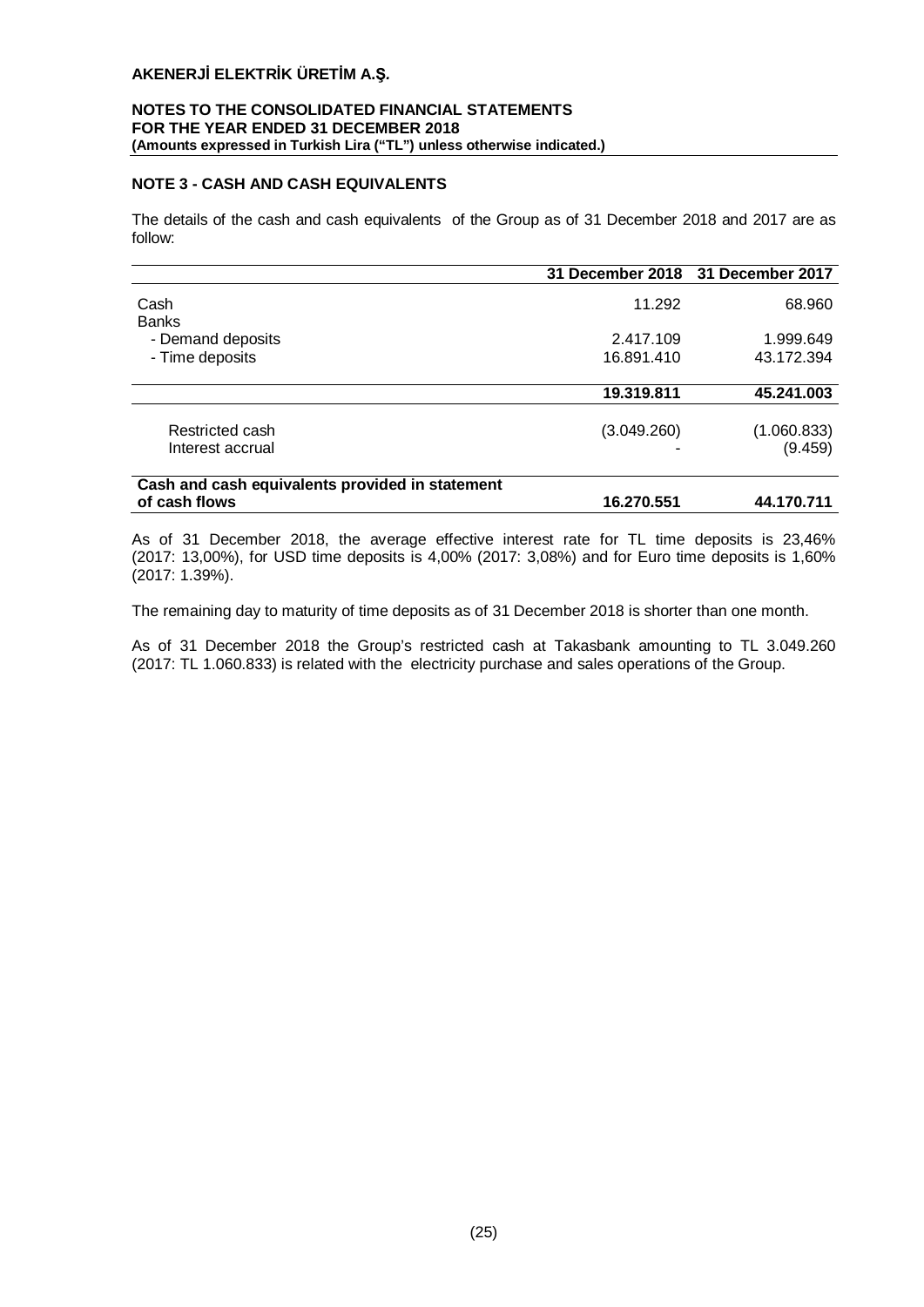## NOTE 3 - CASH AND CASH EQUIVALENTS

The details of the cash and cash equivalents of the Group as of 31 December 2018 and 2017 are as follow:

| | 31 December 2018 | 31 December 2017 |
|---|---|---|
| Cash | 11.292 | 68.960 |
| Banks | | |
| - Demand deposits | 2.417.109 | 1.999.649 |
| - Time deposits | 16.891.410 | 43.172.394 |
| | **19.319.811** | **45.241.003** |
| Restricted cash | (3.049.260) | (1.060.833) |
| Interest accrual | - | (9.459) |
| **Cash and cash equivalents provided in statement of cash flows** | **16.270.551** | **44.170.711** |

As of 31 December 2018, the average effective interest rate for TL time deposits is 23,46% (2017: 13,00%), for USD time deposits is 4,00% (2017: 3,08%) and for Euro time deposits is 1,60% (2017: 1.39%).

The remaining day to maturity of time deposits as of 31 December 2018 is shorter than one month.

As of 31 December 2018 the Group's restricted cash at Takasbank amounting to TL 3.049.260 (2017: TL 1.060.833) is related with the electricity purchase and sales operations of the Group.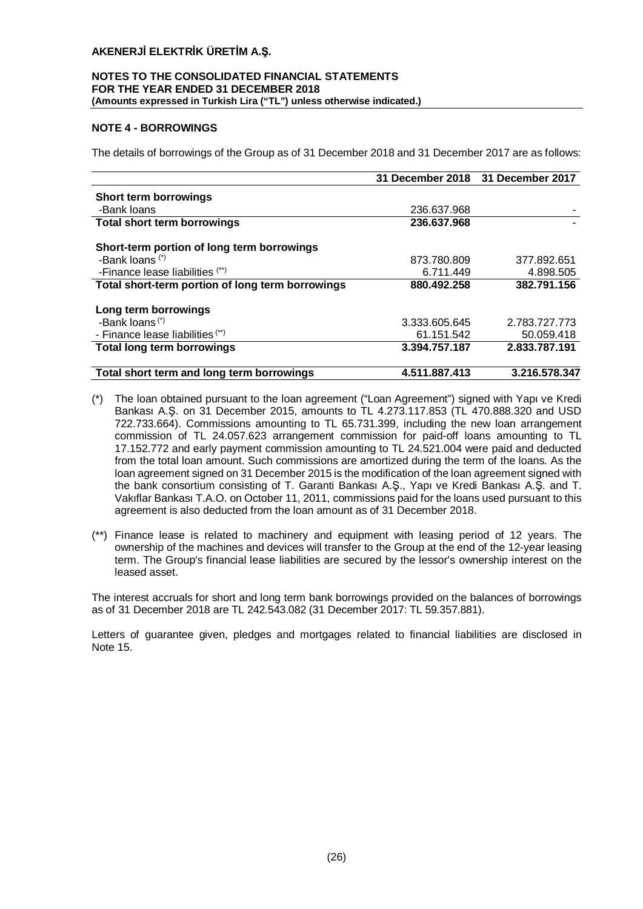## NOTE 4 - BORROWINGS

The details of borrowings of the Group as of 31 December 2018 and 31 December 2017 are as follows:

| | 31 December 2018 | 31 December 2017 |
|---|---|---|
| **Short term borrowings** | | |
| -Bank loans | 236.637.968 | - |
| **Total short term borrowings** | **236.637.968** | **-** |
| **Short-term portion of long term borrowings** | | |
| -Bank loans (*) | 873.780.809 | 377.892.651 |
| -Finance lease liabilities (**) | 6.711.449 | 4.898.505 |
| **Total short-term portion of long term borrowings** | **880.492.258** | **382.791.156** |
| **Long term borrowings** | | |
| -Bank loans (*) | 3.333.605.645 | 2.783.727.773 |
| - Finance lease liabilities (**) | 61.151.542 | 50.059.418 |
| **Total long term borrowings** | **3.394.757.187** | **2.833.787.191** |
| **Total short term and long term borrowings** | **4.511.887.413** | **3.216.578.347** |

(*) The loan obtained pursuant to the loan agreement ("Loan Agreement") signed with Yapı ve Kredi Bankası A.Ş. on 31 December 2015, amounts to TL 4.273.117.853 (TL 470.888.320 and USD 722.733.664). Commissions amounting to TL 65.731.399, including the new loan arrangement commission of TL 24.057.623 arrangement commission for paid-off loans amounting to TL 17.152.772 and early payment commission amounting to TL 24.521.004 were paid and deducted from the total loan amount. Such commissions are amortized during the term of the loans. As the loan agreement signed on 31 December 2015 is the modification of the loan agreement signed with the bank consortium consisting of T. Garanti Bankası A.Ş., Yapı ve Kredi Bankası A.Ş. and T. Vakıflar Bankası T.A.O. on October 11, 2011, commissions paid for the loans used pursuant to this agreement is also deducted from the loan amount as of 31 December 2018.

(**) Finance lease is related to machinery and equipment with leasing period of 12 years. The ownership of the machines and devices will transfer to the Group at the end of the 12-year leasing term. The Group's financial lease liabilities are secured by the lessor's ownership interest on the leased asset.

The interest accruals for short and long term bank borrowings provided on the balances of borrowings as of 31 December 2018 are TL 242.543.082 (31 December 2017: TL 59.357.881).

Letters of guarantee given, pledges and mortgages related to financial liabilities are disclosed in Note 15.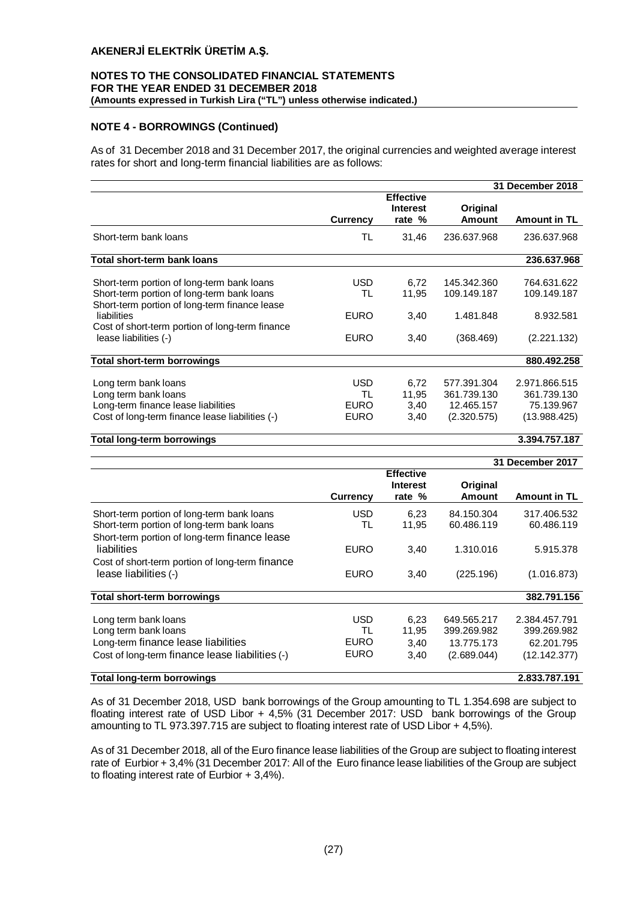## NOTE 4 - BORROWINGS (Continued)

As of 31 December 2018 and 31 December 2017, the original currencies and weighted average interest rates for short and long-term financial liabilities are as follows:

| | | | | 31 December 2018 |
|---|---|---|---|---|
| | Currency | Effective Interest rate % | Original Amount | Amount in TL |
| Short-term bank loans | TL | 31,46 | 236.637.968 | 236.637.968 |
| **Total short-term bank loans** | | | | **236.637.968** |
| Short-term portion of long-term bank loans | USD | 6,72 | 145.342.360 | 764.631.622 |
| Short-term portion of long-term bank loans | TL | 11,95 | 109.149.187 | 109.149.187 |
| Short-term portion of long-term finance lease liabilities | EURO | 3,40 | 1.481.848 | 8.932.581 |
| Cost of short-term portion of long-term finance lease liabilities (-) | EURO | 3,40 | (368.469) | (2.221.132) |
| **Total short-term borrowings** | | | | **880.492.258** |
| Long term bank loans | USD | 6,72 | 577.391.304 | 2.971.866.515 |
| Long term bank loans | TL | 11,95 | 361.739.130 | 361.739.130 |
| Long-term finance lease liabilities | EURO | 3,40 | 12.465.157 | 75.139.967 |
| Cost of long-term finance lease liabilities (-) | EURO | 3,40 | (2.320.575) | (13.988.425) |
| **Total long-term borrowings** | | | | **3.394.757.187** |

| | | | | 31 December 2017 |
|---|---|---|---|---|
| | Currency | Effective Interest rate % | Original Amount | Amount in TL |
| Short-term portion of long-term bank loans | USD | 6,23 | 84.150.304 | 317.406.532 |
| Short-term portion of long-term bank loans | TL | 11,95 | 60.486.119 | 60.486.119 |
| Short-term portion of long-term finance lease liabilities | EURO | 3,40 | 1.310.016 | 5.915.378 |
| Cost of short-term portion of long-term finance lease liabilities (-) | EURO | 3,40 | (225.196) | (1.016.873) |
| **Total short-term borrowings** | | | | **382.791.156** |
| Long term bank loans | USD | 6,23 | 649.565.217 | 2.384.457.791 |
| Long term bank loans | TL | 11,95 | 399.269.982 | 399.269.982 |
| Long-term finance lease liabilities | EURO | 3,40 | 13.775.173 | 62.201.795 |
| Cost of long-term finance lease liabilities (-) | EURO | 3,40 | (2.689.044) | (12.142.377) |
| **Total long-term borrowings** | | | | **2.833.787.191** |

As of 31 December 2018, USD bank borrowings of the Group amounting to TL 1.354.698 are subject to floating interest rate of USD Libor + 4,5% (31 December 2017: USD bank borrowings of the Group amounting to TL 973.397.715 are subject to floating interest rate of USD Libor + 4,5%).

As of 31 December 2018, all of the Euro finance lease liabilities of the Group are subject to floating interest rate of Eurbior + 3,4% (31 December 2017: All of the Euro finance lease liabilities of the Group are subject to floating interest rate of Eurbior + 3,4%).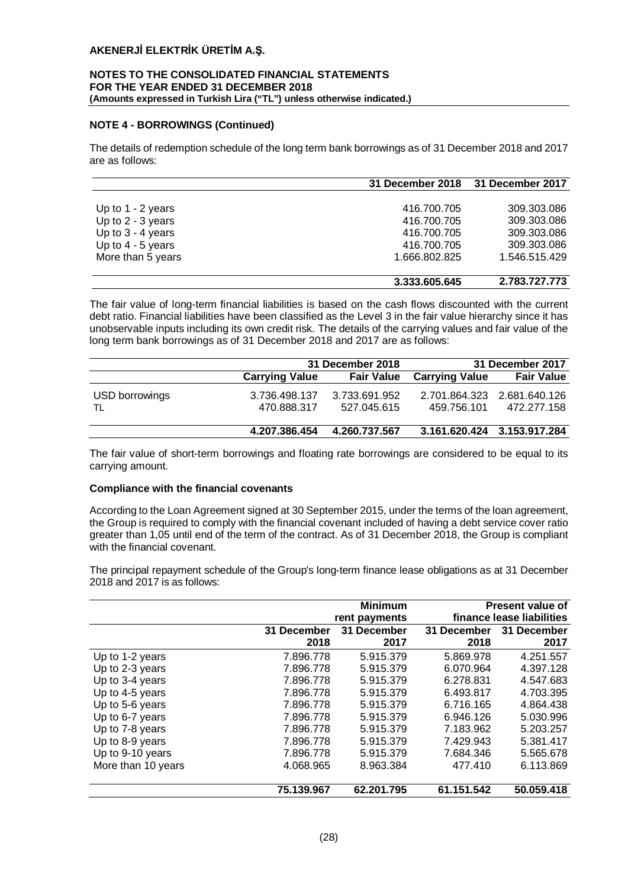## NOTE 4 - BORROWINGS (Continued)

The details of redemption schedule of the long term bank borrowings as of 31 December 2018 and 2017 are as follows:

| | 31 December 2018 | 31 December 2017 |
|---|---|---|
| Up to 1 - 2 years | 416.700.705 | 309.303.086 |
| Up to 2 - 3 years | 416.700.705 | 309.303.086 |
| Up to 3 - 4 years | 416.700.705 | 309.303.086 |
| Up to 4 - 5 years | 416.700.705 | 309.303.086 |
| More than 5 years | 1.666.802.825 | 1.546.515.429 |
| | **3.333.605.645** | **2.783.727.773** |

The fair value of long-term financial liabilities is based on the cash flows discounted with the current debt ratio. Financial liabilities have been classified as the Level 3 in the fair value hierarchy since it has unobservable inputs including its own credit risk. The details of the carrying values and fair value of the long term bank borrowings as of 31 December 2018 and 2017 are as follows:

| | 31 December 2018 | | 31 December 2017 | |
|---|---|---|---|---|
| | Carrying Value | Fair Value | Carrying Value | Fair Value |
| USD borrowings | 3.736.498.137 | 3.733.691.952 | 2.701.864.323 | 2.681.640.126 |
| TL | 470.888.317 | 527.045.615 | 459.756.101 | 472.277.158 |
| | **4.207.386.454** | **4.260.737.567** | **3.161.620.424** | **3.153.917.284** |

The fair value of short-term borrowings and floating rate borrowings are considered to be equal to its carrying amount.

### Compliance with the financial covenants

According to the Loan Agreement signed at 30 September 2015, under the terms of the loan agreement, the Group is required to comply with the financial covenant included of having a debt service cover ratio greater than 1,05 until end of the term of the contract. As of 31 December 2018, the Group is compliant with the financial covenant.

The principal repayment schedule of the Group's long-term finance lease obligations as at 31 December 2018 and 2017 is as follows:

| | Minimum rent payments | | Present value of finance lease liabilities | |
|---|---|---|---|---|
| | 31 December 2018 | 31 December 2017 | 31 December 2018 | 31 December 2017 |
| Up to 1-2 years | 7.896.778 | 5.915.379 | 5.869.978 | 4.251.557 |
| Up to 2-3 years | 7.896.778 | 5.915.379 | 6.070.964 | 4.397.128 |
| Up to 3-4 years | 7.896.778 | 5.915.379 | 6.278.831 | 4.547.683 |
| Up to 4-5 years | 7.896.778 | 5.915.379 | 6.493.817 | 4.703.395 |
| Up to 5-6 years | 7.896.778 | 5.915.379 | 6.716.165 | 4.864.438 |
| Up to 6-7 years | 7.896.778 | 5.915.379 | 6.946.126 | 5.030.996 |
| Up to 7-8 years | 7.896.778 | 5.915.379 | 7.183.962 | 5.203.257 |
| Up to 8-9 years | 7.896.778 | 5.915.379 | 7.429.943 | 5.381.417 |
| Up to 9-10 years | 7.896.778 | 5.915.379 | 7.684.346 | 5.565.678 |
| More than 10 years | 4.068.965 | 8.963.384 | 477.410 | 6.113.869 |
| | **75.139.967** | **62.201.795** | **61.151.542** | **50.059.418** |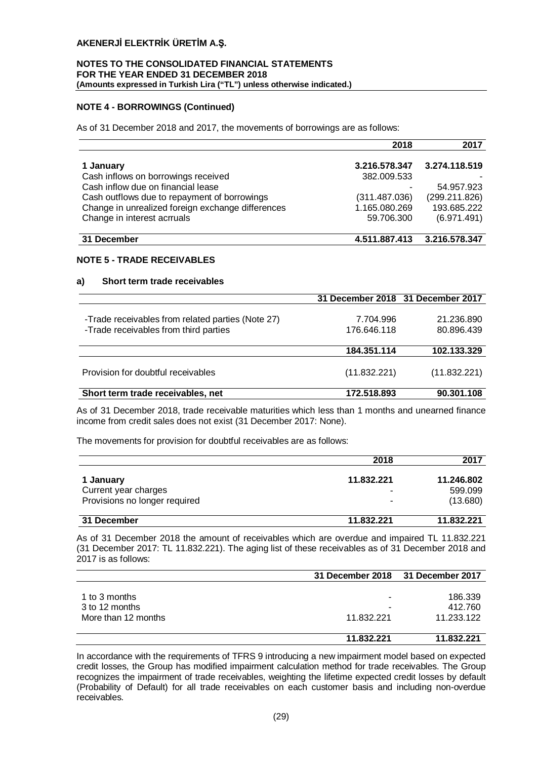## NOTE 4 - BORROWINGS (Continued)

As of 31 December 2018 and 2017, the movements of borrowings are as follows:

| | 2018 | 2017 |
|---|---|---|
| **1 January** | **3.216.578.347** | **3.274.118.519** |
| Cash inflows on borrowings received | 382.009.533 | - |
| Cash inflow due on financial lease | - | 54.957.923 |
| Cash outflows due to repayment of borrowings | (311.487.036) | (299.211.826) |
| Change in unrealized foreign exchange differences | 1.165.080.269 | 193.685.222 |
| Change in interest acrruals | 59.706.300 | (6.971.491) |
| **31 December** | **4.511.887.413** | **3.216.578.347** |

## NOTE 5 - TRADE RECEIVABLES

### a) Short term trade receivables

| | 31 December 2018 | 31 December 2017 |
|---|---|---|
| -Trade receivables from related parties (Note 27) | 7.704.996 | 21.236.890 |
| -Trade receivables from third parties | 176.646.118 | 80.896.439 |
| | **184.351.114** | **102.133.329** |
| Provision for doubtful receivables | (11.832.221) | (11.832.221) |
| **Short term trade receivables, net** | **172.518.893** | **90.301.108** |

As of 31 December 2018, trade receivable maturities which less than 1 months and unearned finance income from credit sales does not exist (31 December 2017: None).

The movements for provision for doubtful receivables are as follows:

| | 2018 | 2017 |
|---|---|---|
| **1 January** | **11.832.221** | **11.246.802** |
| Current year charges | - | 599.099 |
| Provisions no longer required | - | (13.680) |
| **31 December** | **11.832.221** | **11.832.221** |

As of 31 December 2018 the amount of receivables which are overdue and impaired TL 11.832.221 (31 December 2017: TL 11.832.221). The aging list of these receivables as of 31 December 2018 and 2017 is as follows:

| | 31 December 2018 | 31 December 2017 |
|---|---|---|
| 1 to 3 months | - | 186.339 |
| 3 to 12 months | - | 412.760 |
| More than 12 months | 11.832.221 | 11.233.122 |
| | **11.832.221** | **11.832.221** |

In accordance with the requirements of TFRS 9 introducing a new impairment model based on expected credit losses, the Group has modified impairment calculation method for trade receivables. The Group recognizes the impairment of trade receivables, weighting the lifetime expected credit losses by default (Probability of Default) for all trade receivables on each customer basis and including non-overdue receivables.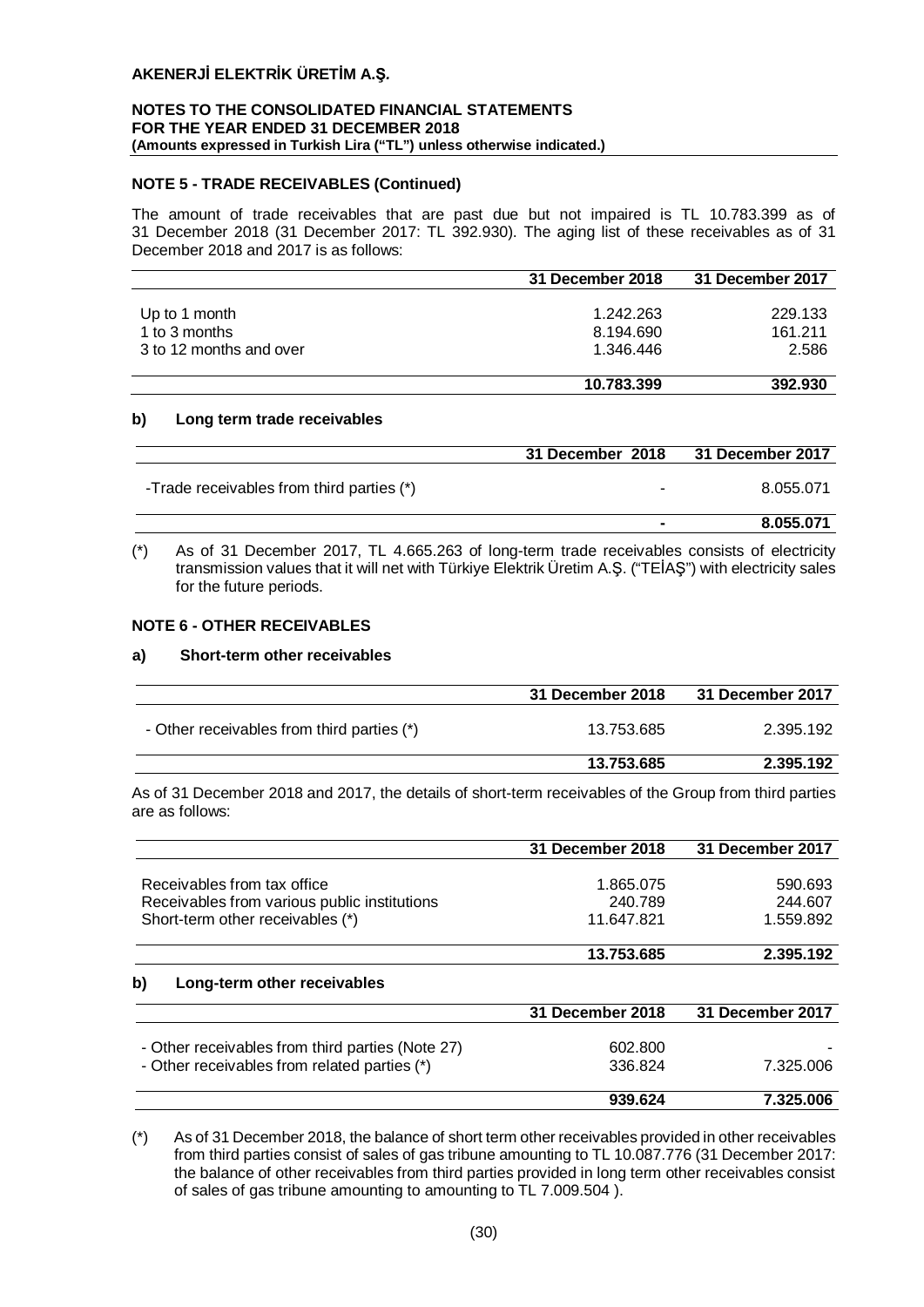## NOTE 5 - TRADE RECEIVABLES (Continued)

The amount of trade receivables that are past due but not impaired is TL 10.783.399 as of 31 December 2018 (31 December 2017: TL 392.930). The aging list of these receivables as of 31 December 2018 and 2017 is as follows:

| | 31 December 2018 | 31 December 2017 |
|---|---|---|
| Up to 1 month | 1.242.263 | 229.133 |
| 1 to 3 months | 8.194.690 | 161.211 |
| 3 to 12 months and over | 1.346.446 | 2.586 |
| | **10.783.399** | **392.930** |

### b) Long term trade receivables

| | 31 December 2018 | 31 December 2017 |
|---|---|---|
| -Trade receivables from third parties (*) | - | 8.055.071 |
| | **-** | **8.055.071** |

(*) As of 31 December 2017, TL 4.665.263 of long-term trade receivables consists of electricity transmission values that it will net with Türkiye Elektrik Üretim A.Ş. ("TEİAŞ") with electricity sales for the future periods.

## NOTE 6 - OTHER RECEIVABLES

### a) Short-term other receivables

| | 31 December 2018 | 31 December 2017 |
|---|---|---|
| - Other receivables from third parties (*) | 13.753.685 | 2.395.192 |
| | **13.753.685** | **2.395.192** |

As of 31 December 2018 and 2017, the details of short-term receivables of the Group from third parties are as follows:

| | 31 December 2018 | 31 December 2017 |
|---|---|---|
| Receivables from tax office | 1.865.075 | 590.693 |
| Receivables from various public institutions | 240.789 | 244.607 |
| Short-term other receivables (*) | 11.647.821 | 1.559.892 |
| | **13.753.685** | **2.395.192** |

### b) Long-term other receivables

| | 31 December 2018 | 31 December 2017 |
|---|---|---|
| - Other receivables from third parties (Note 27) | 602.800 | - |
| - Other receivables from related parties (*) | 336.824 | 7.325.006 |
| | **939.624** | **7.325.006** |

(*) As of 31 December 2018, the balance of short term other receivables provided in other receivables from third parties consist of sales of gas tribune amounting to TL 10.087.776 (31 December 2017: the balance of other receivables from third parties provided in long term other receivables consist of sales of gas tribune amounting to amounting to TL 7.009.504 ).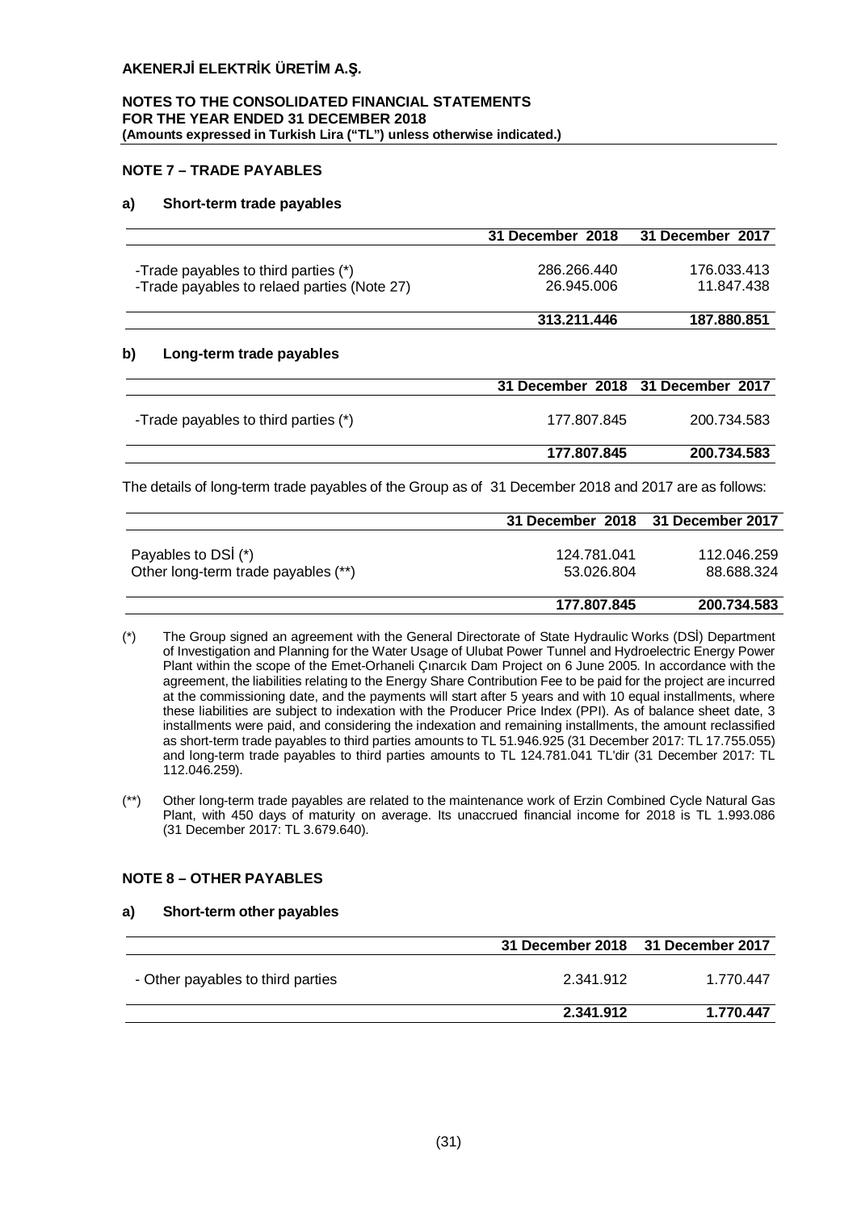## NOTE 7 – TRADE PAYABLES

### a) Short-term trade payables

| | 31 December 2018 | 31 December 2017 |
|---|---|---|
| -Trade payables to third parties (*) | 286.266.440 | 176.033.413 |
| -Trade payables to relaed parties (Note 27) | 26.945.006 | 11.847.438 |
| | **313.211.446** | **187.880.851** |

### b) Long-term trade payables

| | 31 December 2018 | 31 December 2017 |
|---|---|---|
| -Trade payables to third parties (*) | 177.807.845 | 200.734.583 |
| | **177.807.845** | **200.734.583** |

The details of long-term trade payables of the Group as of 31 December 2018 and 2017 are as follows:

| | 31 December 2018 | 31 December 2017 |
|---|---|---|
| Payables to DSİ (*) | 124.781.041 | 112.046.259 |
| Other long-term trade payables (**) | 53.026.804 | 88.688.324 |
| | **177.807.845** | **200.734.583** |

(*) The Group signed an agreement with the General Directorate of State Hydraulic Works (DSİ) Department of Investigation and Planning for the Water Usage of Ulubat Power Tunnel and Hydroelectric Energy Power Plant within the scope of the Emet-Orhaneli Çınarcık Dam Project on 6 June 2005. In accordance with the agreement, the liabilities relating to the Energy Share Contribution Fee to be paid for the project are incurred at the commissioning date, and the payments will start after 5 years and with 10 equal installments, where these liabilities are subject to indexation with the Producer Price Index (PPI). As of balance sheet date, 3 installments were paid, and considering the indexation and remaining installments, the amount reclassified as short-term trade payables to third parties amounts to TL 51.946.925 (31 December 2017: TL 17.755.055) and long-term trade payables to third parties amounts to TL 124.781.041 TL'dir (31 December 2017: TL 112.046.259).

(**) Other long-term trade payables are related to the maintenance work of Erzin Combined Cycle Natural Gas Plant, with 450 days of maturity on average. Its unaccrued financial income for 2018 is TL 1.993.086 (31 December 2017: TL 3.679.640).

## NOTE 8 – OTHER PAYABLES

### a) Short-term other payables

| | 31 December 2018 | 31 December 2017 |
|---|---|---|
| - Other payables to third parties | 2.341.912 | 1.770.447 |
| | **2.341.912** | **1.770.447** |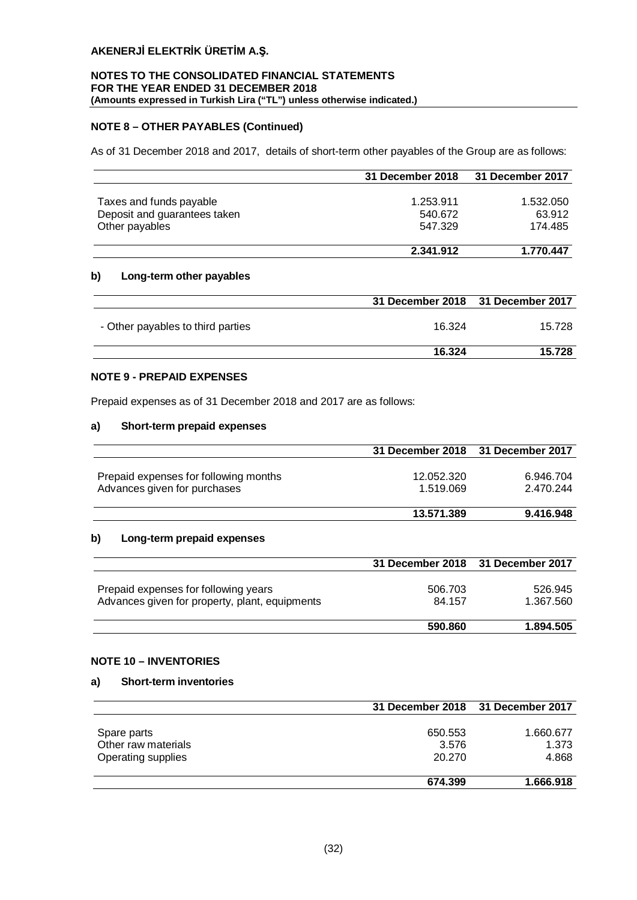## NOTE 8 – OTHER PAYABLES (Continued)

As of 31 December 2018 and 2017, details of short-term other payables of the Group are as follows:

| | 31 December 2018 | 31 December 2017 |
|---|---|---|
| Taxes and funds payable | 1.253.911 | 1.532.050 |
| Deposit and guarantees taken | 540.672 | 63.912 |
| Other payables | 547.329 | 174.485 |
| | **2.341.912** | **1.770.447** |

### b) Long-term other payables

| | 31 December 2018 | 31 December 2017 |
|---|---|---|
| - Other payables to third parties | 16.324 | 15.728 |
| | **16.324** | **15.728** |

## NOTE 9 - PREPAID EXPENSES

Prepaid expenses as of 31 December 2018 and 2017 are as follows:

### a) Short-term prepaid expenses

| | 31 December 2018 | 31 December 2017 |
|---|---|---|
| Prepaid expenses for following months | 12.052.320 | 6.946.704 |
| Advances given for purchases | 1.519.069 | 2.470.244 |
| | **13.571.389** | **9.416.948** |

### b) Long-term prepaid expenses

| | 31 December 2018 | 31 December 2017 |
|---|---|---|
| Prepaid expenses for following years | 506.703 | 526.945 |
| Advances given for property, plant, equipments | 84.157 | 1.367.560 |
| | **590.860** | **1.894.505** |

## NOTE 10 – INVENTORIES

### a) Short-term inventories

| | 31 December 2018 | 31 December 2017 |
|---|---|---|
| Spare parts | 650.553 | 1.660.677 |
| Other raw materials | 3.576 | 1.373 |
| Operating supplies | 20.270 | 4.868 |
| | **674.399** | **1.666.918** |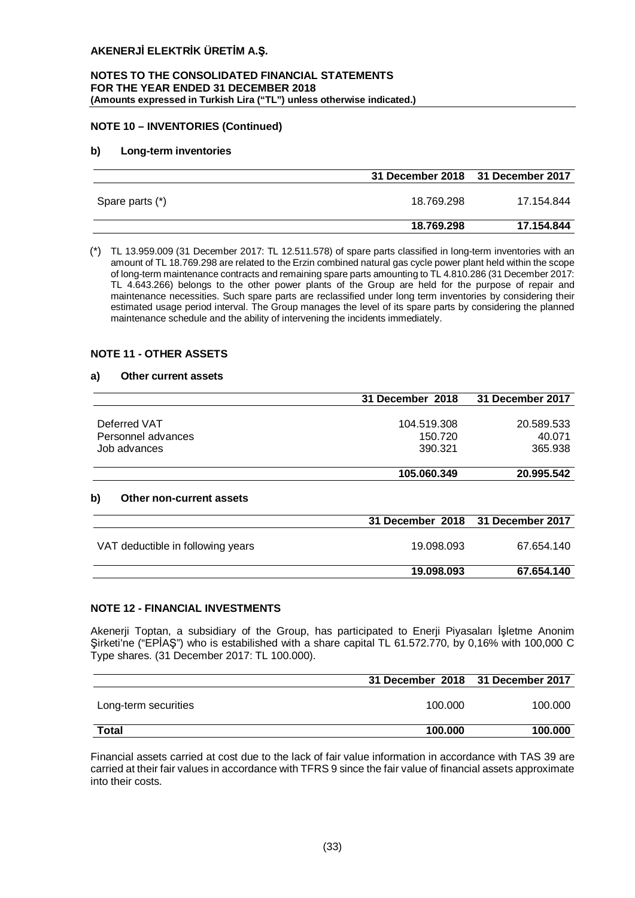## NOTE 10 – INVENTORIES (Continued)

### b) Long-term inventories

| | 31 December 2018 | 31 December 2017 |
|---|---|---|
| Spare parts (*) | 18.769.298 | 17.154.844 |
| | **18.769.298** | **17.154.844** |

(*) TL 13.959.009 (31 December 2017: TL 12.511.578) of spare parts classified in long-term inventories with an amount of TL 18.769.298 are related to the Erzin combined natural gas cycle power plant held within the scope of long-term maintenance contracts and remaining spare parts amounting to TL 4.810.286 (31 December 2017: TL 4.643.266) belongs to the other power plants of the Group are held for the purpose of repair and maintenance necessities. Such spare parts are reclassified under long term inventories by considering their estimated usage period interval. The Group manages the level of its spare parts by considering the planned maintenance schedule and the ability of intervening the incidents immediately.

## NOTE 11 - OTHER ASSETS

### a) Other current assets

| | 31 December 2018 | 31 December 2017 |
|---|---|---|
| Deferred VAT | 104.519.308 | 20.589.533 |
| Personnel advances | 150.720 | 40.071 |
| Job advances | 390.321 | 365.938 |
| | **105.060.349** | **20.995.542** |

### b) Other non-current assets

| | 31 December 2018 | 31 December 2017 |
|---|---|---|
| VAT deductible in following years | 19.098.093 | 67.654.140 |
| | **19.098.093** | **67.654.140** |

## NOTE 12 - FINANCIAL INVESTMENTS

Akenerji Toptan, a subsidiary of the Group, has participated to Enerji Piyasaları İşletme Anonim Şirketi'ne ("EPİAŞ") who is estabilished with a share capital TL 61.572.770, by 0,16% with 100,000 C Type shares. (31 December 2017: TL 100.000).

| | 31 December 2018 | 31 December 2017 |
|---|---|---|
| Long-term securities | 100.000 | 100.000 |
| **Total** | **100.000** | **100.000** |

Financial assets carried at cost due to the lack of fair value information in accordance with TAS 39 are carried at their fair values in accordance with TFRS 9 since the fair value of financial assets approximate into their costs.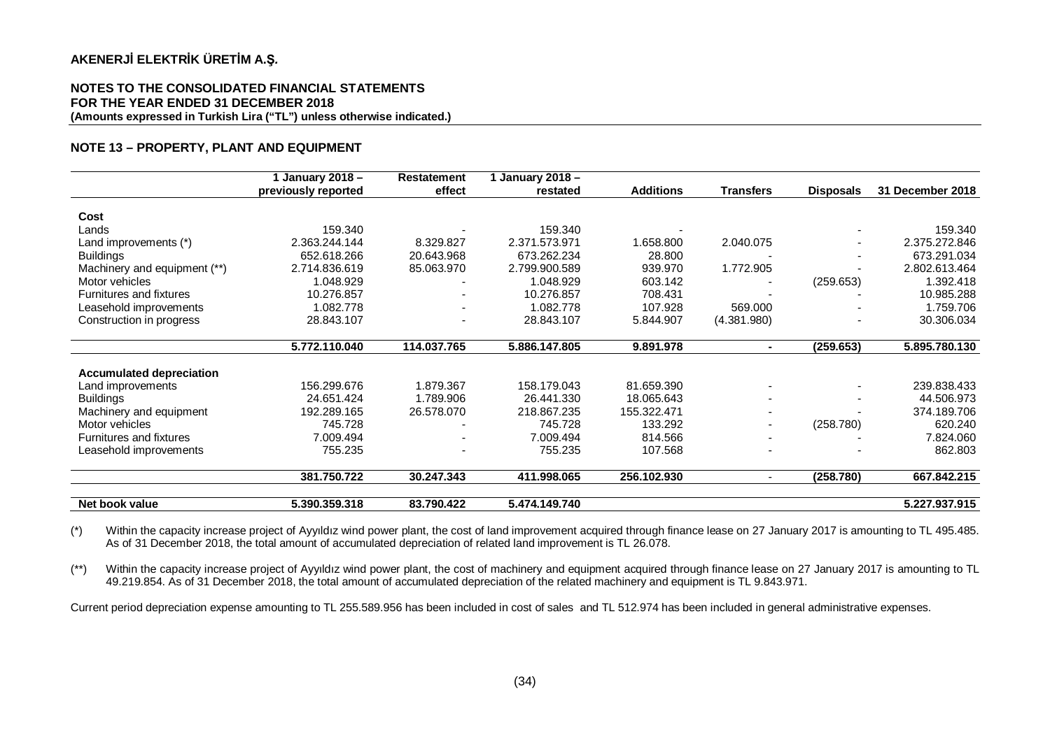## NOTE 13 – PROPERTY, PLANT AND EQUIPMENT

| | 1 January 2018 – previously reported | Restatement effect | 1 January 2018 – restated | Additions | Transfers | Disposals | 31 December 2018 |
|---|---|---|---|---|---|---|---|
| **Cost** | | | | | | | |
| Lands | 159.340 | - | 159.340 | - | | - | 159.340 |
| Land improvements (*) | 2.363.244.144 | 8.329.827 | 2.371.573.971 | 1.658.800 | 2.040.075 | - | 2.375.272.846 |
| Buildings | 652.618.266 | 20.643.968 | 673.262.234 | 28.800 | - | - | 673.291.034 |
| Machinery and equipment (**) | 2.714.836.619 | 85.063.970 | 2.799.900.589 | 939.970 | 1.772.905 | - | 2.802.613.464 |
| Motor vehicles | 1.048.929 | - | 1.048.929 | 603.142 | - | (259.653) | 1.392.418 |
| Furnitures and fixtures | 10.276.857 | - | 10.276.857 | 708.431 | - | - | 10.985.288 |
| Leasehold improvements | 1.082.778 | - | 1.082.778 | 107.928 | 569.000 | - | 1.759.706 |
| Construction in progress | 28.843.107 | - | 28.843.107 | 5.844.907 | (4.381.980) | - | 30.306.034 |
| | **5.772.110.040** | **114.037.765** | **5.886.147.805** | **9.891.978** | **-** | **(259.653)** | **5.895.780.130** |
| **Accumulated depreciation** | | | | | | | |
| Land improvements | 156.299.676 | 1.879.367 | 158.179.043 | 81.659.390 | - | - | 239.838.433 |
| Buildings | 24.651.424 | 1.789.906 | 26.441.330 | 18.065.643 | - | - | 44.506.973 |
| Machinery and equipment | 192.289.165 | 26.578.070 | 218.867.235 | 155.322.471 | - | - | 374.189.706 |
| Motor vehicles | 745.728 | - | 745.728 | 133.292 | - | (258.780) | 620.240 |
| Furnitures and fixtures | 7.009.494 | - | 7.009.494 | 814.566 | - | - | 7.824.060 |
| Leasehold improvements | 755.235 | - | 755.235 | 107.568 | - | - | 862.803 |
| | **381.750.722** | **30.247.343** | **411.998.065** | **256.102.930** | - | **(258.780)** | **667.842.215** |
| **Net book value** | **5.390.359.318** | **83.790.422** | **5.474.149.740** | | | | **5.227.937.915** |

(*) Within the capacity increase project of Ayyıldız wind power plant, the cost of land improvement acquired through finance lease on 27 January 2017 is amounting to TL 495.485. As of 31 December 2018, the total amount of accumulated depreciation of related land improvement is TL 26.078.

(**) Within the capacity increase project of Ayyıldız wind power plant, the cost of machinery and equipment acquired through finance lease on 27 January 2017 is amounting to TL 49.219.854. As of 31 December 2018, the total amount of accumulated depreciation of the related machinery and equipment is TL 9.843.971.

Current period depreciation expense amounting to TL 255.589.956 has been included in cost of sales and TL 512.974 has been included in general administrative expenses.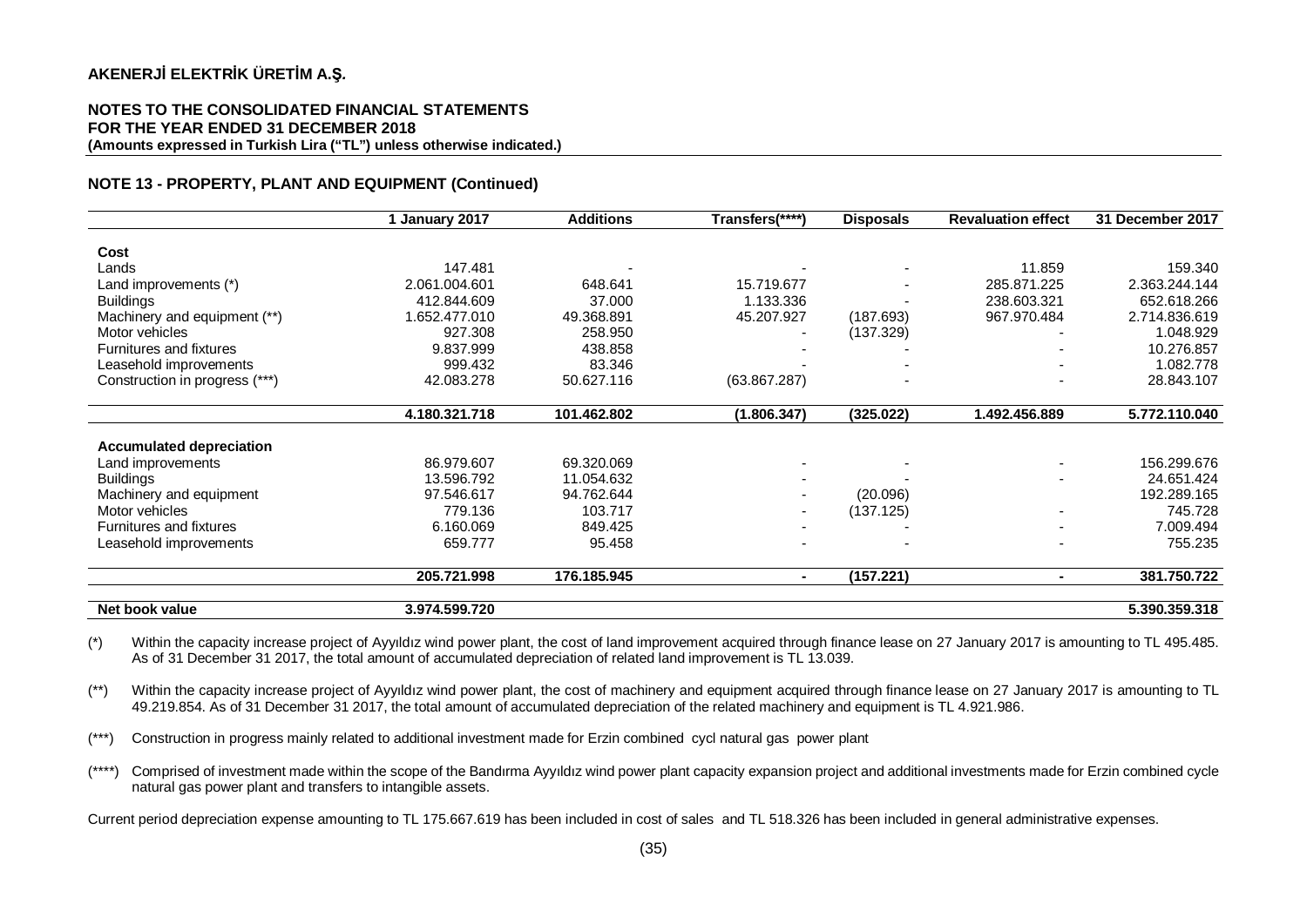## NOTE 13 - PROPERTY, PLANT AND EQUIPMENT (Continued)

| | 1 January 2017 | Additions | Transfers(****) | Disposals | Revaluation effect | 31 December 2017 |
|---|---|---|---|---|---|---|
| **Cost** | | | | | | |
| Lands | 147.481 | - | - | - | 11.859 | 159.340 |
| Land improvements (*) | 2.061.004.601 | 648.641 | 15.719.677 | - | 285.871.225 | 2.363.244.144 |
| Buildings | 412.844.609 | 37.000 | 1.133.336 | - | 238.603.321 | 652.618.266 |
| Machinery and equipment (**) | 1.652.477.010 | 49.368.891 | 45.207.927 | (187.693) | 967.970.484 | 2.714.836.619 |
| Motor vehicles | 927.308 | 258.950 | - | (137.329) | - | 1.048.929 |
| Furnitures and fixtures | 9.837.999 | 438.858 | - | - | - | 10.276.857 |
| Leasehold improvements | 999.432 | 83.346 | - | - | - | 1.082.778 |
| Construction in progress (***) | 42.083.278 | 50.627.116 | (63.867.287) | - | - | 28.843.107 |
| | **4.180.321.718** | **101.462.802** | **(1.806.347)** | **(325.022)** | **1.492.456.889** | **5.772.110.040** |
| **Accumulated depreciation** | | | | | | |
| Land improvements | 86.979.607 | 69.320.069 | - | - | - | 156.299.676 |
| Buildings | 13.596.792 | 11.054.632 | - | - | - | 24.651.424 |
| Machinery and equipment | 97.546.617 | 94.762.644 | - | (20.096) | | 192.289.165 |
| Motor vehicles | 779.136 | 103.717 | - | (137.125) | - | 745.728 |
| Furnitures and fixtures | 6.160.069 | 849.425 | - | - | - | 7.009.494 |
| Leasehold improvements | 659.777 | 95.458 | - | - | - | 755.235 |
| | **205.721.998** | **176.185.945** | **-** | **(157.221)** | **-** | **381.750.722** |
| **Net book value** | **3.974.599.720** | | | | | **5.390.359.318** |

(*) Within the capacity increase project of Ayyıldız wind power plant, the cost of land improvement acquired through finance lease on 27 January 2017 is amounting to TL 495.485. As of 31 December 31 2017, the total amount of accumulated depreciation of related land improvement is TL 13.039.

(**) Within the capacity increase project of Ayyıldız wind power plant, the cost of machinery and equipment acquired through finance lease on 27 January 2017 is amounting to TL 49.219.854. As of 31 December 31 2017, the total amount of accumulated depreciation of the related machinery and equipment is TL 4.921.986.

(***) Construction in progress mainly related to additional investment made for Erzin combined cycl natural gas power plant

(****) Comprised of investment made within the scope of the Bandırma Ayyıldız wind power plant capacity expansion project and additional investments made for Erzin combined cycle natural gas power plant and transfers to intangible assets.

Current period depreciation expense amounting to TL 175.667.619 has been included in cost of sales and TL 518.326 has been included in general administrative expenses.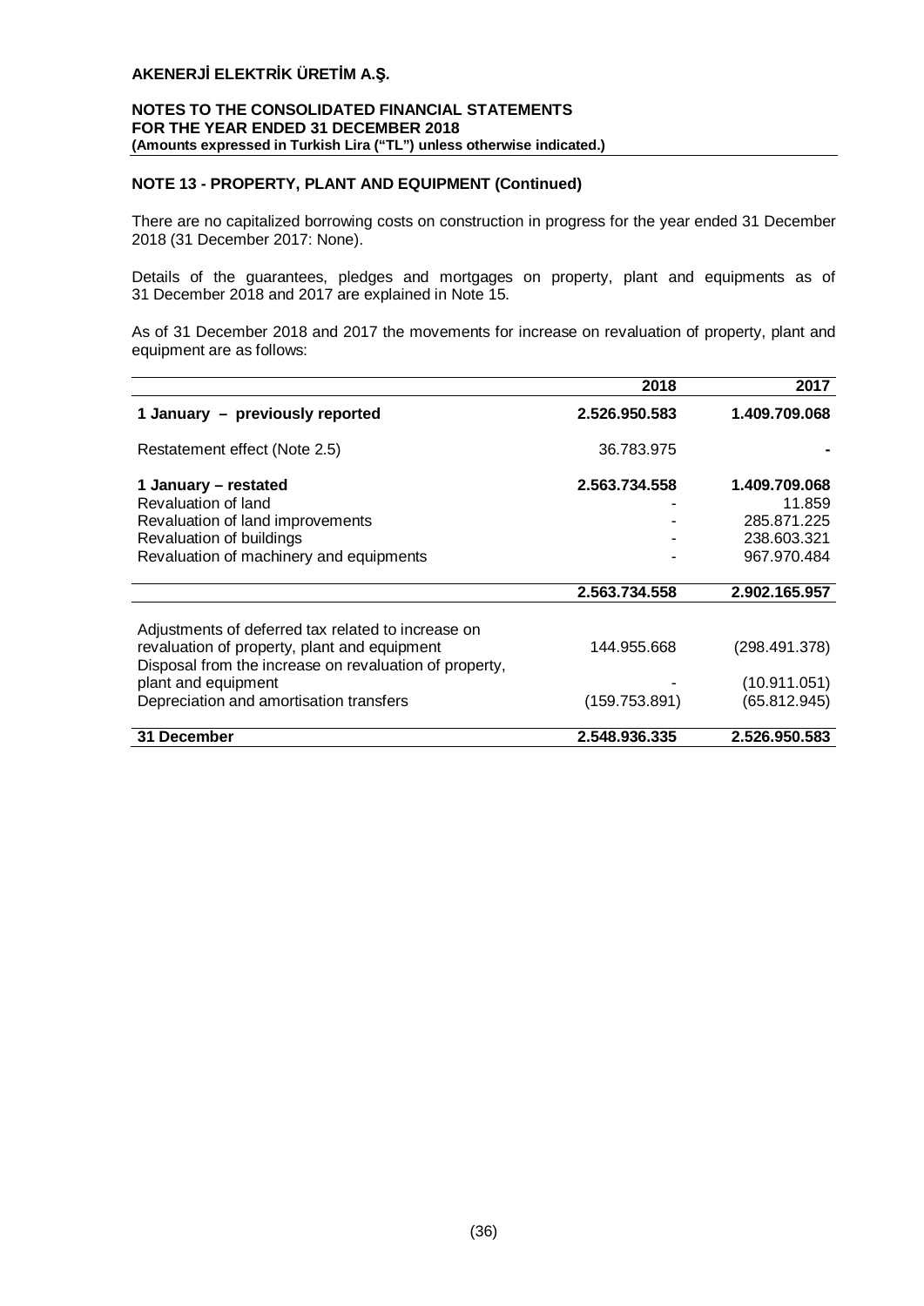## NOTE 13 - PROPERTY, PLANT AND EQUIPMENT (Continued)

There are no capitalized borrowing costs on construction in progress for the year ended 31 December 2018 (31 December 2017: None).

Details of the guarantees, pledges and mortgages on property, plant and equipments as of 31 December 2018 and 2017 are explained in Note 15.

As of 31 December 2018 and 2017 the movements for increase on revaluation of property, plant and equipment are as follows:

| | 2018 | 2017 |
|---|---|---|
| **1 January – previously reported** | **2.526.950.583** | **1.409.709.068** |
| Restatement effect (Note 2.5) | 36.783.975 | - |
| **1 January – restated** | **2.563.734.558** | **1.409.709.068** |
| Revaluation of land | - | 11.859 |
| Revaluation of land improvements | - | 285.871.225 |
| Revaluation of buildings | - | 238.603.321 |
| Revaluation of machinery and equipments | - | 967.970.484 |
| | **2.563.734.558** | **2.902.165.957** |
| Adjustments of deferred tax related to increase on revaluation of property, plant and equipment | 144.955.668 | (298.491.378) |
| Disposal from the increase on revaluation of property, plant and equipment | - | (10.911.051) |
| Depreciation and amortisation transfers | (159.753.891) | (65.812.945) |
| **31 December** | **2.548.936.335** | **2.526.950.583** |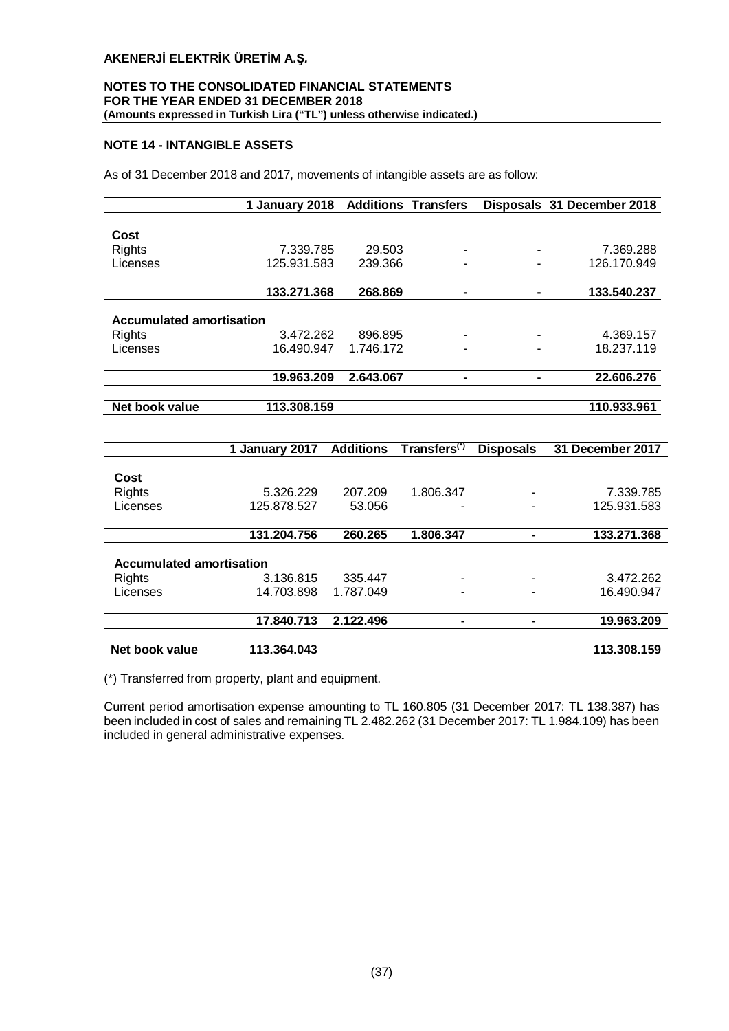# AKENERJİ ELEKTRİK ÜRETİM A.Ş.

**NOTES TO THE CONSOLIDATED FINANCIAL STATEMENTS**
**FOR THE YEAR ENDED 31 DECEMBER 2018**
**(Amounts expressed in Turkish Lira ("TL") unless otherwise indicated.)**

## NOTE 14 - INTANGIBLE ASSETS

As of 31 December 2018 and 2017, movements of intangible assets are as follow:

| | 1 January 2018 | Additions | Transfers | Disposals | 31 December 2018 |
|---|---|---|---|---|---|
| **Cost** | | | | | |
| Rights | 7.339.785 | 29.503 | - | - | 7.369.288 |
| Licenses | 125.931.583 | 239.366 | - | - | 126.170.949 |
| | **133.271.368** | **268.869** | **-** | **-** | **133.540.237** |
| **Accumulated amortisation** | | | | | |
| Rights | 3.472.262 | 896.895 | - | - | 4.369.157 |
| Licenses | 16.490.947 | 1.746.172 | - | - | 18.237.119 |
| | **19.963.209** | **2.643.067** | **-** | **-** | **22.606.276** |
| **Net book value** | **113.308.159** | | | | **110.933.961** |

| | 1 January 2017 | Additions | Transfers(*) | Disposals | 31 December 2017 |
|---|---|---|---|---|---|
| **Cost** | | | | | |
| Rights | 5.326.229 | 207.209 | 1.806.347 | - | 7.339.785 |
| Licenses | 125.878.527 | 53.056 | - | - | 125.931.583 |
| | **131.204.756** | **260.265** | **1.806.347** | **-** | **133.271.368** |
| **Accumulated amortisation** | | | | | |
| Rights | 3.136.815 | 335.447 | - | - | 3.472.262 |
| Licenses | 14.703.898 | 1.787.049 | - | - | 16.490.947 |
| | **17.840.713** | **2.122.496** | **-** | **-** | **19.963.209** |
| **Net book value** | **113.364.043** | | | | **113.308.159** |

(*) Transferred from property, plant and equipment.

Current period amortisation expense amounting to TL 160.805 (31 December 2017: TL 138.387) has been included in cost of sales and remaining TL 2.482.262 (31 December 2017: TL 1.984.109) has been included in general administrative expenses.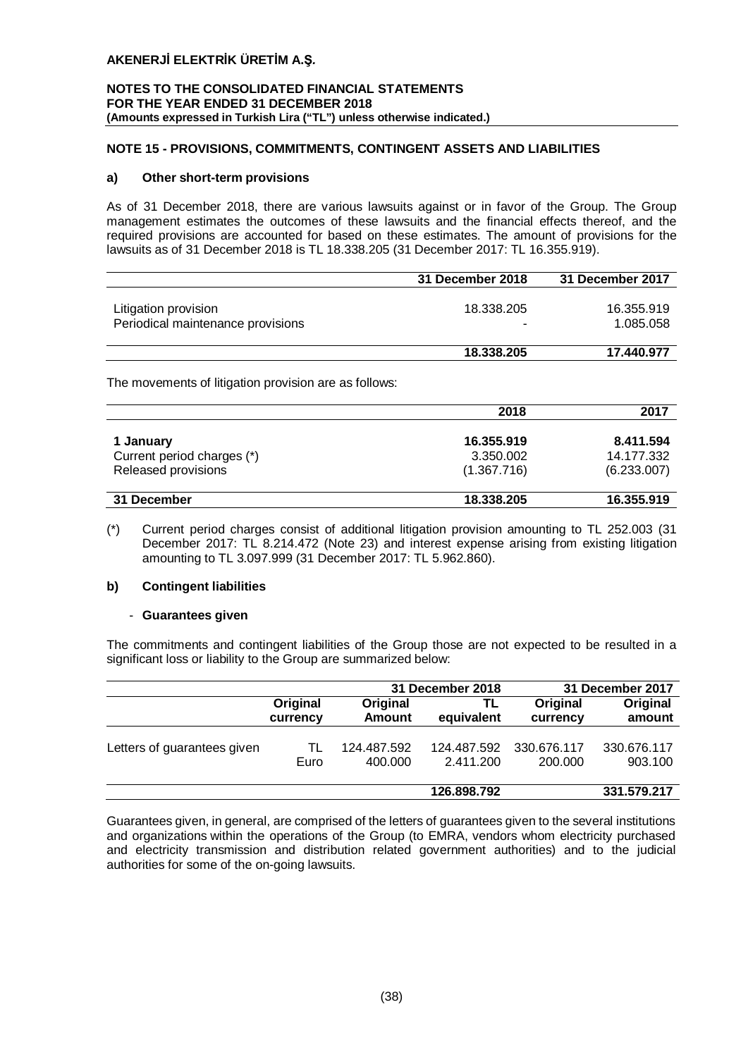# AKENERJİ ELEKTRİK ÜRETİM A.Ş.

**NOTES TO THE CONSOLIDATED FINANCIAL STATEMENTS**
**FOR THE YEAR ENDED 31 DECEMBER 2018**
**(Amounts expressed in Turkish Lira ("TL") unless otherwise indicated.)**

## NOTE 15 - PROVISIONS, COMMITMENTS, CONTINGENT ASSETS AND LIABILITIES

### a) Other short-term provisions

As of 31 December 2018, there are various lawsuits against or in favor of the Group. The Group management estimates the outcomes of these lawsuits and the financial effects thereof, and the required provisions are accounted for based on these estimates. The amount of provisions for the lawsuits as of 31 December 2018 is TL 18.338.205 (31 December 2017: TL 16.355.919).

| | 31 December 2018 | 31 December 2017 |
|---|---|---|
| Litigation provision | 18.338.205 | 16.355.919 |
| Periodical maintenance provisions | - | 1.085.058 |
| | **18.338.205** | **17.440.977** |

The movements of litigation provision are as follows:

| | 2018 | 2017 |
|---|---|---|
| **1 January** | **16.355.919** | **8.411.594** |
| Current period charges (*) | 3.350.002 | 14.177.332 |
| Released provisions | (1.367.716) | (6.233.007) |
| **31 December** | **18.338.205** | **16.355.919** |

(*) Current period charges consist of additional litigation provision amounting to TL 252.003 (31 December 2017: TL 8.214.472 (Note 23) and interest expense arising from existing litigation amounting to TL 3.097.999 (31 December 2017: TL 5.962.860).

### b) Contingent liabilities

- **Guarantees given**

The commitments and contingent liabilities of the Group those are not expected to be resulted in a significant loss or liability to the Group are summarized below:

| | | 31 December 2018 | | 31 December 2017 | |
|---|---|---|---|---|---|
| | **Original currency** | **Original Amount** | **TL equivalent** | **Original currency** | **Original amount** |
| Letters of guarantees given | TL | 124.487.592 | 124.487.592 | 330.676.117 | 330.676.117 |
| | Euro | 400.000 | 2.411.200 | 200.000 | 903.100 |
| | | | **126.898.792** | | **331.579.217** |

Guarantees given, in general, are comprised of the letters of guarantees given to the several institutions and organizations within the operations of the Group (to EMRA, vendors whom electricity purchased and electricity transmission and distribution related government authorities) and to the judicial authorities for some of the on-going lawsuits.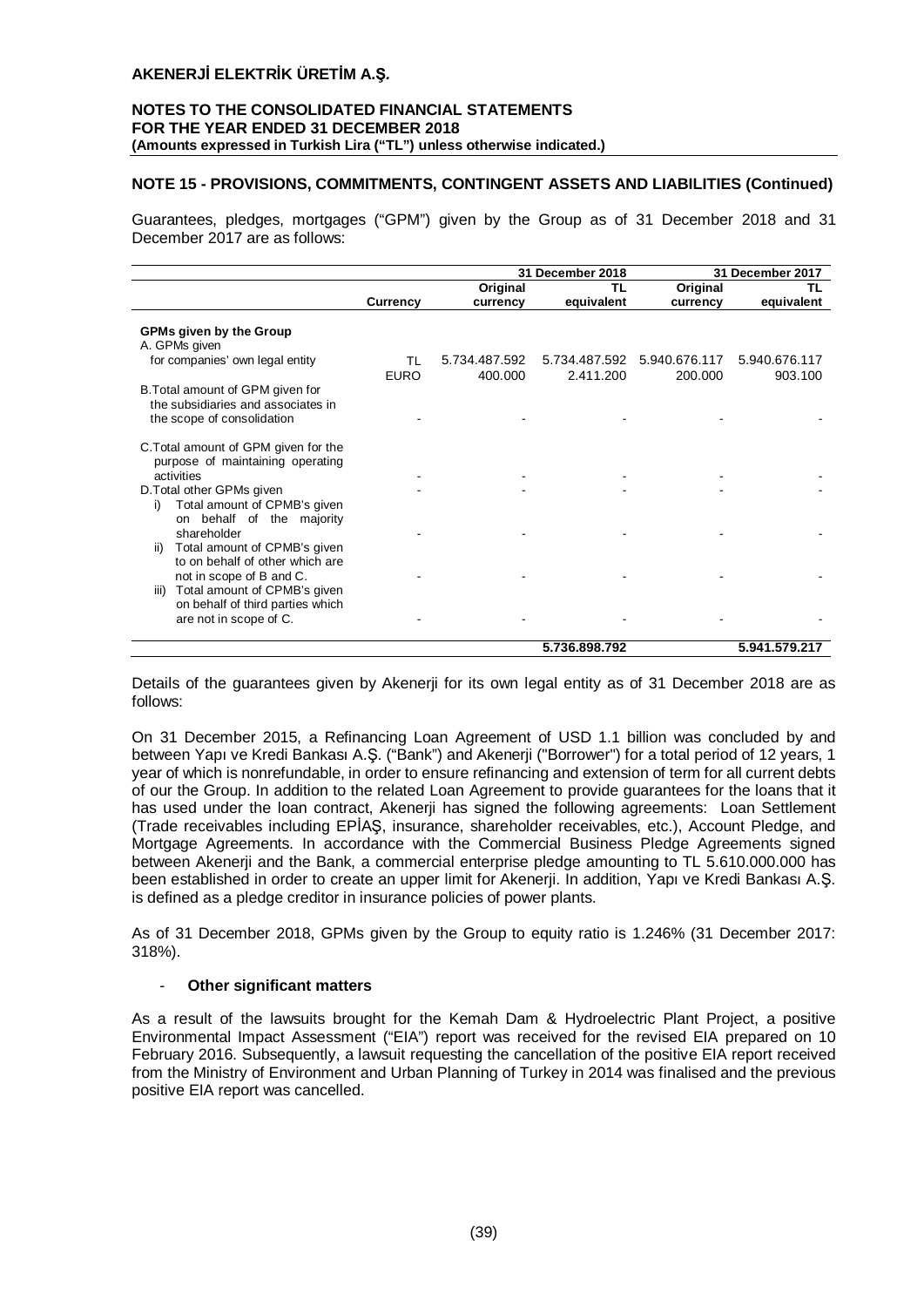## NOTE 15 - PROVISIONS, COMMITMENTS, CONTINGENT ASSETS AND LIABILITIES (Continued)

Guarantees, pledges, mortgages ("GPM") given by the Group as of 31 December 2018 and 31 December 2017 are as follows:

| | | 31 December 2018 | | 31 December 2017 | |
|---|---|---|---|---|---|
| | Currency | Original currency | TL equivalent | Original currency | TL equivalent |
| **GPMs given by the Group** | | | | | |
| A. GPMs given for companies' own legal entity | TL | 5.734.487.592 | 5.734.487.592 | 5.940.676.117 | 5.940.676.117 |
| | EURO | 400.000 | 2.411.200 | 200.000 | 903.100 |
| B.Total amount of GPM given for the subsidiaries and associates in the scope of consolidation | - | - | - | - | - |
| C.Total amount of GPM given for the purpose of maintaining operating activities | - | - | - | - | - |
| D.Total other GPMs given | - | - | - | - | - |
| i) Total amount of CPMB's given on behalf of the majority shareholder | - | - | - | - | - |
| ii) Total amount of CPMB's given to on behalf of other which are not in scope of B and C. | - | - | - | - | - |
| iii) Total amount of CPMB's given on behalf of third parties which are not in scope of C. | - | - | - | - | - |
| | | | **5.736.898.792** | | **5.941.579.217** |

Details of the guarantees given by Akenerji for its own legal entity as of 31 December 2018 are as follows:

On 31 December 2015, a Refinancing Loan Agreement of USD 1.1 billion was concluded by and between Yapı ve Kredi Bankası A.Ş. ("Bank") and Akenerji ("Borrower") for a total period of 12 years, 1 year of which is nonrefundable, in order to ensure refinancing and extension of term for all current debts of our the Group. In addition to the related Loan Agreement to provide guarantees for the loans that it has used under the loan contract, Akenerji has signed the following agreements: Loan Settlement (Trade receivables including EPİAŞ, insurance, shareholder receivables, etc.), Account Pledge, and Mortgage Agreements. In accordance with the Commercial Business Pledge Agreements signed between Akenerji and the Bank, a commercial enterprise pledge amounting to TL 5.610.000.000 has been established in order to create an upper limit for Akenerji. In addition, Yapı ve Kredi Bankası A.Ş. is defined as a pledge creditor in insurance policies of power plants.

As of 31 December 2018, GPMs given by the Group to equity ratio is 1.246% (31 December 2017: 318%).

- **Other significant matters**

As a result of the lawsuits brought for the Kemah Dam & Hydroelectric Plant Project, a positive Environmental Impact Assessment ("EIA") report was received for the revised EIA prepared on 10 February 2016. Subsequently, a lawsuit requesting the cancellation of the positive EIA report received from the Ministry of Environment and Urban Planning of Turkey in 2014 was finalised and the previous positive EIA report was cancelled.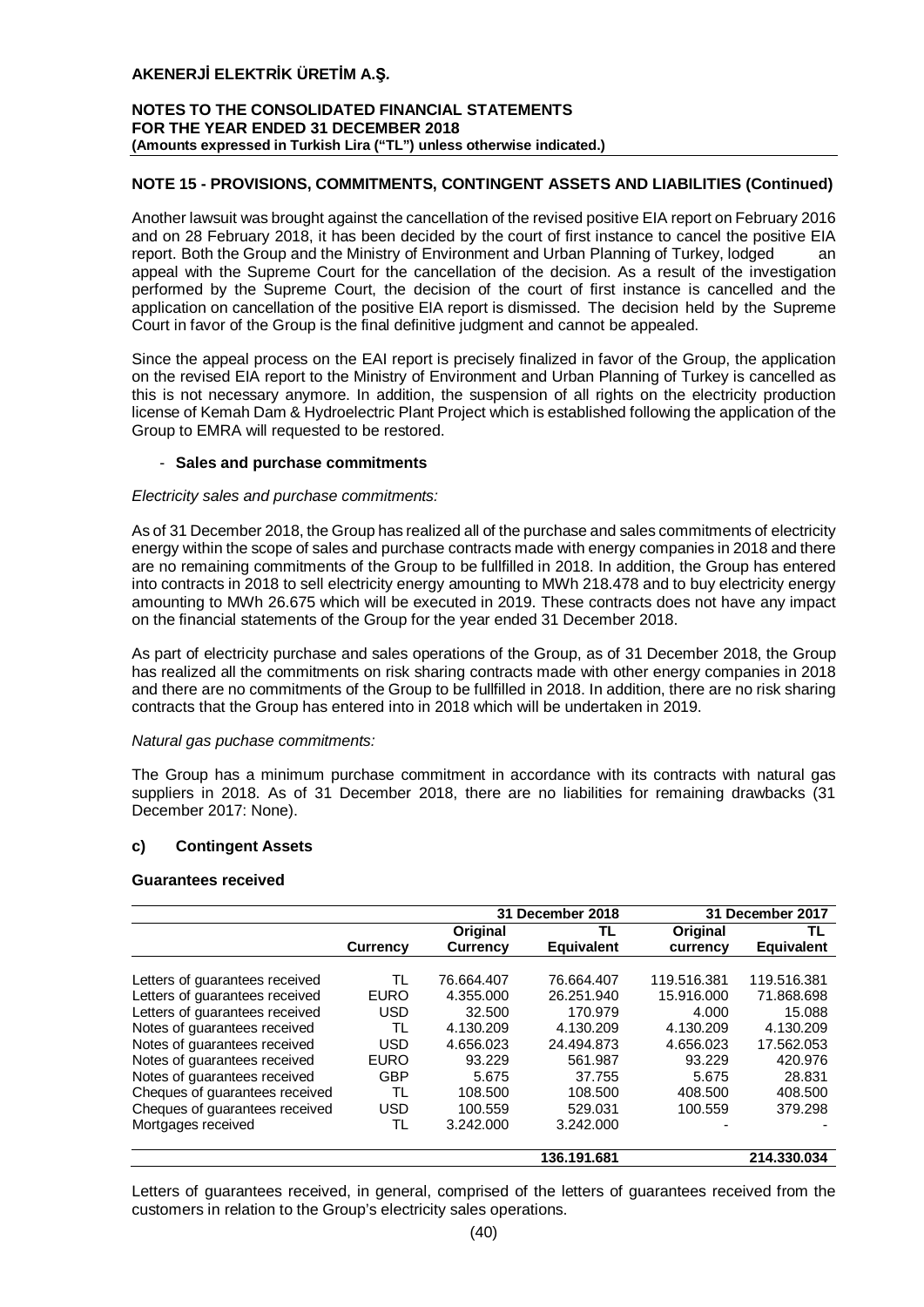## NOTE 15 - PROVISIONS, COMMITMENTS, CONTINGENT ASSETS AND LIABILITIES (Continued)

Another lawsuit was brought against the cancellation of the revised positive EIA report on February 2016 and on 28 February 2018, it has been decided by the court of first instance to cancel the positive EIA report. Both the Group and the Ministry of Environment and Urban Planning of Turkey, lodged an appeal with the Supreme Court for the cancellation of the decision. As a result of the investigation performed by the Supreme Court, the decision of the court of first instance is cancelled and the application on cancellation of the positive EIA report is dismissed. The decision held by the Supreme Court in favor of the Group is the final definitive judgment and cannot be appealed.

Since the appeal process on the EAI report is precisely finalized in favor of the Group, the application on the revised EIA report to the Ministry of Environment and Urban Planning of Turkey is cancelled as this is not necessary anymore. In addition, the suspension of all rights on the electricity production license of Kemah Dam & Hydroelectric Plant Project which is established following the application of the Group to EMRA will requested to be restored.

- **Sales and purchase commitments**

*Electricity sales and purchase commitments:*

As of 31 December 2018, the Group has realized all of the purchase and sales commitments of electricity energy within the scope of sales and purchase contracts made with energy companies in 2018 and there are no remaining commitments of the Group to be fullfilled in 2018. In addition, the Group has entered into contracts in 2018 to sell electricity energy amounting to MWh 218.478 and to buy electricity energy amounting to MWh 26.675 which will be executed in 2019. These contracts does not have any impact on the financial statements of the Group for the year ended 31 December 2018.

As part of electricity purchase and sales operations of the Group, as of 31 December 2018, the Group has realized all the commitments on risk sharing contracts made with other energy companies in 2018 and there are no commitments of the Group to be fullfilled in 2018. In addition, there are no risk sharing contracts that the Group has entered into in 2018 which will be undertaken in 2019.

*Natural gas puchase commitments:*

The Group has a minimum purchase commitment in accordance with its contracts with natural gas suppliers in 2018. As of 31 December 2018, there are no liabilities for remaining drawbacks (31 December 2017: None).

### c) Contingent Assets

**Guarantees received**

| | | 31 December 2018 | | 31 December 2017 | |
|---|---|---|---|---|---|
| | Currency | Original Currency | TL Equivalent | Original currency | TL Equivalent |
| Letters of guarantees received | TL | 76.664.407 | 76.664.407 | 119.516.381 | 119.516.381 |
| Letters of guarantees received | EURO | 4.355.000 | 26.251.940 | 15.916.000 | 71.868.698 |
| Letters of guarantees received | USD | 32.500 | 170.979 | 4.000 | 15.088 |
| Notes of guarantees received | TL | 4.130.209 | 4.130.209 | 4.130.209 | 4.130.209 |
| Notes of guarantees received | USD | 4.656.023 | 24.494.873 | 4.656.023 | 17.562.053 |
| Notes of guarantees received | EURO | 93.229 | 561.987 | 93.229 | 420.976 |
| Notes of guarantees received | GBP | 5.675 | 37.755 | 5.675 | 28.831 |
| Cheques of guarantees received | TL | 108.500 | 108.500 | 408.500 | 408.500 |
| Cheques of guarantees received | USD | 100.559 | 529.031 | 100.559 | 379.298 |
| Mortgages received | TL | 3.242.000 | 3.242.000 | - | - |
| | | | **136.191.681** | | **214.330.034** |

Letters of guarantees received, in general, comprised of the letters of guarantees received from the customers in relation to the Group's electricity sales operations.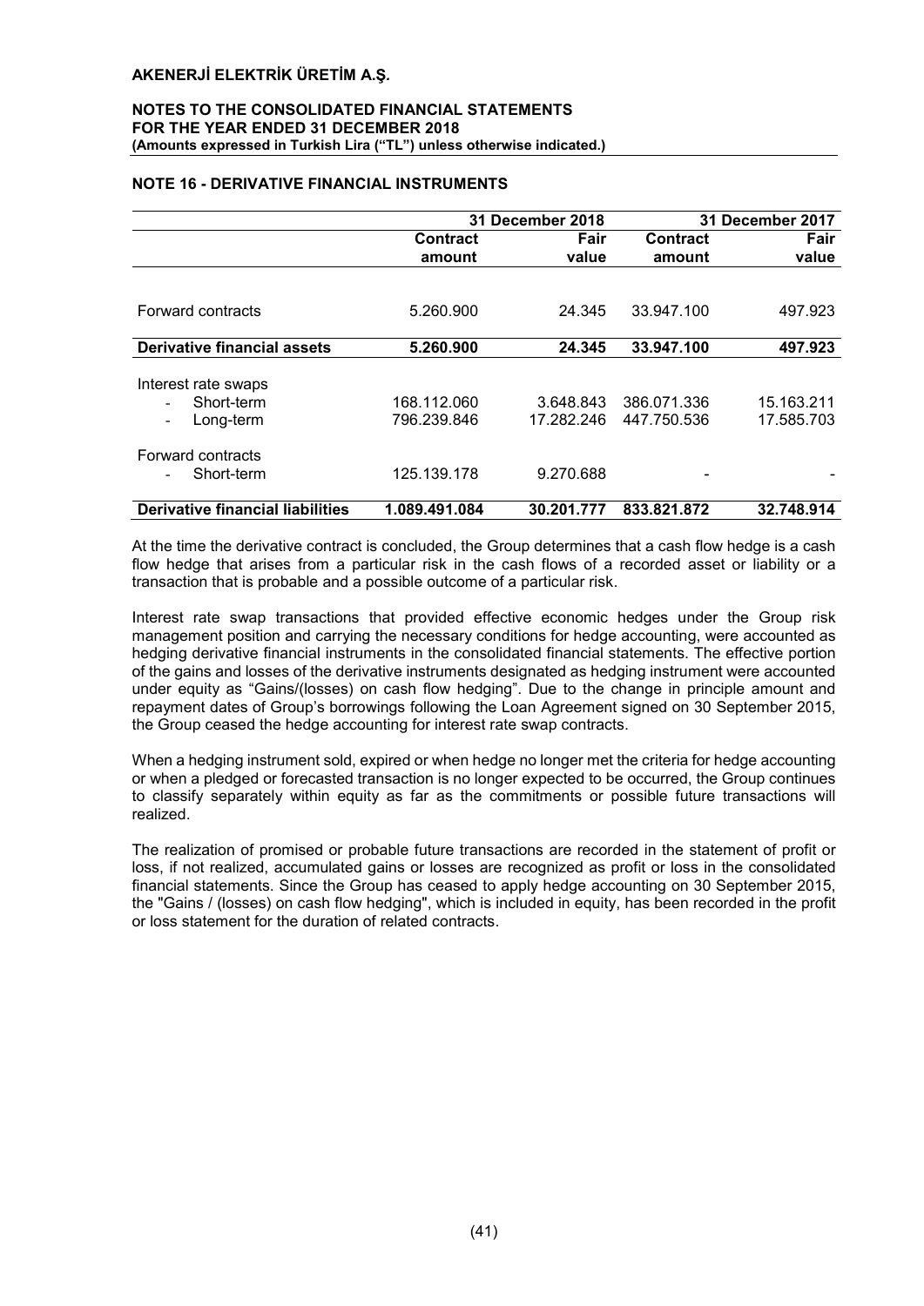## NOTE 16 - DERIVATIVE FINANCIAL INSTRUMENTS

| | 31 December 2018 | | 31 December 2017 | |
|---|---|---|---|---|
| | Contract amount | Fair value | Contract amount | Fair value |
| Forward contracts | 5.260.900 | 24.345 | 33.947.100 | 497.923 |
| **Derivative financial assets** | **5.260.900** | **24.345** | **33.947.100** | **497.923** |
| Interest rate swaps | | | | |
| - Short-term | 168.112.060 | 3.648.843 | 386.071.336 | 15.163.211 |
| - Long-term | 796.239.846 | 17.282.246 | 447.750.536 | 17.585.703 |
| Forward contracts | | | | |
| - Short-term | 125.139.178 | 9.270.688 | - | - |
| **Derivative financial liabilities** | **1.089.491.084** | **30.201.777** | **833.821.872** | **32.748.914** |

At the time the derivative contract is concluded, the Group determines that a cash flow hedge is a cash flow hedge that arises from a particular risk in the cash flows of a recorded asset or liability or a transaction that is probable and a possible outcome of a particular risk.

Interest rate swap transactions that provided effective economic hedges under the Group risk management position and carrying the necessary conditions for hedge accounting, were accounted as hedging derivative financial instruments in the consolidated financial statements. The effective portion of the gains and losses of the derivative instruments designated as hedging instrument were accounted under equity as "Gains/(losses) on cash flow hedging". Due to the change in principle amount and repayment dates of Group's borrowings following the Loan Agreement signed on 30 September 2015, the Group ceased the hedge accounting for interest rate swap contracts.

When a hedging instrument sold, expired or when hedge no longer met the criteria for hedge accounting or when a pledged or forecasted transaction is no longer expected to be occurred, the Group continues to classify separately within equity as far as the commitments or possible future transactions will realized.

The realization of promised or probable future transactions are recorded in the statement of profit or loss, if not realized, accumulated gains or losses are recognized as profit or loss in the consolidated financial statements. Since the Group has ceased to apply hedge accounting on 30 September 2015, the "Gains / (losses) on cash flow hedging", which is included in equity, has been recorded in the profit or loss statement for the duration of related contracts.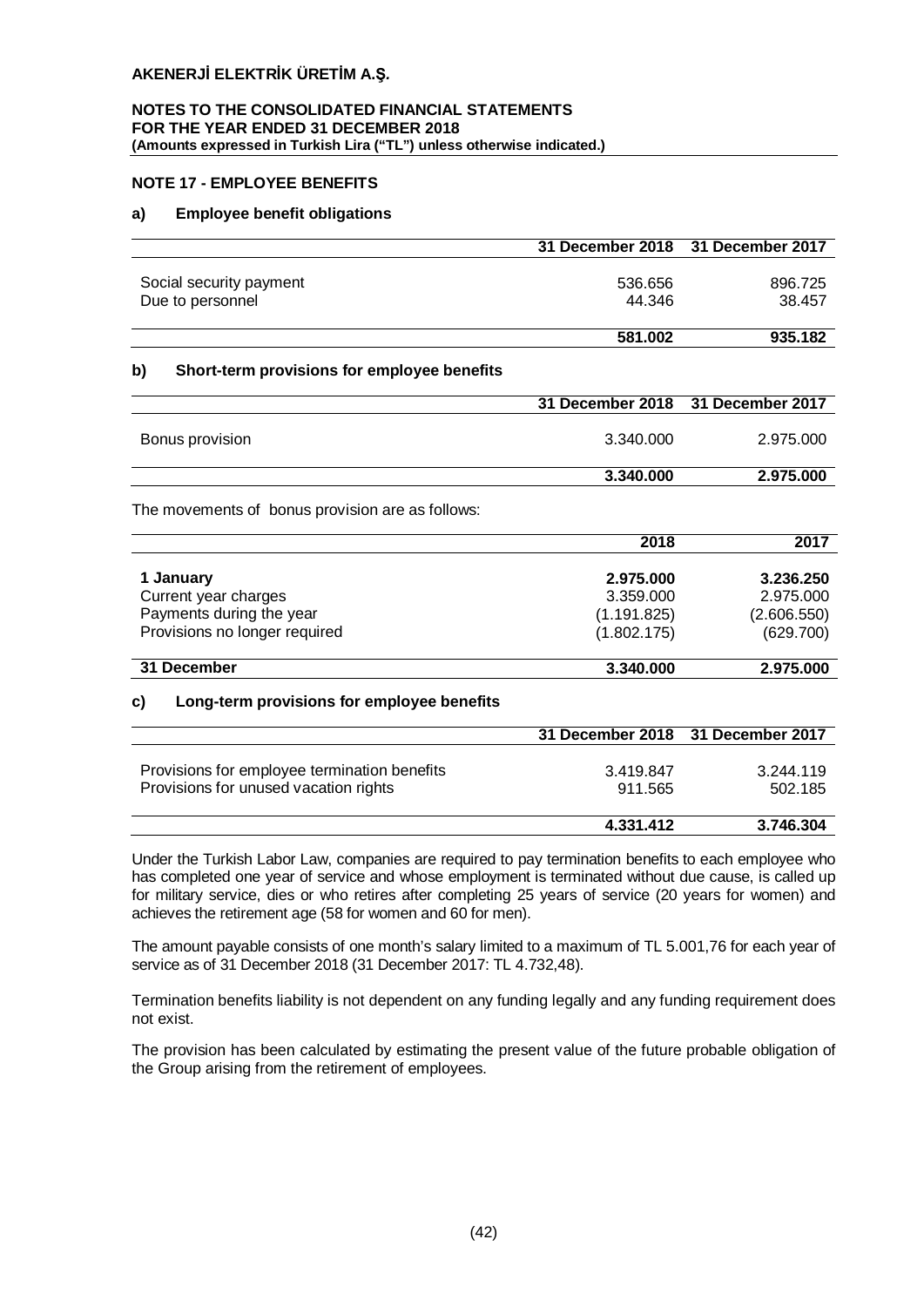## NOTE 17 - EMPLOYEE BENEFITS

### a) Employee benefit obligations

| | 31 December 2018 | 31 December 2017 |
|---|---|---|
| Social security payment | 536.656 | 896.725 |
| Due to personnel | 44.346 | 38.457 |
| | **581.002** | **935.182** |

### b) Short-term provisions for employee benefits

| | 31 December 2018 | 31 December 2017 |
|---|---|---|
| Bonus provision | 3.340.000 | 2.975.000 |
| | **3.340.000** | **2.975.000** |

The movements of bonus provision are as follows:

| | 2018 | 2017 |
|---|---|---|
| **1 January** | **2.975.000** | **3.236.250** |
| Current year charges | 3.359.000 | 2.975.000 |
| Payments during the year | (1.191.825) | (2.606.550) |
| Provisions no longer required | (1.802.175) | (629.700) |
| **31 December** | **3.340.000** | **2.975.000** |

### c) Long-term provisions for employee benefits

| | 31 December 2018 | 31 December 2017 |
|---|---|---|
| Provisions for employee termination benefits | 3.419.847 | 3.244.119 |
| Provisions for unused vacation rights | 911.565 | 502.185 |
| | **4.331.412** | **3.746.304** |

Under the Turkish Labor Law, companies are required to pay termination benefits to each employee who has completed one year of service and whose employment is terminated without due cause, is called up for military service, dies or who retires after completing 25 years of service (20 years for women) and achieves the retirement age (58 for women and 60 for men).

The amount payable consists of one month's salary limited to a maximum of TL 5.001,76 for each year of service as of 31 December 2018 (31 December 2017: TL 4.732,48).

Termination benefits liability is not dependent on any funding legally and any funding requirement does not exist.

The provision has been calculated by estimating the present value of the future probable obligation of the Group arising from the retirement of employees.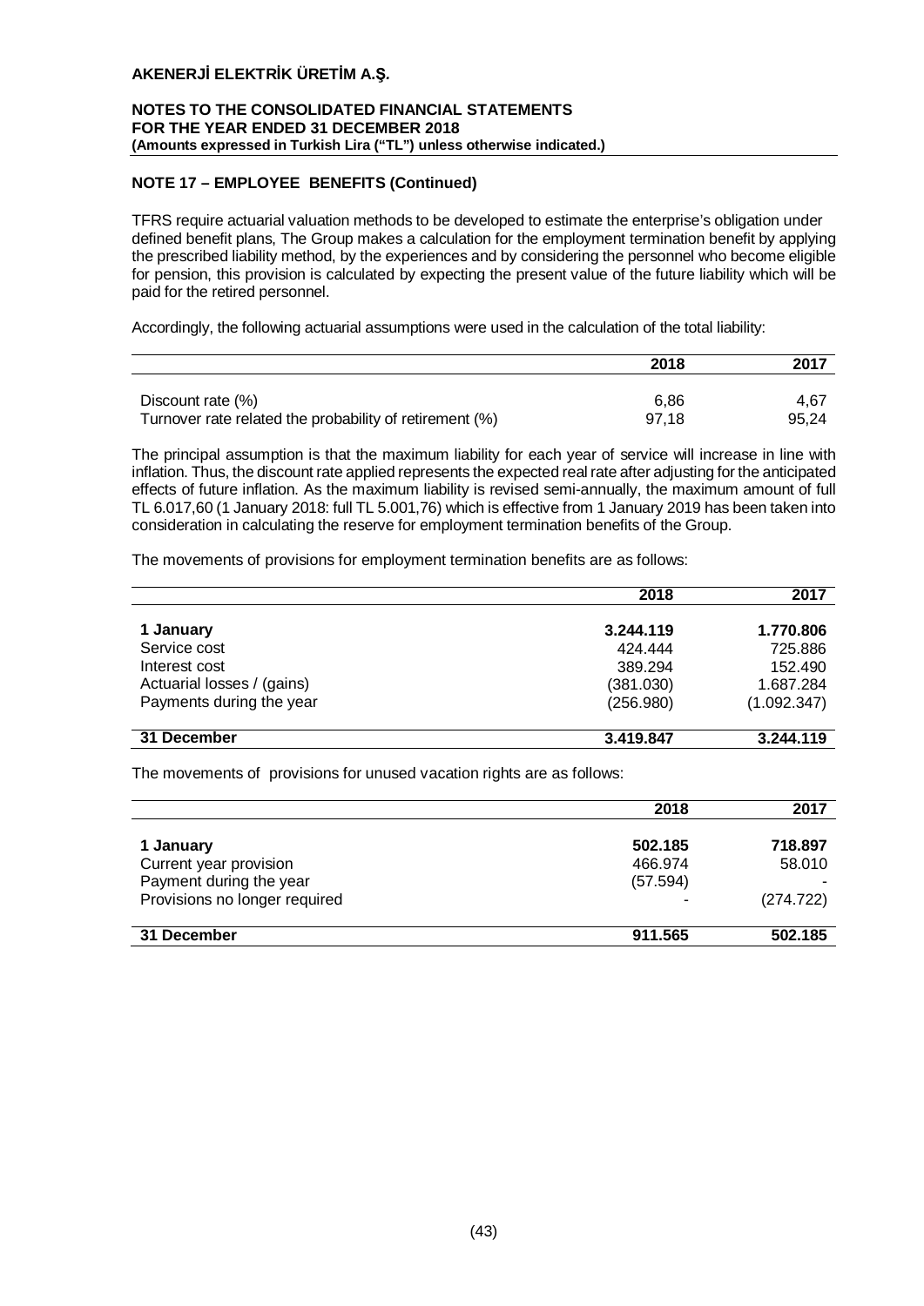## NOTE 17 – EMPLOYEE BENEFITS (Continued)

TFRS require actuarial valuation methods to be developed to estimate the enterprise's obligation under defined benefit plans, The Group makes a calculation for the employment termination benefit by applying the prescribed liability method, by the experiences and by considering the personnel who become eligible for pension, this provision is calculated by expecting the present value of the future liability which will be paid for the retired personnel.

Accordingly, the following actuarial assumptions were used in the calculation of the total liability:

| | 2018 | 2017 |
|---|---|---|
| Discount rate (%) | 6,86 | 4,67 |
| Turnover rate related the probability of retirement (%) | 97,18 | 95,24 |

The principal assumption is that the maximum liability for each year of service will increase in line with inflation. Thus, the discount rate applied represents the expected real rate after adjusting for the anticipated effects of future inflation. As the maximum liability is revised semi-annually, the maximum amount of full TL 6.017,60 (1 January 2018: full TL 5.001,76) which is effective from 1 January 2019 has been taken into consideration in calculating the reserve for employment termination benefits of the Group.

The movements of provisions for employment termination benefits are as follows:

| | 2018 | 2017 |
|---|---|---|
| **1 January** | **3.244.119** | **1.770.806** |
| Service cost | 424.444 | 725.886 |
| Interest cost | 389.294 | 152.490 |
| Actuarial losses / (gains) | (381.030) | 1.687.284 |
| Payments during the year | (256.980) | (1.092.347) |
| **31 December** | **3.419.847** | **3.244.119** |

The movements of provisions for unused vacation rights are as follows:

| | 2018 | 2017 |
|---|---|---|
| **1 January** | **502.185** | **718.897** |
| Current year provision | 466.974 | 58.010 |
| Payment during the year | (57.594) | - |
| Provisions no longer required | - | (274.722) |
| **31 December** | **911.565** | **502.185** |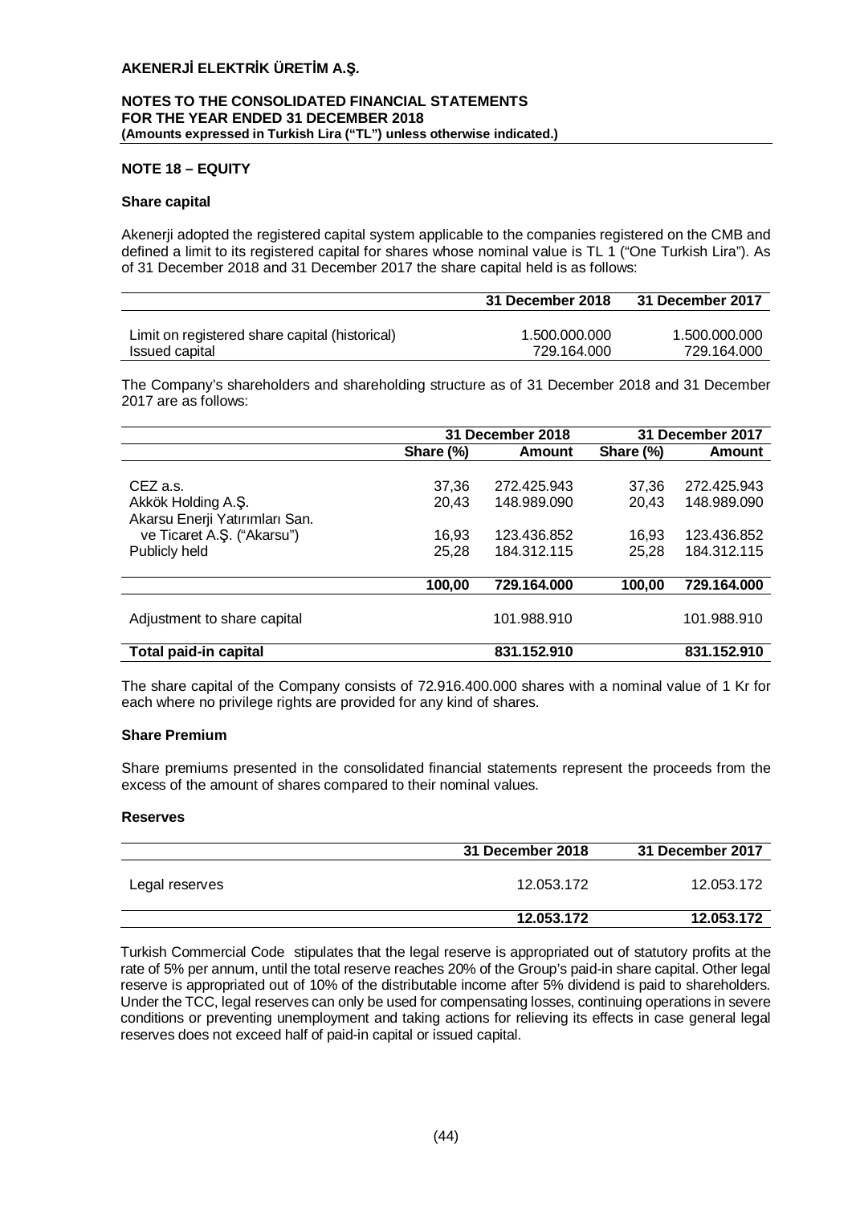## NOTE 18 – EQUITY

### Share capital

Akenerji adopted the registered capital system applicable to the companies registered on the CMB and defined a limit to its registered capital for shares whose nominal value is TL 1 ("One Turkish Lira"). As of 31 December 2018 and 31 December 2017 the share capital held is as follows:

| | 31 December 2018 | 31 December 2017 |
|---|---|---|
| Limit on registered share capital (historical) | 1.500.000.000 | 1.500.000.000 |
| Issued capital | 729.164.000 | 729.164.000 |

The Company's shareholders and shareholding structure as of 31 December 2018 and 31 December 2017 are as follows:

| | 31 December 2018 | | 31 December 2017 | |
|---|---|---|---|---|
| | Share (%) | Amount | Share (%) | Amount |
| CEZ a.s. | 37,36 | 272.425.943 | 37,36 | 272.425.943 |
| Akkök Holding A.Ş. | 20,43 | 148.989.090 | 20,43 | 148.989.090 |
| Akarsu Enerji Yatırımları San. ve Ticaret A.Ş. ("Akarsu") | 16,93 | 123.436.852 | 16,93 | 123.436.852 |
| Publicly held | 25,28 | 184.312.115 | 25,28 | 184.312.115 |
| | **100,00** | **729.164.000** | **100,00** | **729.164.000** |
| Adjustment to share capital | | 101.988.910 | | 101.988.910 |
| **Total paid-in capital** | | **831.152.910** | | **831.152.910** |

The share capital of the Company consists of 72.916.400.000 shares with a nominal value of 1 Kr for each where no privilege rights are provided for any kind of shares.

### Share Premium

Share premiums presented in the consolidated financial statements represent the proceeds from the excess of the amount of shares compared to their nominal values.

### Reserves

| | 31 December 2018 | 31 December 2017 |
|---|---|---|
| Legal reserves | 12.053.172 | 12.053.172 |
| | **12.053.172** | **12.053.172** |

Turkish Commercial Code stipulates that the legal reserve is appropriated out of statutory profits at the rate of 5% per annum, until the total reserve reaches 20% of the Group's paid-in share capital. Other legal reserve is appropriated out of 10% of the distributable income after 5% dividend is paid to shareholders. Under the TCC, legal reserves can only be used for compensating losses, continuing operations in severe conditions or preventing unemployment and taking actions for relieving its effects in case general legal reserves does not exceed half of paid-in capital or issued capital.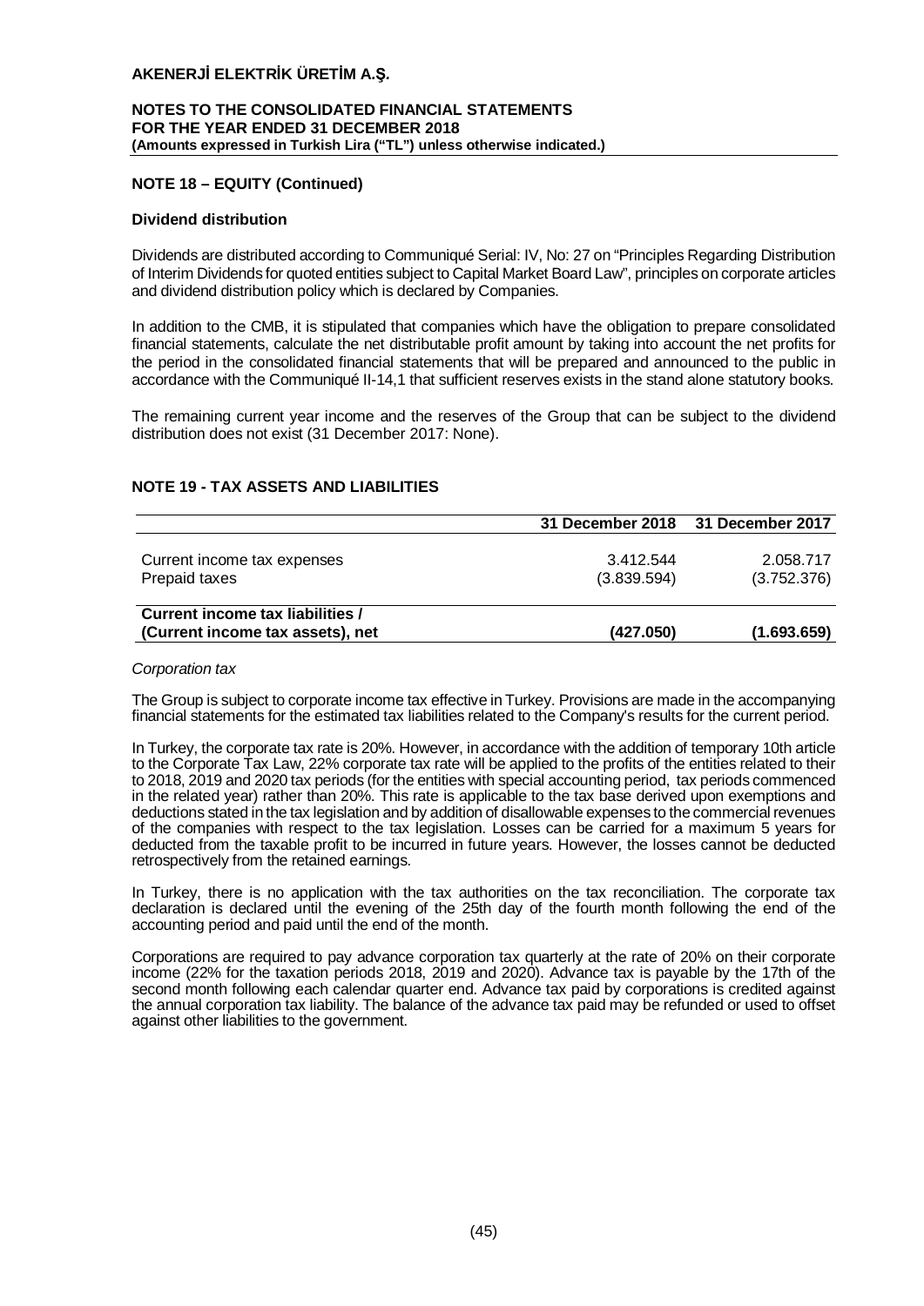## NOTE 18 – EQUITY (Continued)

### Dividend distribution

Dividends are distributed according to Communiqué Serial: IV, No: 27 on "Principles Regarding Distribution of Interim Dividends for quoted entities subject to Capital Market Board Law", principles on corporate articles and dividend distribution policy which is declared by Companies.

In addition to the CMB, it is stipulated that companies which have the obligation to prepare consolidated financial statements, calculate the net distributable profit amount by taking into account the net profits for the period in the consolidated financial statements that will be prepared and announced to the public in accordance with the Communiqué II-14,1 that sufficient reserves exists in the stand alone statutory books.

The remaining current year income and the reserves of the Group that can be subject to the dividend distribution does not exist (31 December 2017: None).

## NOTE 19 - TAX ASSETS AND LIABILITIES

| | 31 December 2018 | 31 December 2017 |
|---|---|---|
| Current income tax expenses | 3.412.544 | 2.058.717 |
| Prepaid taxes | (3.839.594) | (3.752.376) |
| **Current income tax liabilities / (Current income tax assets), net** | **(427.050)** | **(1.693.659)** |

*Corporation tax*

The Group is subject to corporate income tax effective in Turkey. Provisions are made in the accompanying financial statements for the estimated tax liabilities related to the Company's results for the current period.

In Turkey, the corporate tax rate is 20%. However, in accordance with the addition of temporary 10th article to the Corporate Tax Law, 22% corporate tax rate will be applied to the profits of the entities related to their to 2018, 2019 and 2020 tax periods (for the entities with special accounting period, tax periods commenced in the related year) rather than 20%. This rate is applicable to the tax base derived upon exemptions and deductions stated in the tax legislation and by addition of disallowable expenses to the commercial revenues of the companies with respect to the tax legislation. Losses can be carried for a maximum 5 years for deducted from the taxable profit to be incurred in future years. However, the losses cannot be deducted retrospectively from the retained earnings.

In Turkey, there is no application with the tax authorities on the tax reconciliation. The corporate tax declaration is declared until the evening of the 25th day of the fourth month following the end of the accounting period and paid until the end of the month.

Corporations are required to pay advance corporation tax quarterly at the rate of 20% on their corporate income (22% for the taxation periods 2018, 2019 and 2020). Advance tax is payable by the 17th of the second month following each calendar quarter end. Advance tax paid by corporations is credited against the annual corporation tax liability. The balance of the advance tax paid may be refunded or used to offset against other liabilities to the government.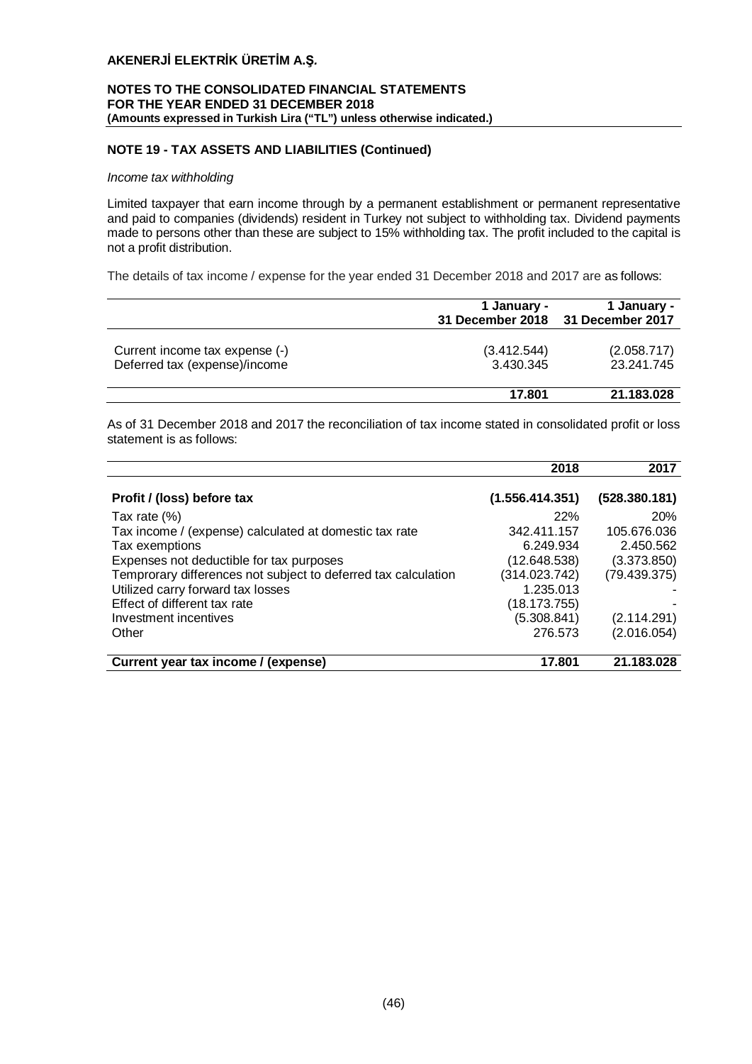## NOTE 19 - TAX ASSETS AND LIABILITIES (Continued)

*Income tax withholding*

Limited taxpayer that earn income through by a permanent establishment or permanent representative and paid to companies (dividends) resident in Turkey not subject to withholding tax. Dividend payments made to persons other than these are subject to 15% withholding tax. The profit included to the capital is not a profit distribution.

The details of tax income / expense for the year ended 31 December 2018 and 2017 are as follows:

| | 1 January - 31 December 2018 | 1 January - 31 December 2017 |
|---|---|---|
| Current income tax expense (-) | (3.412.544) | (2.058.717) |
| Deferred tax (expense)/income | 3.430.345 | 23.241.745 |
| | **17.801** | **21.183.028** |

As of 31 December 2018 and 2017 the reconciliation of tax income stated in consolidated profit or loss statement is as follows:

| | 2018 | 2017 |
|---|---|---|
| **Profit / (loss) before tax** | **(1.556.414.351)** | **(528.380.181)** |
| Tax rate (%) | 22% | 20% |
| Tax income / (expense) calculated at domestic tax rate | 342.411.157 | 105.676.036 |
| Tax exemptions | 6.249.934 | 2.450.562 |
| Expenses not deductible for tax purposes | (12.648.538) | (3.373.850) |
| Temprorary differences not subject to deferred tax calculation | (314.023.742) | (79.439.375) |
| Utilized carry forward tax losses | 1.235.013 | - |
| Effect of different tax rate | (18.173.755) | - |
| Investment incentives | (5.308.841) | (2.114.291) |
| Other | 276.573 | (2.016.054) |
| **Current year tax income / (expense)** | **17.801** | **21.183.028** |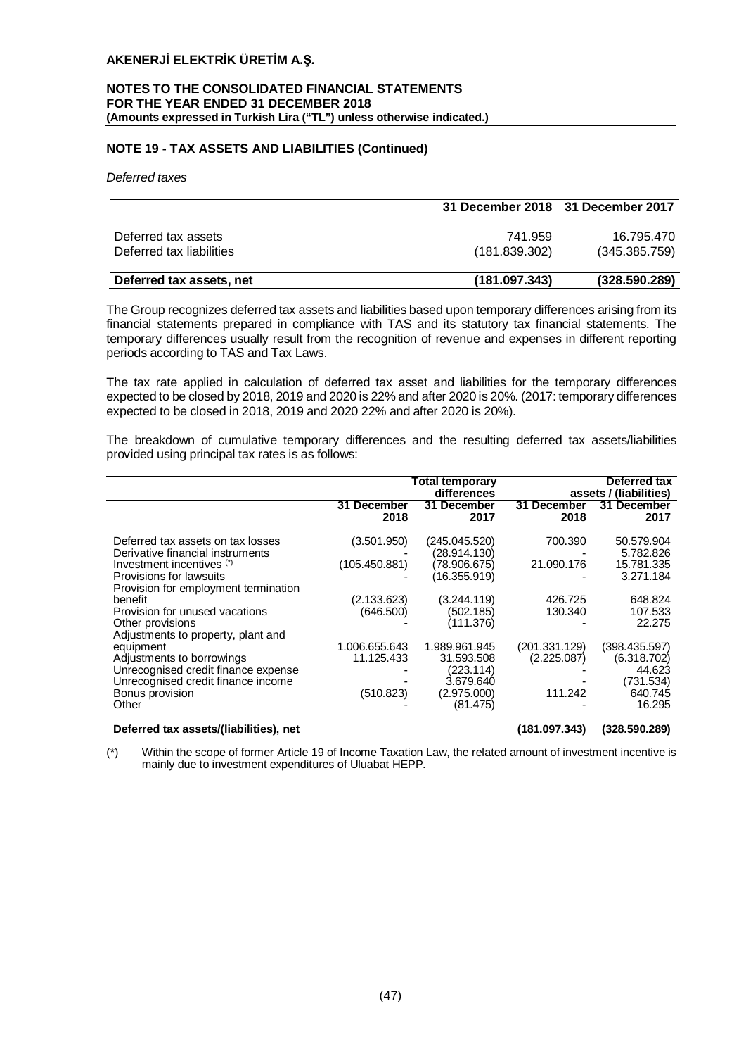**NOTE 19 - TAX ASSETS AND LIABILITIES (Continued)**

*Deferred taxes*

| | 31 December 2018 | 31 December 2017 |
|---|---|---|
| Deferred tax assets | 741.959 | 16.795.470 |
| Deferred tax liabilities | (181.839.302) | (345.385.759) |
| **Deferred tax assets, net** | **(181.097.343)** | **(328.590.289)** |

The Group recognizes deferred tax assets and liabilities based upon temporary differences arising from its financial statements prepared in compliance with TAS and its statutory tax financial statements. The temporary differences usually result from the recognition of revenue and expenses in different reporting periods according to TAS and Tax Laws.

The tax rate applied in calculation of deferred tax asset and liabilities for the temporary differences expected to be closed by 2018, 2019 and 2020 is 22% and after 2020 is 20%. (2017: temporary differences expected to be closed in 2018, 2019 and 2020 22% and after 2020 is 20%).

The breakdown of cumulative temporary differences and the resulting deferred tax assets/liabilities provided using principal tax rates is as follows:

| | Total temporary differences | | Deferred tax assets / (liabilities) | |
|---|---|---|---|---|
| | 31 December 2018 | 31 December 2017 | 31 December 2018 | 31 December 2017 |
| Deferred tax assets on tax losses | (3.501.950) | (245.045.520) | 700.390 | 50.579.904 |
| Derivative financial instruments | - | (28.914.130) | - | 5.782.826 |
| Investment incentives (*) | (105.450.881) | (78.906.675) | 21.090.176 | 15.781.335 |
| Provisions for lawsuits | - | (16.355.919) | - | 3.271.184 |
| Provision for employment termination benefit | (2.133.623) | (3.244.119) | 426.725 | 648.824 |
| Provision for unused vacations | (646.500) | (502.185) | 130.340 | 107.533 |
| Other provisions | - | (111.376) | - | 22.275 |
| Adjustments to property, plant and equipment | 1.006.655.643 | 1.989.961.945 | (201.331.129) | (398.435.597) |
| Adjustments to borrowings | 11.125.433 | 31.593.508 | (2.225.087) | (6.318.702) |
| Unrecognised credit finance expense | - | (223.114) | - | 44.623 |
| Unrecognised credit finance income | - | 3.679.640 | - | (731.534) |
| Bonus provision | (510.823) | (2.975.000) | 111.242 | 640.745 |
| Other | - | (81.475) | - | 16.295 |
| **Deferred tax assets/(liabilities), net** | | | **(181.097.343)** | **(328.590.289)** |

(*) Within the scope of former Article 19 of Income Taxation Law, the related amount of investment incentive is mainly due to investment expenditures of Uluabat HEPP.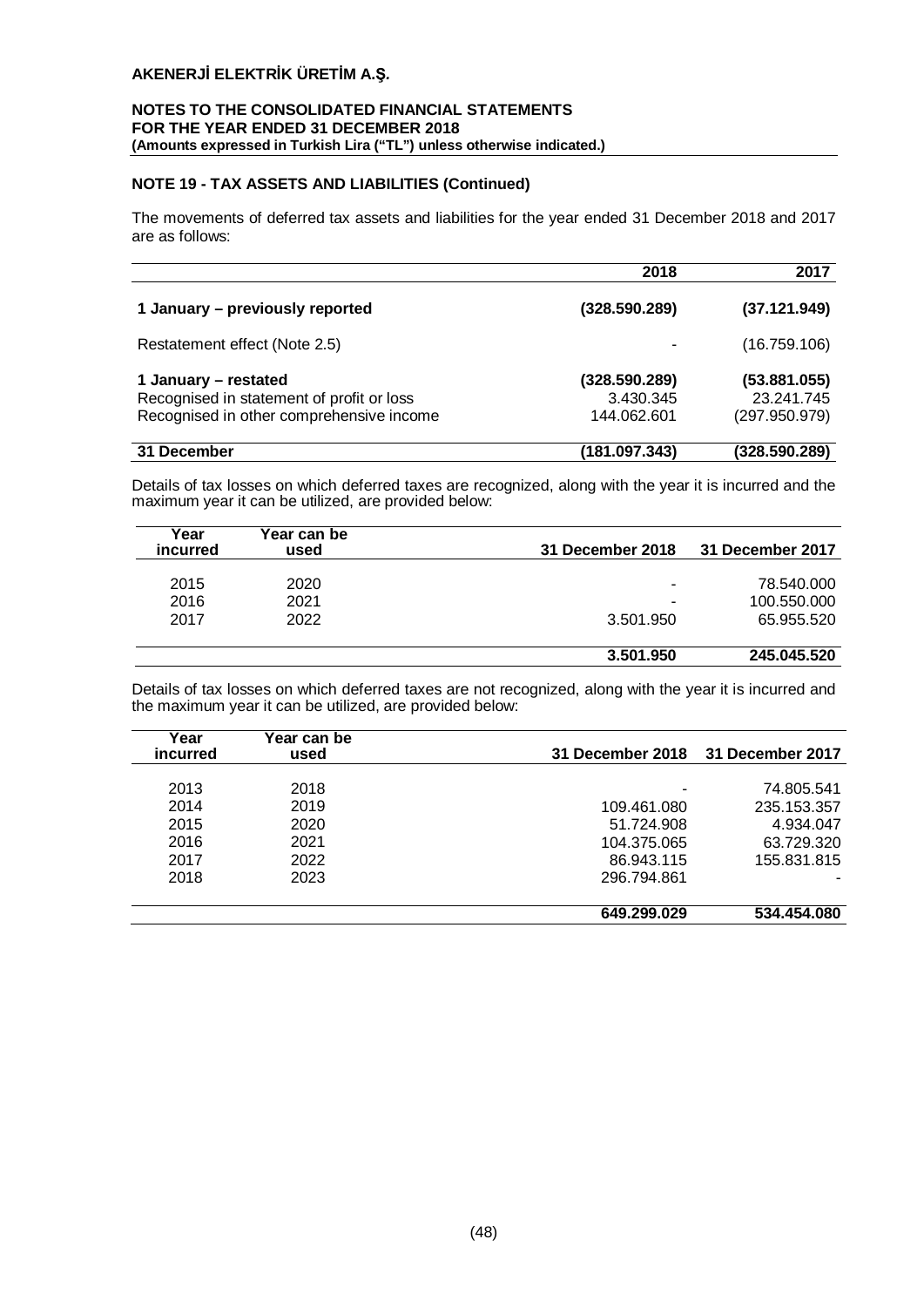## NOTE 19 - TAX ASSETS AND LIABILITIES (Continued)

The movements of deferred tax assets and liabilities for the year ended 31 December 2018 and 2017 are as follows:

| | 2018 | 2017 |
|---|---|---|
| **1 January – previously reported** | **(328.590.289)** | **(37.121.949)** |
| Restatement effect (Note 2.5) | - | (16.759.106) |
| **1 January – restated** | **(328.590.289)** | **(53.881.055)** |
| Recognised in statement of profit or loss | 3.430.345 | 23.241.745 |
| Recognised in other comprehensive income | 144.062.601 | (297.950.979) |
| **31 December** | **(181.097.343)** | **(328.590.289)** |

Details of tax losses on which deferred taxes are recognized, along with the year it is incurred and the maximum year it can be utilized, are provided below:

| Year incurred | Year can be used | 31 December 2018 | 31 December 2017 |
|---|---|---|---|
| 2015 | 2020 | - | 78.540.000 |
| 2016 | 2021 | - | 100.550.000 |
| 2017 | 2022 | 3.501.950 | 65.955.520 |
| | | **3.501.950** | **245.045.520** |

Details of tax losses on which deferred taxes are not recognized, along with the year it is incurred and the maximum year it can be utilized, are provided below:

| Year incurred | Year can be used | 31 December 2018 | 31 December 2017 |
|---|---|---|---|
| 2013 | 2018 | - | 74.805.541 |
| 2014 | 2019 | 109.461.080 | 235.153.357 |
| 2015 | 2020 | 51.724.908 | 4.934.047 |
| 2016 | 2021 | 104.375.065 | 63.729.320 |
| 2017 | 2022 | 86.943.115 | 155.831.815 |
| 2018 | 2023 | 296.794.861 | - |
| | | **649.299.029** | **534.454.080** |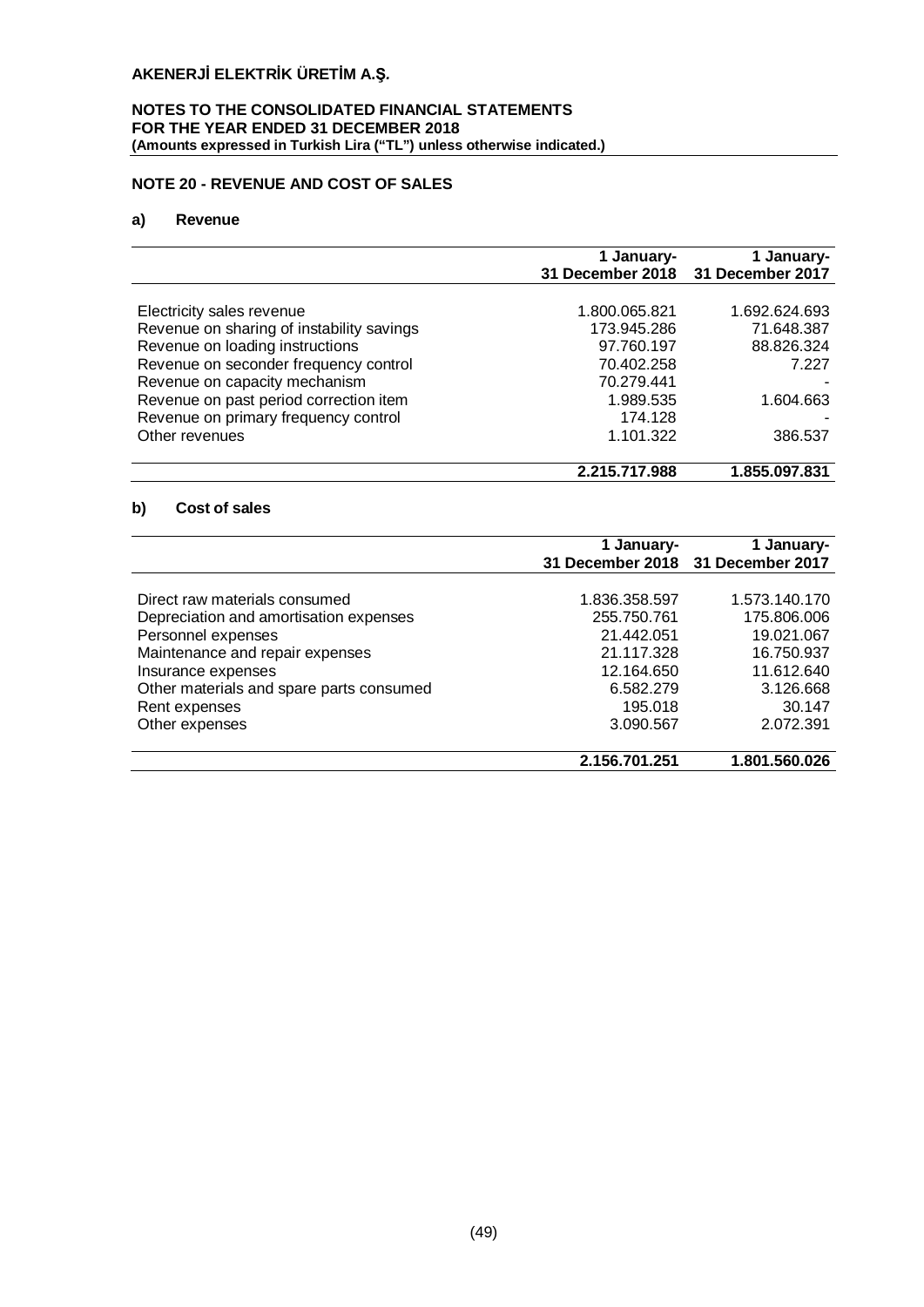# AKENERJİ ELEKTRİK ÜRETİM A.Ş.

**NOTES TO THE CONSOLIDATED FINANCIAL STATEMENTS**
**FOR THE YEAR ENDED 31 DECEMBER 2018**
**(Amounts expressed in Turkish Lira ("TL") unless otherwise indicated.)**

## NOTE 20 - REVENUE AND COST OF SALES

### a) Revenue

| | 1 January- 31 December 2018 | 1 January- 31 December 2017 |
|---|---|---|
| Electricity sales revenue | 1.800.065.821 | 1.692.624.693 |
| Revenue on sharing of instability savings | 173.945.286 | 71.648.387 |
| Revenue on loading instructions | 97.760.197 | 88.826.324 |
| Revenue on seconder frequency control | 70.402.258 | 7.227 |
| Revenue on capacity mechanism | 70.279.441 | - |
| Revenue on past period correction item | 1.989.535 | 1.604.663 |
| Revenue on primary frequency control | 174.128 | - |
| Other revenues | 1.101.322 | 386.537 |
| | **2.215.717.988** | **1.855.097.831** |

### b) Cost of sales

| | 1 January- 31 December 2018 | 1 January- 31 December 2017 |
|---|---|---|
| Direct raw materials consumed | 1.836.358.597 | 1.573.140.170 |
| Depreciation and amortisation expenses | 255.750.761 | 175.806.006 |
| Personnel expenses | 21.442.051 | 19.021.067 |
| Maintenance and repair expenses | 21.117.328 | 16.750.937 |
| Insurance expenses | 12.164.650 | 11.612.640 |
| Other materials and spare parts consumed | 6.582.279 | 3.126.668 |
| Rent expenses | 195.018 | 30.147 |
| Other expenses | 3.090.567 | 2.072.391 |
| | **2.156.701.251** | **1.801.560.026** |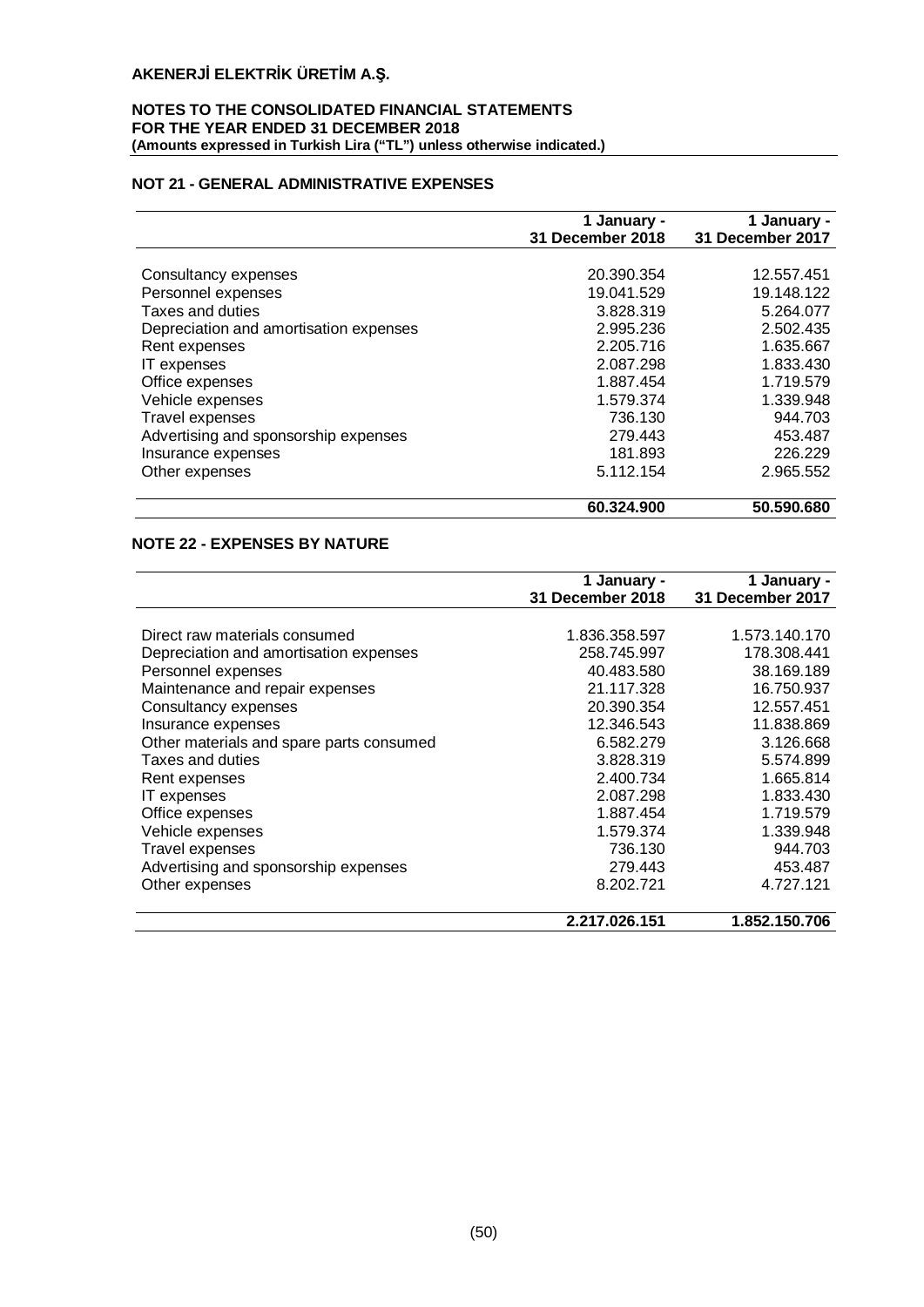## NOT 21 - GENERAL ADMINISTRATIVE EXPENSES

| | 1 January - 31 December 2018 | 1 January - 31 December 2017 |
|---|---|---|
| Consultancy expenses | 20.390.354 | 12.557.451 |
| Personnel expenses | 19.041.529 | 19.148.122 |
| Taxes and duties | 3.828.319 | 5.264.077 |
| Depreciation and amortisation expenses | 2.995.236 | 2.502.435 |
| Rent expenses | 2.205.716 | 1.635.667 |
| IT expenses | 2.087.298 | 1.833.430 |
| Office expenses | 1.887.454 | 1.719.579 |
| Vehicle expenses | 1.579.374 | 1.339.948 |
| Travel expenses | 736.130 | 944.703 |
| Advertising and sponsorship expenses | 279.443 | 453.487 |
| Insurance expenses | 181.893 | 226.229 |
| Other expenses | 5.112.154 | 2.965.552 |
| | **60.324.900** | **50.590.680** |

## NOTE 22 - EXPENSES BY NATURE

| | 1 January - 31 December 2018 | 1 January - 31 December 2017 |
|---|---|---|
| Direct raw materials consumed | 1.836.358.597 | 1.573.140.170 |
| Depreciation and amortisation expenses | 258.745.997 | 178.308.441 |
| Personnel expenses | 40.483.580 | 38.169.189 |
| Maintenance and repair expenses | 21.117.328 | 16.750.937 |
| Consultancy expenses | 20.390.354 | 12.557.451 |
| Insurance expenses | 12.346.543 | 11.838.869 |
| Other materials and spare parts consumed | 6.582.279 | 3.126.668 |
| Taxes and duties | 3.828.319 | 5.574.899 |
| Rent expenses | 2.400.734 | 1.665.814 |
| IT expenses | 2.087.298 | 1.833.430 |
| Office expenses | 1.887.454 | 1.719.579 |
| Vehicle expenses | 1.579.374 | 1.339.948 |
| Travel expenses | 736.130 | 944.703 |
| Advertising and sponsorship expenses | 279.443 | 453.487 |
| Other expenses | 8.202.721 | 4.727.121 |
| | **2.217.026.151** | **1.852.150.706** |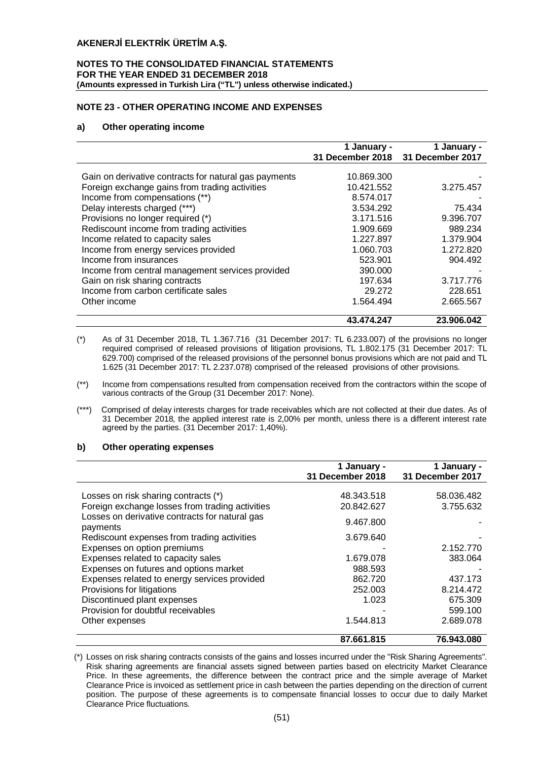## NOTE 23 - OTHER OPERATING INCOME AND EXPENSES

### a) Other operating income

| | 1 January - 31 December 2018 | 1 January - 31 December 2017 |
|---|---|---|
| Gain on derivative contracts for natural gas payments | 10.869.300 | - |
| Foreign exchange gains from trading activities | 10.421.552 | 3.275.457 |
| Income from compensations (**) | 8.574.017 | - |
| Delay interests charged (***) | 3.534.292 | 75.434 |
| Provisions no longer required (*) | 3.171.516 | 9.396.707 |
| Rediscount income from trading activities | 1.909.669 | 989.234 |
| Income related to capacity sales | 1.227.897 | 1.379.904 |
| Income from energy services provided | 1.060.703 | 1.272.820 |
| Income from insurances | 523.901 | 904.492 |
| Income from central management services provided | 390.000 | - |
| Gain on risk sharing contracts | 197.634 | 3.717.776 |
| Income from carbon certificate sales | 29.272 | 228.651 |
| Other income | 1.564.494 | 2.665.567 |
| | **43.474.247** | **23.906.042** |

(*) As of 31 December 2018, TL 1.367.716 (31 December 2017: TL 6.233.007) of the provisions no longer required comprised of released provisions of litigation provisions, TL 1.802.175 (31 December 2017: TL 629.700) comprised of the released provisions of the personnel bonus provisions which are not paid and TL 1.625 (31 December 2017: TL 2.237.078) comprised of the released provisions of other provisions.

(**) Income from compensations resulted from compensation received from the contractors within the scope of various contracts of the Group (31 December 2017: None).

(***) Comprised of delay interests charges for trade receivables which are not collected at their due dates. As of 31 December 2018, the applied interest rate is 2,00% per month, unless there is a different interest rate agreed by the parties. (31 December 2017: 1,40%).

### b) Other operating expenses

| | 1 January - 31 December 2018 | 1 January - 31 December 2017 |
|---|---|---|
| Losses on risk sharing contracts (*) | 48.343.518 | 58.036.482 |
| Foreign exchange losses from trading activities | 20.842.627 | 3.755.632 |
| Losses on derivative contracts for natural gas payments | 9.467.800 | - |
| Rediscount expenses from trading activities | 3.679.640 | - |
| Expenses on option premiums | - | 2.152.770 |
| Expenses related to capacity sales | 1.679.078 | 383.064 |
| Expenses on futures and options market | 988.593 | - |
| Expenses related to energy services provided | 862.720 | 437.173 |
| Provisions for litigations | 252.003 | 8.214.472 |
| Discontinued plant expenses | 1.023 | 675.309 |
| Provision for doubtful receivables | - | 599.100 |
| Other expenses | 1.544.813 | 2.689.078 |
| | **87.661.815** | **76.943.080** |

(*) Losses on risk sharing contracts consists of the gains and losses incurred under the "Risk Sharing Agreements". Risk sharing agreements are financial assets signed between parties based on electricity Market Clearance Price. In these agreements, the difference between the contract price and the simple average of Market Clearance Price is invoiced as settlement price in cash between the parties depending on the direction of current position. The purpose of these agreements is to compensate financial losses to occur due to daily Market Clearance Price fluctuations.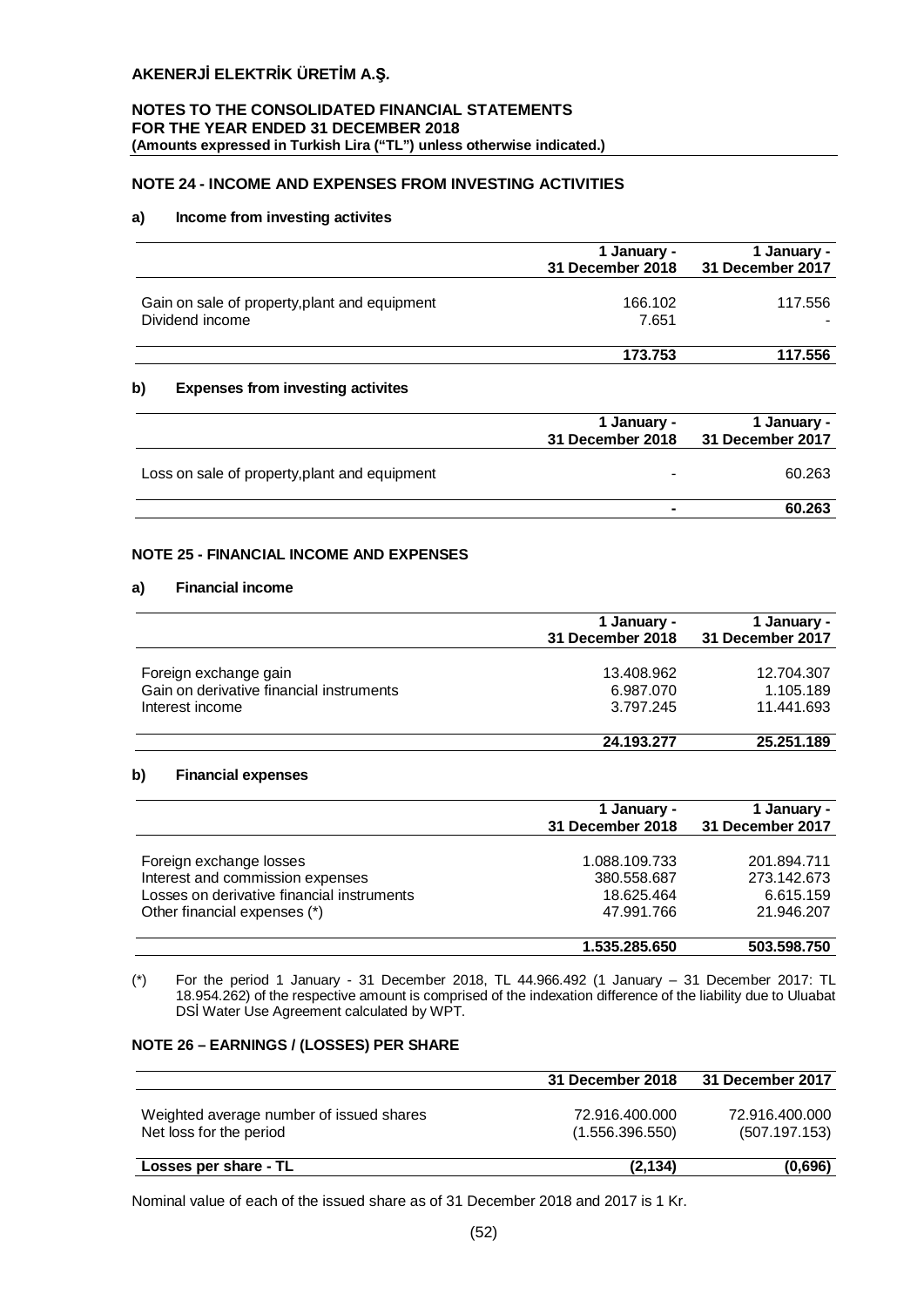## NOTE 24 - INCOME AND EXPENSES FROM INVESTING ACTIVITIES

### a) Income from investing activites

| | 1 January - 31 December 2018 | 1 January - 31 December 2017 |
|---|---|---|
| Gain on sale of property,plant and equipment | 166.102 | 117.556 |
| Dividend income | 7.651 | - |
| | **173.753** | **117.556** |

### b) Expenses from investing activites

| | 1 January - 31 December 2018 | 1 January - 31 December 2017 |
|---|---|---|
| Loss on sale of property,plant and equipment | - | 60.263 |
| | **-** | **60.263** |

## NOTE 25 - FINANCIAL INCOME AND EXPENSES

### a) Financial income

| | 1 January - 31 December 2018 | 1 January - 31 December 2017 |
|---|---|---|
| Foreign exchange gain | 13.408.962 | 12.704.307 |
| Gain on derivative financial instruments | 6.987.070 | 1.105.189 |
| Interest income | 3.797.245 | 11.441.693 |
| | **24.193.277** | **25.251.189** |

### b) Financial expenses

| | 1 January - 31 December 2018 | 1 January - 31 December 2017 |
|---|---|---|
| Foreign exchange losses | 1.088.109.733 | 201.894.711 |
| Interest and commission expenses | 380.558.687 | 273.142.673 |
| Losses on derivative financial instruments | 18.625.464 | 6.615.159 |
| Other financial expenses (*) | 47.991.766 | 21.946.207 |
| | **1.535.285.650** | **503.598.750** |

(*) For the period 1 January - 31 December 2018, TL 44.966.492 (1 January – 31 December 2017: TL 18.954.262) of the respective amount is comprised of the indexation difference of the liability due to Uluabat DSİ Water Use Agreement calculated by WPT.

## NOTE 26 – EARNINGS / (LOSSES) PER SHARE

| | 31 December 2018 | 31 December 2017 |
|---|---|---|
| Weighted average number of issued shares | 72.916.400.000 | 72.916.400.000 |
| Net loss for the period | (1.556.396.550) | (507.197.153) |
| **Losses per share - TL** | **(2,134)** | **(0,696)** |

Nominal value of each of the issued share as of 31 December 2018 and 2017 is 1 Kr.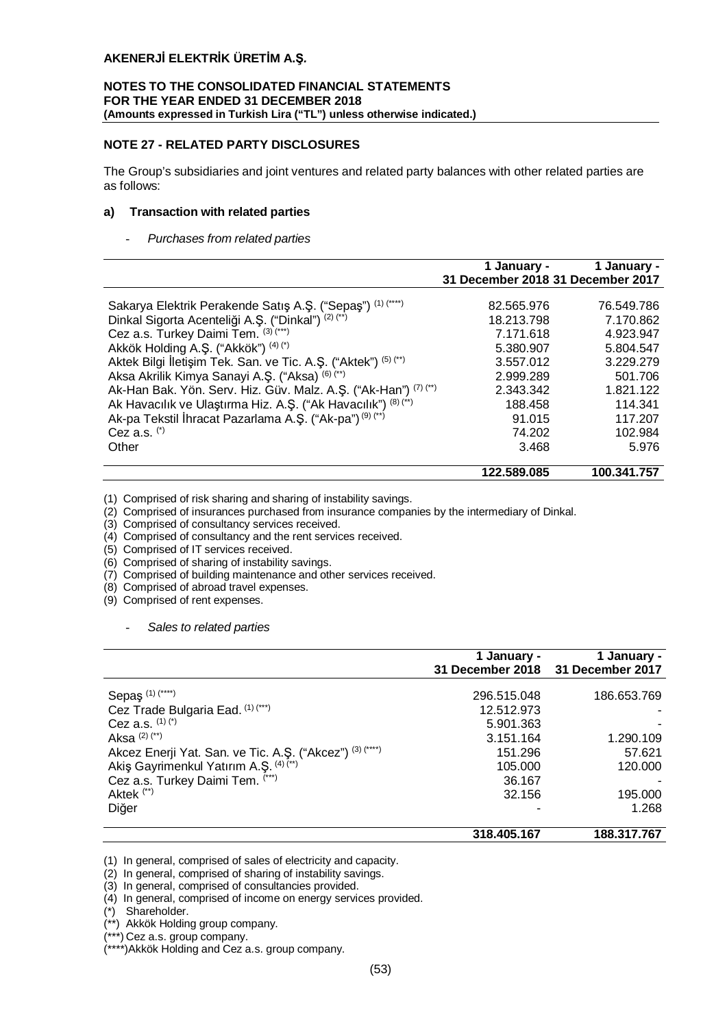## NOTE 27 - RELATED PARTY DISCLOSURES

The Group's subsidiaries and joint ventures and related party balances with other related parties are as follows:

### a) Transaction with related parties

- *Purchases from related parties*

| | 1 January - 31 December 2018 | 1 January - 31 December 2017 |
|---|---|---|
| Sakarya Elektrik Perakende Satış A.Ş. ("Sepaş") (1) (****) | 82.565.976 | 76.549.786 |
| Dinkal Sigorta Acenteliği A.Ş. ("Dinkal") (2) (**) | 18.213.798 | 7.170.862 |
| Cez a.s. Turkey Daimi Tem. (3) (***) | 7.171.618 | 4.923.947 |
| Akkök Holding A.Ş. ("Akkök") (4) (*) | 5.380.907 | 5.804.547 |
| Aktek Bilgi İletişim Tek. San. ve Tic. A.Ş. ("Aktek") (5) (**) | 3.557.012 | 3.229.279 |
| Aksa Akrilik Kimya Sanayi A.Ş. ("Aksa) (6) (**) | 2.999.289 | 501.706 |
| Ak-Han Bak. Yön. Serv. Hiz. Güv. Malz. A.Ş. ("Ak-Han") (7) (**) | 2.343.342 | 1.821.122 |
| Ak Havacılık ve Ulaştırma Hiz. A.Ş. ("Ak Havacılık") (8) (**) | 188.458 | 114.341 |
| Ak-pa Tekstil İhracat Pazarlama A.Ş. ("Ak-pa") (9) (**) | 91.015 | 117.207 |
| Cez a.s. (*) | 74.202 | 102.984 |
| Other | 3.468 | 5.976 |
| | **122.589.085** | **100.341.757** |

(1) Comprised of risk sharing and sharing of instability savings.
(2) Comprised of insurances purchased from insurance companies by the intermediary of Dinkal.
(3) Comprised of consultancy services received.
(4) Comprised of consultancy and the rent services received.
(5) Comprised of IT services received.
(6) Comprised of sharing of instability savings.
(7) Comprised of building maintenance and other services received.
(8) Comprised of abroad travel expenses.
(9) Comprised of rent expenses.

- *Sales to related parties*

| | 1 January - 31 December 2018 | 1 January - 31 December 2017 |
|---|---|---|
| Sepaş (1) (****) | 296.515.048 | 186.653.769 |
| Cez Trade Bulgaria Ead. (1) (***) | 12.512.973 | - |
| Cez a.s. (1) (*) | 5.901.363 | - |
| Aksa (2) (**) | 3.151.164 | 1.290.109 |
| Akcez Enerji Yat. San. ve Tic. A.Ş. ("Akcez") (3) (****) | 151.296 | 57.621 |
| Akiş Gayrimenkul Yatırım A.Ş. (4) (**) | 105.000 | 120.000 |
| Cez a.s. Turkey Daimi Tem. (***) | 36.167 | - |
| Aktek (**) | 32.156 | 195.000 |
| Diğer | - | 1.268 |
| | **318.405.167** | **188.317.767** |

(1) In general, comprised of sales of electricity and capacity.
(2) In general, comprised of sharing of instability savings.
(3) In general, comprised of consultancies provided.
(4) In general, comprised of income on energy services provided.
(*) Shareholder.
(**) Akkök Holding group company.
(***) Cez a.s. group company.
(****)Akkök Holding and Cez a.s. group company.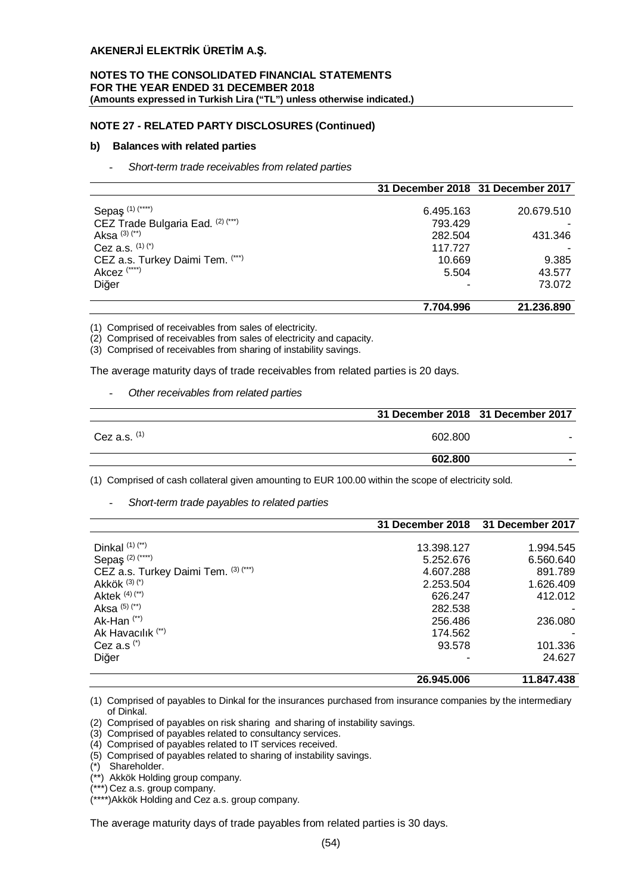## NOTE 27 - RELATED PARTY DISCLOSURES (Continued)

### b) Balances with related parties

- *Short-term trade receivables from related parties*

| | 31 December 2018 | 31 December 2017 |
|---|---|---|
| Sepaş (1) (****) | 6.495.163 | 20.679.510 |
| CEZ Trade Bulgaria Ead. (2) (***) | 793.429 | - |
| Aksa (3) (**) | 282.504 | 431.346 |
| Cez a.s. (1) (*) | 117.727 | - |
| CEZ a.s. Turkey Daimi Tem. (***) | 10.669 | 9.385 |
| Akcez (****) | 5.504 | 43.577 |
| Diğer | - | 73.072 |
| | **7.704.996** | **21.236.890** |

(1) Comprised of receivables from sales of electricity.
(2) Comprised of receivables from sales of electricity and capacity.
(3) Comprised of receivables from sharing of instability savings.

The average maturity days of trade receivables from related parties is 20 days.

- *Other receivables from related parties*

| | 31 December 2018 | 31 December 2017 |
|---|---|---|
| Cez a.s. (1) | 602.800 | - |
| | **602.800** | **-** |

(1) Comprised of cash collateral given amounting to EUR 100.00 within the scope of electricity sold.

- *Short-term trade payables to related parties*

| | 31 December 2018 | 31 December 2017 |
|---|---|---|
| Dinkal (1) (**) | 13.398.127 | 1.994.545 |
| Sepaş (2) (****) | 5.252.676 | 6.560.640 |
| CEZ a.s. Turkey Daimi Tem. (3) (***) | 4.607.288 | 891.789 |
| Akkök (3) (*) | 2.253.504 | 1.626.409 |
| Aktek (4) (**) | 626.247 | 412.012 |
| Aksa (5) (**) | 282.538 | - |
| Ak-Han (**) | 256.486 | 236.080 |
| Ak Havacılık (**) | 174.562 | - |
| Cez a.s (*) | 93.578 | 101.336 |
| Diğer | - | 24.627 |
| | **26.945.006** | **11.847.438** |

(1) Comprised of payables to Dinkal for the insurances purchased from insurance companies by the intermediary of Dinkal.
(2) Comprised of payables on risk sharing and sharing of instability savings.
(3) Comprised of payables related to consultancy services.
(4) Comprised of payables related to IT services received.
(5) Comprised of payables related to sharing of instability savings.
(*) Shareholder.
(**) Akkök Holding group company.
(***) Cez a.s. group company.
(****) Akkök Holding and Cez a.s. group company.

The average maturity days of trade payables from related parties is 30 days.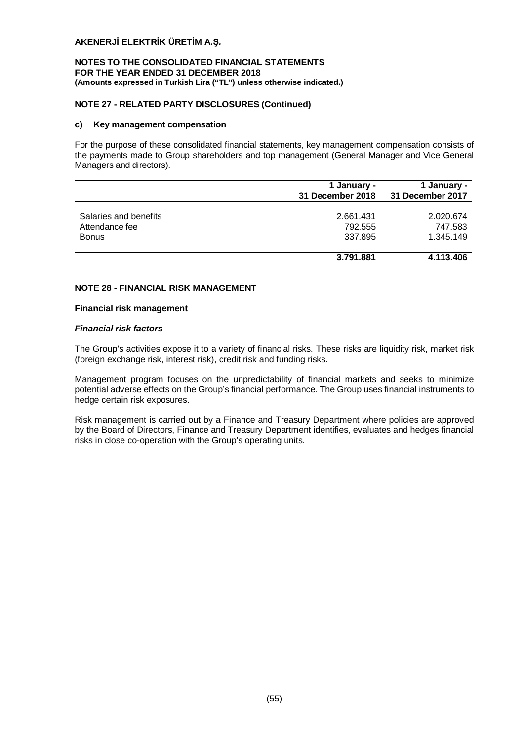## NOTE 27 - RELATED PARTY DISCLOSURES (Continued)

### c) Key management compensation

For the purpose of these consolidated financial statements, key management compensation consists of the payments made to Group shareholders and top management (General Manager and Vice General Managers and directors).

| | 1 January - 31 December 2018 | 1 January - 31 December 2017 |
|---|---|---|
| Salaries and benefits | 2.661.431 | 2.020.674 |
| Attendance fee | 792.555 | 747.583 |
| Bonus | 337.895 | 1.345.149 |
| | **3.791.881** | **4.113.406** |

## NOTE 28 - FINANCIAL RISK MANAGEMENT

### Financial risk management

#### *Financial risk factors*

The Group's activities expose it to a variety of financial risks. These risks are liquidity risk, market risk (foreign exchange risk, interest risk), credit risk and funding risks.

Management program focuses on the unpredictability of financial markets and seeks to minimize potential adverse effects on the Group's financial performance. The Group uses financial instruments to hedge certain risk exposures.

Risk management is carried out by a Finance and Treasury Department where policies are approved by the Board of Directors, Finance and Treasury Department identifies, evaluates and hedges financial risks in close co-operation with the Group's operating units.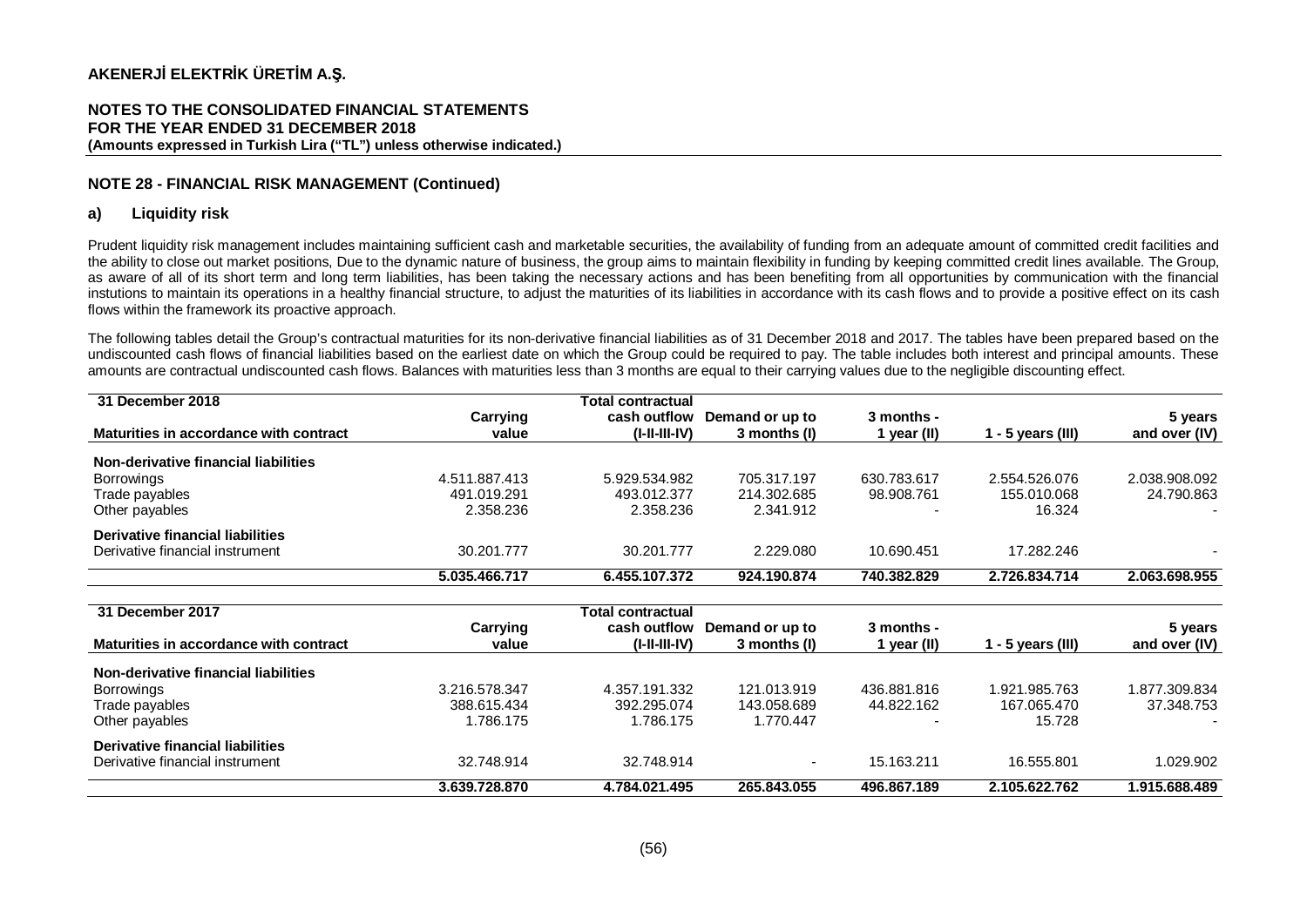## NOTE 28 - FINANCIAL RISK MANAGEMENT (Continued)

### a) Liquidity risk

Prudent liquidity risk management includes maintaining sufficient cash and marketable securities, the availability of funding from an adequate amount of committed credit facilities and the ability to close out market positions, Due to the dynamic nature of business, the group aims to maintain flexibility in funding by keeping committed credit lines available. The Group, as aware of all of its short term and long term liabilities, has been taking the necessary actions and has been benefiting from all opportunities by communication with the financial instutions to maintain its operations in a healthy financial structure, to adjust the maturities of its liabilities in accordance with its cash flows and to provide a positive effect on its cash flows within the framework its proactive approach.

The following tables detail the Group's contractual maturities for its non-derivative financial liabilities as of 31 December 2018 and 2017. The tables have been prepared based on the undiscounted cash flows of financial liabilities based on the earliest date on which the Group could be required to pay. The table includes both interest and principal amounts. These amounts are contractual undiscounted cash flows. Balances with maturities less than 3 months are equal to their carrying values due to the negligible discounting effect.

| 31 December 2018<br>Maturities in accordance with contract | Carrying value | Total contractual cash outflow (I-II-III-IV) | Demand or up to 3 months (I) | 3 months - 1 year (II) | 1 - 5 years (III) | 5 years and over (IV) |
|---|---|---|---|---|---|---|
| **Non-derivative financial liabilities** | | | | | | |
| Borrowings | 4.511.887.413 | 5.929.534.982 | 705.317.197 | 630.783.617 | 2.554.526.076 | 2.038.908.092 |
| Trade payables | 491.019.291 | 493.012.377 | 214.302.685 | 98.908.761 | 155.010.068 | 24.790.863 |
| Other payables | 2.358.236 | 2.358.236 | 2.341.912 | - | 16.324 | - |
| **Derivative financial liabilities** | | | | | | |
| Derivative financial instrument | 30.201.777 | 30.201.777 | 2.229.080 | 10.690.451 | 17.282.246 | - |
| | **5.035.466.717** | **6.455.107.372** | **924.190.874** | **740.382.829** | **2.726.834.714** | **2.063.698.955** |

| 31 December 2017<br>Maturities in accordance with contract | Carrying value | Total contractual cash outflow (I-II-III-IV) | Demand or up to 3 months (I) | 3 months - 1 year (II) | 1 - 5 years (III) | 5 years and over (IV) |
|---|---|---|---|---|---|---|
| **Non-derivative financial liabilities** | | | | | | |
| Borrowings | 3.216.578.347 | 4.357.191.332 | 121.013.919 | 436.881.816 | 1.921.985.763 | 1.877.309.834 |
| Trade payables | 388.615.434 | 392.295.074 | 143.058.689 | 44.822.162 | 167.065.470 | 37.348.753 |
| Other payables | 1.786.175 | 1.786.175 | 1.770.447 | - | 15.728 | - |
| **Derivative financial liabilities** | | | | | | |
| Derivative financial instrument | 32.748.914 | 32.748.914 | - | 15.163.211 | 16.555.801 | 1.029.902 |
| | **3.639.728.870** | **4.784.021.495** | **265.843.055** | **496.867.189** | **2.105.622.762** | **1.915.688.489** |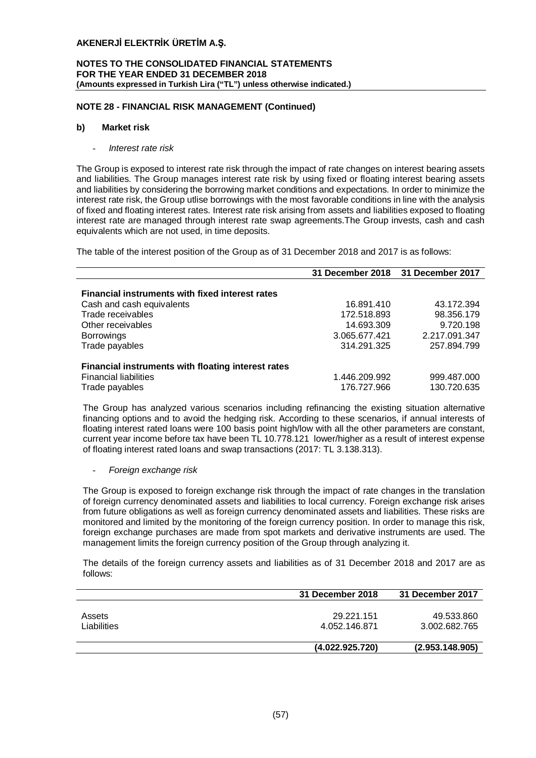## NOTE 28 - FINANCIAL RISK MANAGEMENT (Continued)

### b) Market risk

- *Interest rate risk*

The Group is exposed to interest rate risk through the impact of rate changes on interest bearing assets and liabilities. The Group manages interest rate risk by using fixed or floating interest bearing assets and liabilities by considering the borrowing market conditions and expectations. In order to minimize the interest rate risk, the Group utlise borrowings with the most favorable conditions in line with the analysis of fixed and floating interest rates. Interest rate risk arising from assets and liabilities exposed to floating interest rate are managed through interest rate swap agreements.The Group invests, cash and cash equivalents which are not used, in time deposits.

The table of the interest position of the Group as of 31 December 2018 and 2017 is as follows:

| | 31 December 2018 | 31 December 2017 |
|---|---|---|
| **Financial instruments with fixed interest rates** | | |
| Cash and cash equivalents | 16.891.410 | 43.172.394 |
| Trade receivables | 172.518.893 | 98.356.179 |
| Other receivables | 14.693.309 | 9.720.198 |
| Borrowings | 3.065.677.421 | 2.217.091.347 |
| Trade payables | 314.291.325 | 257.894.799 |
| **Financial instruments with floating interest rates** | | |
| Financial liabilities | 1.446.209.992 | 999.487.000 |
| Trade payables | 176.727.966 | 130.720.635 |

The Group has analyzed various scenarios including refinancing the existing situation alternative financing options and to avoid the hedging risk. According to these scenarios, if annual interests of floating interest rated loans were 100 basis point high/low with all the other parameters are constant, current year income before tax have been TL 10.778.121 lower/higher as a result of interest expense of floating interest rated loans and swap transactions (2017: TL 3.138.313).

- *Foreign exchange risk*

The Group is exposed to foreign exchange risk through the impact of rate changes in the translation of foreign currency denominated assets and liabilities to local currency. Foreign exchange risk arises from future obligations as well as foreign currency denominated assets and liabilities. These risks are monitored and limited by the monitoring of the foreign currency position. In order to manage this risk, foreign exchange purchases are made from spot markets and derivative instruments are used. The management limits the foreign currency position of the Group through analyzing it.

The details of the foreign currency assets and liabilities as of 31 December 2018 and 2017 are as follows:

| | 31 December 2018 | 31 December 2017 |
|---|---|---|
| Assets | 29.221.151 | 49.533.860 |
| Liabilities | 4.052.146.871 | 3.002.682.765 |
| | **(4.022.925.720)** | **(2.953.148.905)** |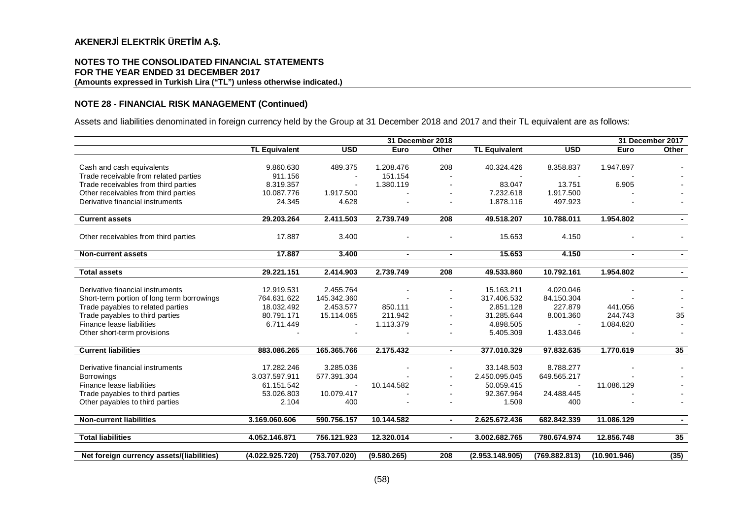# AKENERJİ ELEKTRİK ÜRETİM A.Ş.

## NOTES TO THE CONSOLIDATED FINANCIAL STATEMENTS FOR THE YEAR ENDED 31 DECEMBER 2017

**(Amounts expressed in Turkish Lira ("TL") unless otherwise indicated.)**

### NOTE 28 - FINANCIAL RISK MANAGEMENT (Continued)

Assets and liabilities denominated in foreign currency held by the Group at 31 December 2018 and 2017 and their TL equivalent are as follows:

| | 31 December 2018 | | | | 31 December 2017 | | | |
|---|---|---|---|---|---|---|---|---|
| | **TL Equivalent** | **USD** | **Euro** | **Other** | **TL Equivalent** | **USD** | **Euro** | **Other** |
| Cash and cash equivalents | 9.860.630 | 489.375 | 1.208.476 | 208 | 40.324.426 | 8.358.837 | 1.947.897 | - |
| Trade receivable from related parties | 911.156 | - | 151.154 | - | - | - | - | - |
| Trade receivables from third parties | 8.319.357 | - | 1.380.119 | - | 83.047 | 13.751 | 6.905 | - |
| Other receivables from third parties | 10.087.776 | 1.917.500 | - | - | 7.232.618 | 1.917.500 | - | - |
| Derivative financial instruments | 24.345 | 4.628 | - | - | 1.878.116 | 497.923 | - | - |
| **Current assets** | **29.203.264** | **2.411.503** | **2.739.749** | **208** | **49.518.207** | **10.788.011** | **1.954.802** | **-** |
| Other receivables from third parties | 17.887 | 3.400 | - | - | 15.653 | 4.150 | - | - |
| **Non-current assets** | **17.887** | **3.400** | **-** | **-** | **15.653** | **4.150** | **-** | **-** |
| **Total assets** | **29.221.151** | **2.414.903** | **2.739.749** | **208** | **49.533.860** | **10.792.161** | **1.954.802** | **-** |
| Derivative financial instruments | 12.919.531 | 2.455.764 | - | - | 15.163.211 | 4.020.046 | - | - |
| Short-term portion of long term borrowings | 764.631.622 | 145.342.360 | - | - | 317.406.532 | 84.150.304 | - | - |
| Trade payables to related parties | 18.032.492 | 2.453.577 | 850.111 | - | 2.851.128 | 227.879 | 441.056 | - |
| Trade payables to third parties | 80.791.171 | 15.114.065 | 211.942 | - | 31.285.644 | 8.001.360 | 244.743 | 35 |
| Finance lease liabilities | 6.711.449 | - | 1.113.379 | - | 4.898.505 | - | 1.084.820 | - |
| Other short-term provisions | - | - | - | - | 5.405.309 | 1.433.046 | - | - |
| **Current liabilities** | **883.086.265** | **165.365.766** | **2.175.432** | **-** | **377.010.329** | **97.832.635** | **1.770.619** | **35** |
| Derivative financial instruments | 17.282.246 | 3.285.036 | - | - | 33.148.503 | 8.788.277 | - | - |
| Borrowings | 3.037.597.911 | 577.391.304 | - | - | 2.450.095.045 | 649.565.217 | - | - |
| Finance lease liabilities | 61.151.542 | - | 10.144.582 | - | 50.059.415 | - | 11.086.129 | - |
| Trade payables to third parties | 53.026.803 | 10.079.417 | - | - | 92.367.964 | 24.488.445 | - | - |
| Other payables to third parties | 2.104 | 400 | - | - | 1.509 | 400 | - | - |
| **Non-current liabilities** | **3.169.060.606** | **590.756.157** | **10.144.582** | **-** | **2.625.672.436** | **682.842.339** | **11.086.129** | **-** |
| **Total liabilities** | **4.052.146.871** | **756.121.923** | **12.320.014** | **-** | **3.002.682.765** | **780.674.974** | **12.856.748** | **35** |
| **Net foreign currency assets/(liabilities)** | **(4.022.925.720)** | **(753.707.020)** | **(9.580.265)** | **208** | **(2.953.148.905)** | **(769.882.813)** | **(10.901.946)** | **(35)** |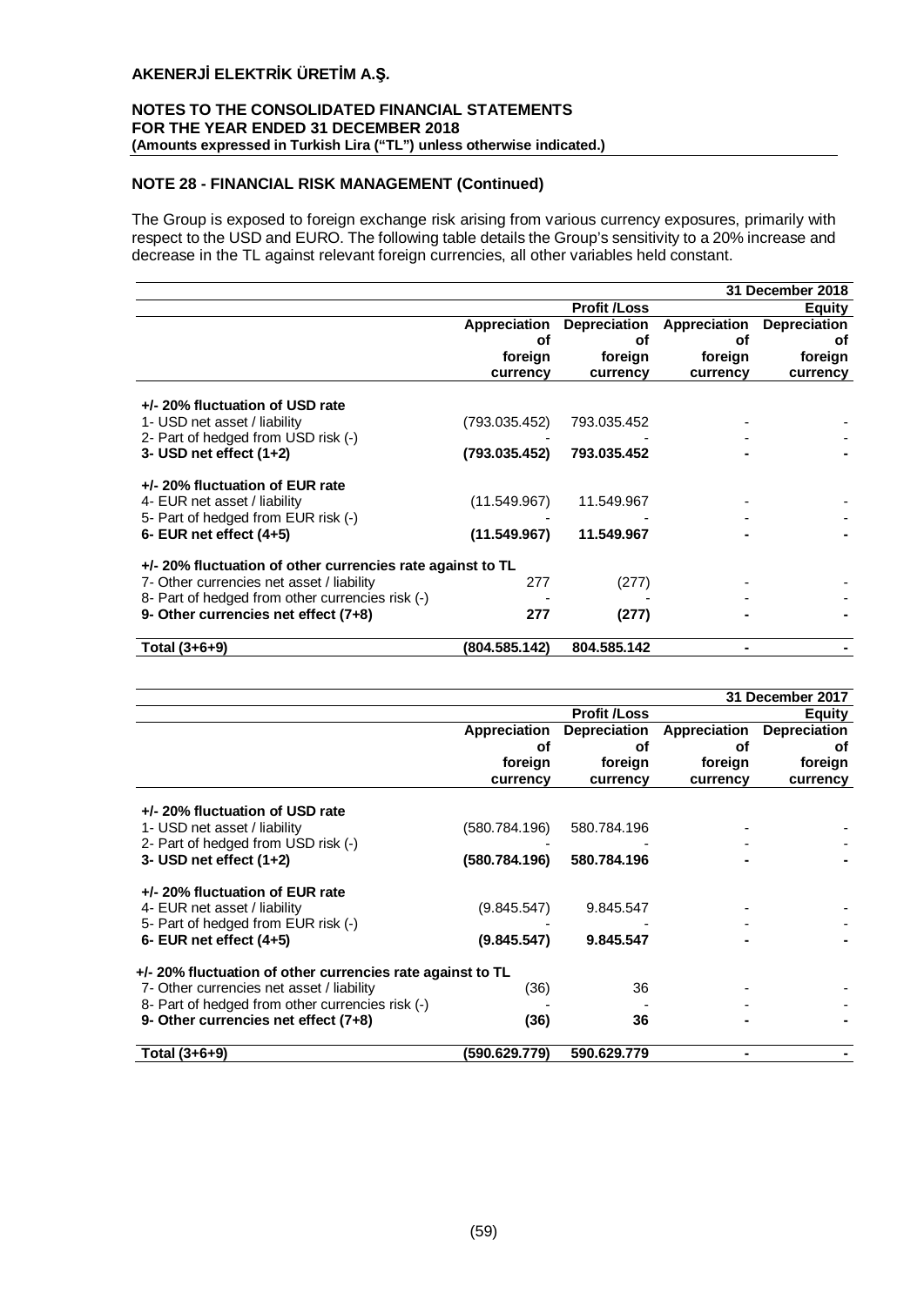## NOTE 28 - FINANCIAL RISK MANAGEMENT (Continued)

The Group is exposed to foreign exchange risk arising from various currency exposures, primarily with respect to the USD and EURO. The following table details the Group's sensitivity to a 20% increase and decrease in the TL against relevant foreign currencies, all other variables held constant.

| | | | | 31 December 2018 |
|---|---|---|---|---|
| | | Profit /Loss | | Equity |
| | Appreciation of foreign currency | Depreciation of foreign currency | Appreciation of foreign currency | Depreciation of foreign currency |
| **+/- 20% fluctuation of USD rate** | | | | |
| 1- USD net asset / liability | (793.035.452) | 793.035.452 | - | - |
| 2- Part of hedged from USD risk (-) | - | - | - | - |
| **3- USD net effect (1+2)** | **(793.035.452)** | **793.035.452** | **-** | **-** |
| **+/- 20% fluctuation of EUR rate** | | | | |
| 4- EUR net asset / liability | (11.549.967) | 11.549.967 | - | - |
| 5- Part of hedged from EUR risk (-) | - | - | - | - |
| **6- EUR net effect (4+5)** | **(11.549.967)** | **11.549.967** | **-** | **-** |
| **+/- 20% fluctuation of other currencies rate against to TL** | | | | |
| 7- Other currencies net asset / liability | 277 | (277) | - | - |
| 8- Part of hedged from other currencies risk (-) | - | - | - | - |
| **9- Other currencies net effect (7+8)** | **277** | **(277)** | **-** | **-** |
| **Total (3+6+9)** | **(804.585.142)** | **804.585.142** | **-** | **-** |

| | | | | 31 December 2017 |
|---|---|---|---|---|
| | | Profit /Loss | | Equity |
| | Appreciation of foreign currency | Depreciation of foreign currency | Appreciation of foreign currency | Depreciation of foreign currency |
| **+/- 20% fluctuation of USD rate** | | | | |
| 1- USD net asset / liability | (580.784.196) | 580.784.196 | - | - |
| 2- Part of hedged from USD risk (-) | - | - | - | - |
| **3- USD net effect (1+2)** | **(580.784.196)** | **580.784.196** | **-** | **-** |
| **+/- 20% fluctuation of EUR rate** | | | | |
| 4- EUR net asset / liability | (9.845.547) | 9.845.547 | - | - |
| 5- Part of hedged from EUR risk (-) | - | - | - | - |
| **6- EUR net effect (4+5)** | **(9.845.547)** | **9.845.547** | **-** | **-** |
| **+/- 20% fluctuation of other currencies rate against to TL** | | | | |
| 7- Other currencies net asset / liability | (36) | 36 | - | - |
| 8- Part of hedged from other currencies risk (-) | - | - | - | - |
| **9- Other currencies net effect (7+8)** | **(36)** | **36** | **-** | **-** |
| **Total (3+6+9)** | **(590.629.779)** | **590.629.779** | **-** | **-** |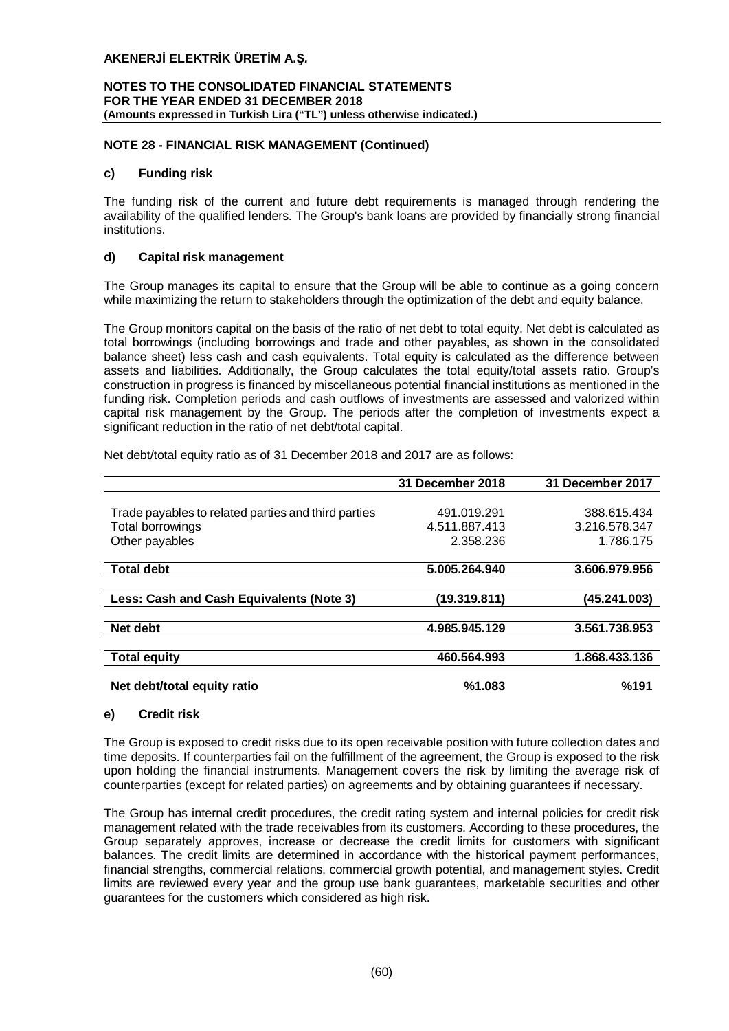## NOTE 28 - FINANCIAL RISK MANAGEMENT (Continued)

### c) Funding risk

The funding risk of the current and future debt requirements is managed through rendering the availability of the qualified lenders. The Group's bank loans are provided by financially strong financial institutions.

### d) Capital risk management

The Group manages its capital to ensure that the Group will be able to continue as a going concern while maximizing the return to stakeholders through the optimization of the debt and equity balance.

The Group monitors capital on the basis of the ratio of net debt to total equity. Net debt is calculated as total borrowings (including borrowings and trade and other payables, as shown in the consolidated balance sheet) less cash and cash equivalents. Total equity is calculated as the difference between assets and liabilities. Additionally, the Group calculates the total equity/total assets ratio. Group's construction in progress is financed by miscellaneous potential financial institutions as mentioned in the funding risk. Completion periods and cash outflows of investments are assessed and valorized within capital risk management by the Group. The periods after the completion of investments expect a significant reduction in the ratio of net debt/total capital.

Net debt/total equity ratio as of 31 December 2018 and 2017 are as follows:

| | 31 December 2018 | 31 December 2017 |
|---|---|---|
| Trade payables to related parties and third parties | 491.019.291 | 388.615.434 |
| Total borrowings | 4.511.887.413 | 3.216.578.347 |
| Other payables | 2.358.236 | 1.786.175 |
| **Total debt** | **5.005.264.940** | **3.606.979.956** |
| **Less: Cash and Cash Equivalents (Note 3)** | **(19.319.811)** | **(45.241.003)** |
| **Net debt** | **4.985.945.129** | **3.561.738.953** |
| **Total equity** | **460.564.993** | **1.868.433.136** |
| **Net debt/total equity ratio** | **%1.083** | **%191** |

### e) Credit risk

The Group is exposed to credit risks due to its open receivable position with future collection dates and time deposits. If counterparties fail on the fulfillment of the agreement, the Group is exposed to the risk upon holding the financial instruments. Management covers the risk by limiting the average risk of counterparties (except for related parties) on agreements and by obtaining guarantees if necessary.

The Group has internal credit procedures, the credit rating system and internal policies for credit risk management related with the trade receivables from its customers. According to these procedures, the Group separately approves, increase or decrease the credit limits for customers with significant balances. The credit limits are determined in accordance with the historical payment performances, financial strengths, commercial relations, commercial growth potential, and management styles. Credit limits are reviewed every year and the group use bank guarantees, marketable securities and other guarantees for the customers which considered as high risk.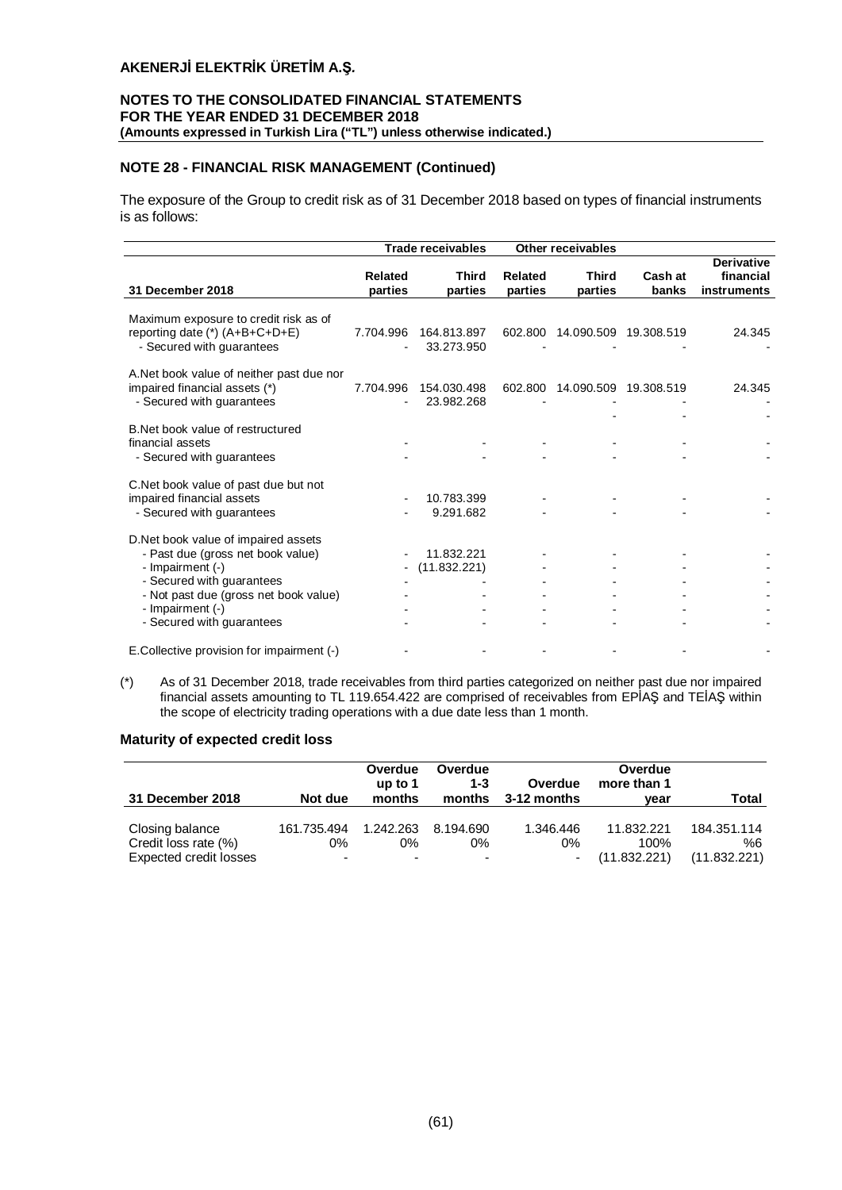## NOTE 28 - FINANCIAL RISK MANAGEMENT (Continued)

The exposure of the Group to credit risk as of 31 December 2018 based on types of financial instruments is as follows:

| | Trade receivables | | Other receivables | | | |
|---|---|---|---|---|---|---|
| **31 December 2018** | **Related parties** | **Third parties** | **Related parties** | **Third parties** | **Cash at banks** | **Derivative financial instruments** |
| Maximum exposure to credit risk as of reporting date (*) (A+B+C+D+E) | 7.704.996 | 164.813.897 | 602.800 | 14.090.509 | 19.308.519 | 24.345 |
| - Secured with guarantees | - | 33.273.950 | - | - | - | - |
| A.Net book value of neither past due nor impaired financial assets (*) | 7.704.996 | 154.030.498 | 602.800 | 14.090.509 | 19.308.519 | 24.345 |
| - Secured with guarantees | - | 23.982.268 | - | - | - | - |
| B.Net book value of restructured financial assets | - | - | - | - | - | - |
| - Secured with guarantees | - | - | - | - | - | - |
| C.Net book value of past due but not impaired financial assets | - | 10.783.399 | - | - | - | - |
| - Secured with guarantees | - | 9.291.682 | - | - | - | - |
| D.Net book value of impaired assets | | | | | | |
| - Past due (gross net book value) | - | 11.832.221 | - | - | - | - |
| - Impairment (-) | - | (11.832.221) | - | - | - | - |
| - Secured with guarantees | - | - | - | - | - | - |
| - Not past due (gross net book value) | - | - | - | - | - | - |
| - Impairment (-) | - | - | - | - | - | - |
| - Secured with guarantees | - | - | - | - | - | - |
| E.Collective provision for impairment (-) | - | - | - | - | - | - |

(*) As of 31 December 2018, trade receivables from third parties categorized on neither past due nor impaired financial assets amounting to TL 119.654.422 are comprised of receivables from EPİAŞ and TEİAŞ within the scope of electricity trading operations with a due date less than 1 month.

### Maturity of expected credit loss

| 31 December 2018 | Not due | Overdue up to 1 months | Overdue 1-3 months | Overdue 3-12 months | Overdue more than 1 year | Total |
|---|---|---|---|---|---|---|
| Closing balance | 161.735.494 | 1.242.263 | 8.194.690 | 1.346.446 | 11.832.221 | 184.351.114 |
| Credit loss rate (%) | 0% | 0% | 0% | 0% | 100% | %6 |
| Expected credit losses | - | - | - | - | (11.832.221) | (11.832.221) |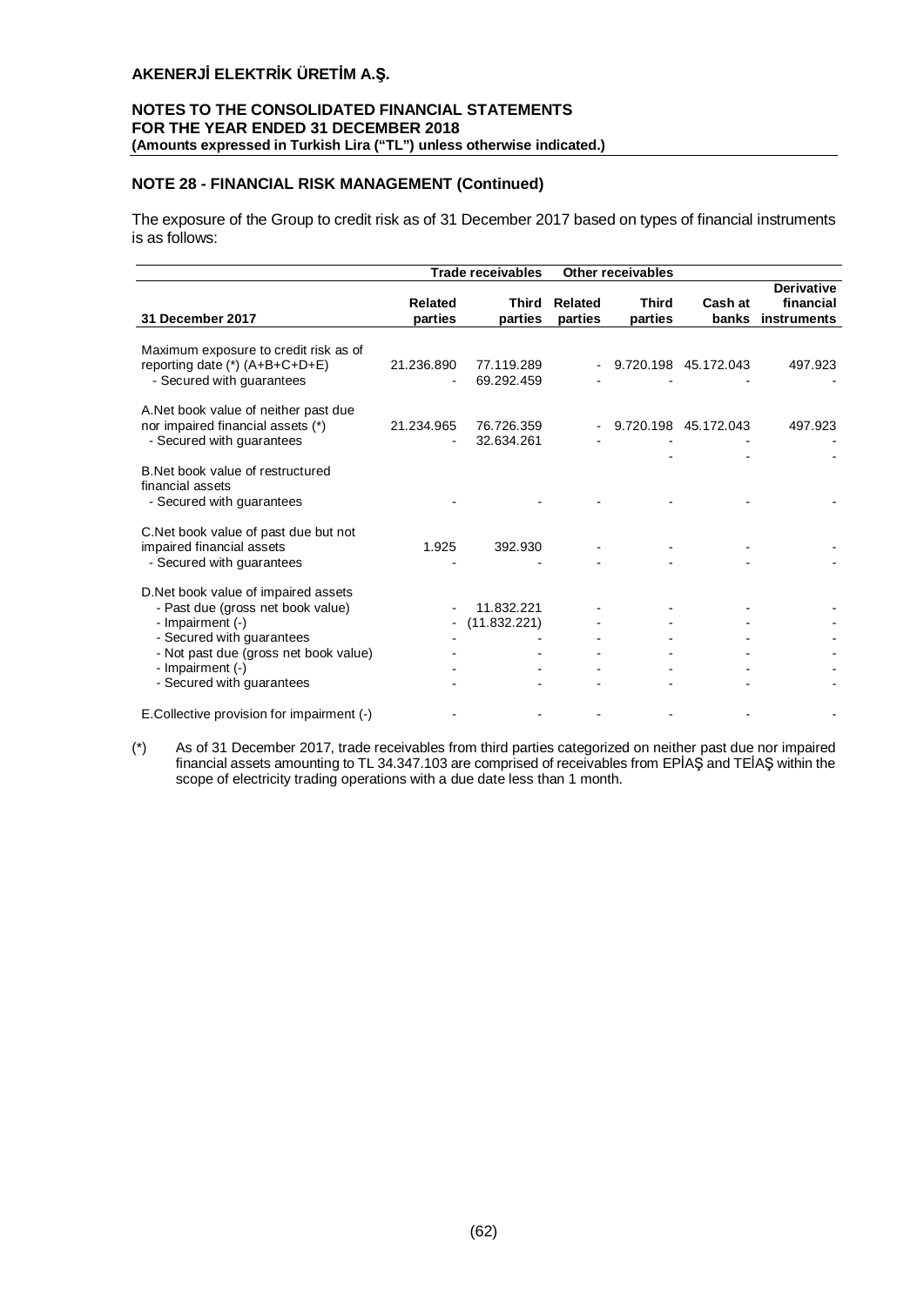AKENERJİ ELEKTRİK ÜRETİM A.Ş.

NOTES TO THE CONSOLIDATED FINANCIAL STATEMENTS
FOR THE YEAR ENDED 31 DECEMBER 2018
(Amounts expressed in Turkish Lira ("TL") unless otherwise indicated.)

## NOTE 28 - FINANCIAL RISK MANAGEMENT (Continued)

The exposure of the Group to credit risk as of 31 December 2017 based on types of financial instruments is as follows:

| | Trade receivables | | Other receivables | | | |
|---|---|---|---|---|---|---|
| **31 December 2017** | **Related parties** | **Third parties** | **Related parties** | **Third parties** | **Cash at banks** | **Derivative financial instruments** |
| Maximum exposure to credit risk as of reporting date (*) (A+B+C+D+E) | 21.236.890 | 77.119.289 | - | 9.720.198 | 45.172.043 | 497.923 |
| - Secured with guarantees | - | 69.292.459 | - | - | - | - |
| A.Net book value of neither past due nor impaired financial assets (*) | 21.234.965 | 76.726.359 | - | 9.720.198 | 45.172.043 | 497.923 |
| - Secured with guarantees | - | 32.634.261 | - | - | - | - |
| | | | | - | - | - |
| B.Net book value of restructured financial assets | | | | | | |
| - Secured with guarantees | - | - | - | - | - | - |
| C.Net book value of past due but not impaired financial assets | 1.925 | 392.930 | - | - | - | - |
| - Secured with guarantees | - | - | - | - | - | - |
| D.Net book value of impaired assets | | | | | | |
| - Past due (gross net book value) | - | 11.832.221 | - | - | - | - |
| - Impairment (-) | - | (11.832.221) | - | - | - | - |
| - Secured with guarantees | - | - | - | - | - | - |
| - Not past due (gross net book value) | - | - | - | - | - | - |
| - Impairment (-) | - | - | - | - | - | - |
| - Secured with guarantees | - | - | - | - | - | - |
| E.Collective provision for impairment (-) | - | - | - | - | - | - |

(*) As of 31 December 2017, trade receivables from third parties categorized on neither past due nor impaired financial assets amounting to TL 34.347.103 are comprised of receivables from EPİAŞ and TEİAŞ within the scope of electricity trading operations with a due date less than 1 month.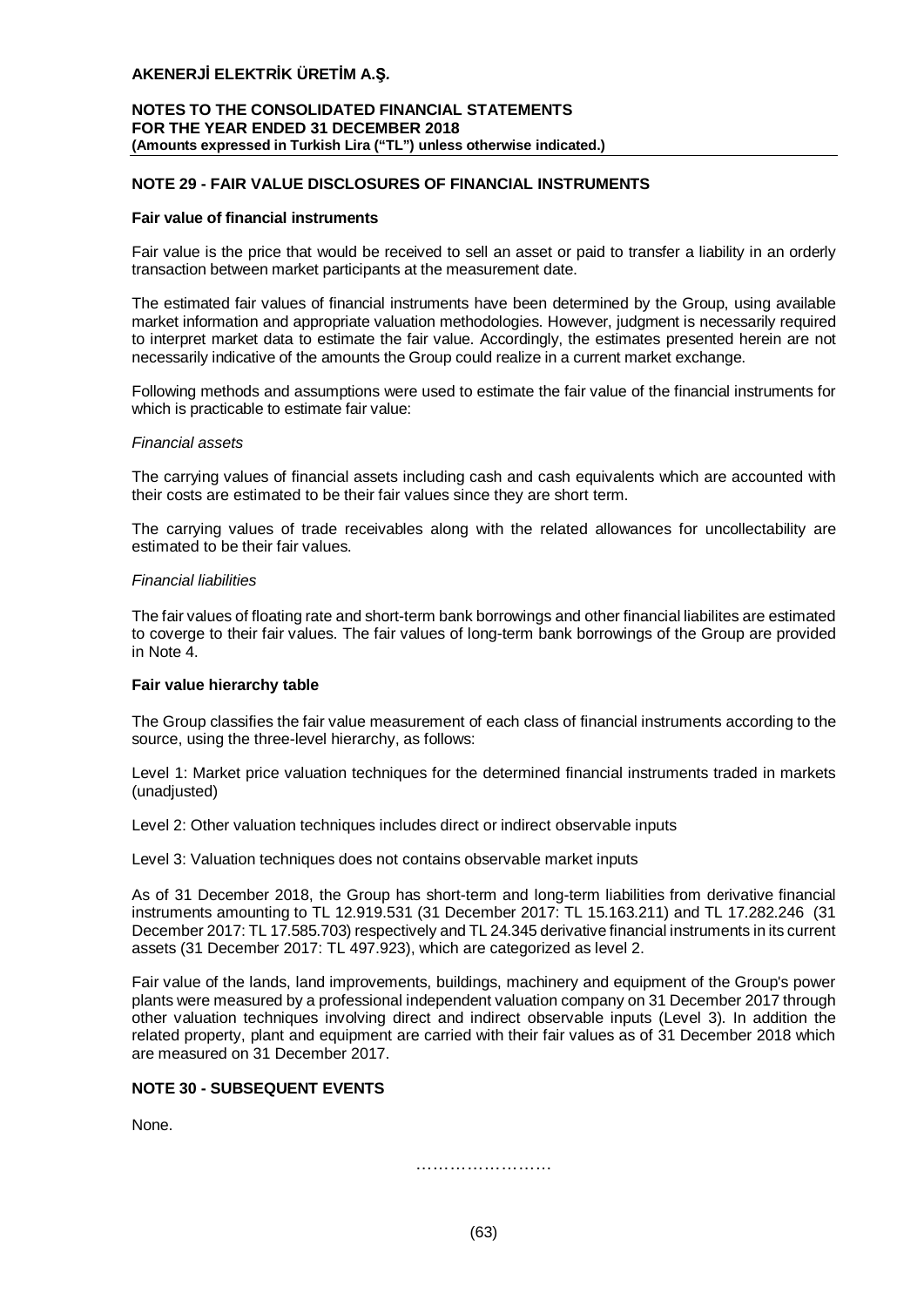## NOTE 29 - FAIR VALUE DISCLOSURES OF FINANCIAL INSTRUMENTS

**Fair value of financial instruments**

Fair value is the price that would be received to sell an asset or paid to transfer a liability in an orderly transaction between market participants at the measurement date.

The estimated fair values of financial instruments have been determined by the Group, using available market information and appropriate valuation methodologies. However, judgment is necessarily required to interpret market data to estimate the fair value. Accordingly, the estimates presented herein are not necessarily indicative of the amounts the Group could realize in a current market exchange.

Following methods and assumptions were used to estimate the fair value of the financial instruments for which is practicable to estimate fair value:

*Financial assets*

The carrying values of financial assets including cash and cash equivalents which are accounted with their costs are estimated to be their fair values since they are short term.

The carrying values of trade receivables along with the related allowances for uncollectability are estimated to be their fair values.

*Financial liabilities*

The fair values of floating rate and short-term bank borrowings and other financial liabilites are estimated to coverge to their fair values. The fair values of long-term bank borrowings of the Group are provided in Note 4.

**Fair value hierarchy table**

The Group classifies the fair value measurement of each class of financial instruments according to the source, using the three-level hierarchy, as follows:

Level 1: Market price valuation techniques for the determined financial instruments traded in markets (unadjusted)

Level 2: Other valuation techniques includes direct or indirect observable inputs

Level 3: Valuation techniques does not contains observable market inputs

As of 31 December 2018, the Group has short-term and long-term liabilities from derivative financial instruments amounting to TL 12.919.531 (31 December 2017: TL 15.163.211) and TL 17.282.246 (31 December 2017: TL 17.585.703) respectively and TL 24.345 derivative financial instruments in its current assets (31 December 2017: TL 497.923), which are categorized as level 2.

Fair value of the lands, land improvements, buildings, machinery and equipment of the Group's power plants were measured by a professional independent valuation company on 31 December 2017 through other valuation techniques involving direct and indirect observable inputs (Level 3). In addition the related property, plant and equipment are carried with their fair values as of 31 December 2018 which are measured on 31 December 2017.

## NOTE 30 - SUBSEQUENT EVENTS

None.

……………………